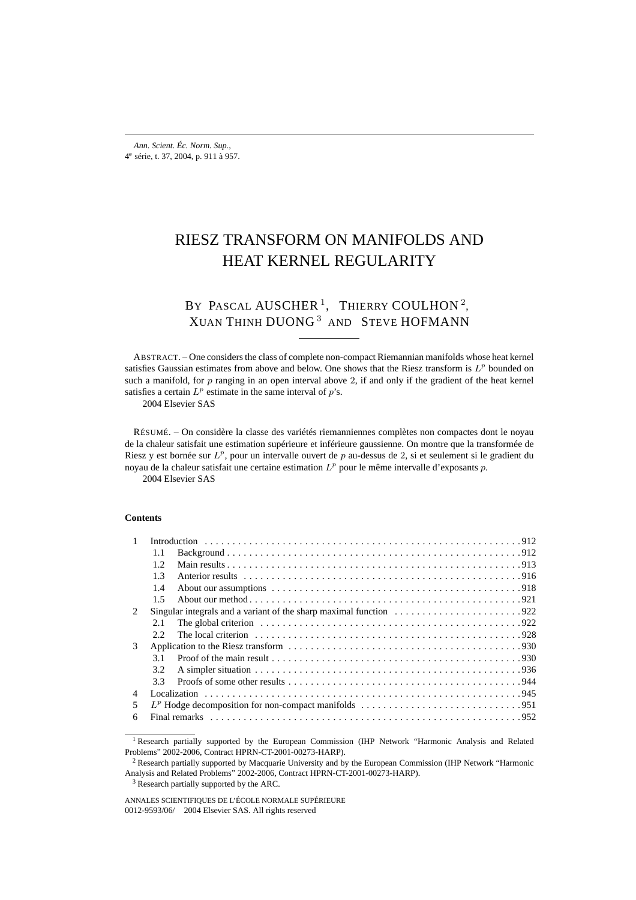# RIESZ TRANSFORM ON MANIFOLDS AND HEAT KERNEL REGULARITY

BY PASCAL AUSCHER [1], THIERRY COULHON [2], XUAN THINH DUONG [3] AND STEVE HOFMANN

ABSTRACT. – One considers the class of complete non-compact Riemannian manifolds whose heat kernel satisfies Gaussian estimates from above and below. One shows that the Riesz transform is $L^p$ bounded on such a manifold, for $p$ ranging in an open interval above 2, if and only if the gradient of the heat kernel satisfies a certain $L^p$ estimate in the same interval of $p$'s.

2004 Elsevier SAS

RÉSUMÉ. – On considère la classe des variétés riemanniennes complètes non compactes dont le noyau de la chaleur satisfait une estimation supérieure et inférieure gaussienne. On montre que la transformée de Riesz y est bornée sur $L^p$, pour un intervalle ouvert de $p$ au-dessus de 2, si et seulement si le gradient du noyau de la chaleur satisfait une certaine estimation $L^p$ pour le même intervalle d'exposants $p$.

2004 Elsevier SAS

### Contents

- 1 Introduction . . . 912
  - 1.1 Background . . . 912
  - 1.2 Main results . . . 913
  - 1.3 Anterior results . . . 916
  - 1.4 About our assumptions . . . 918
  - 1.5 About our method . . . 921
- 2 Singular integrals and a variant of the sharp maximal function . . . 922
  - 2.1 The global criterion . . . 922
  - 2.2 The local criterion . . . 928
- 3 Application to the Riesz transform . . . 930
  - 3.1 Proof of the main result . . . 930
  - 3.2 A simpler situation . . . 936
  - 3.3 Proofs of some other results . . . 944
- 4 Localization . . . 945
- 5 $L^p$ Hodge decomposition for non-compact manifolds . . . 951
- 6 Final remarks . . . 952

---

[1] Research partially supported by the European Commission (IHP Network "Harmonic Analysis and Related Problems" 2002-2006, Contract HPRN-CT-2001-00273-HARP).

[2] Research partially supported by Macquarie University and by the European Commission (IHP Network "Harmonic Analysis and Related Problems" 2002-2006, Contract HPRN-CT-2001-00273-HARP).

[3] Research partially supported by the ARC.

ANNALES SCIENTIFIQUES DE L'ÉCOLE NORMALE SUPÉRIEURE
0012-9593/06/ 2004 Elsevier SAS. All rights reserved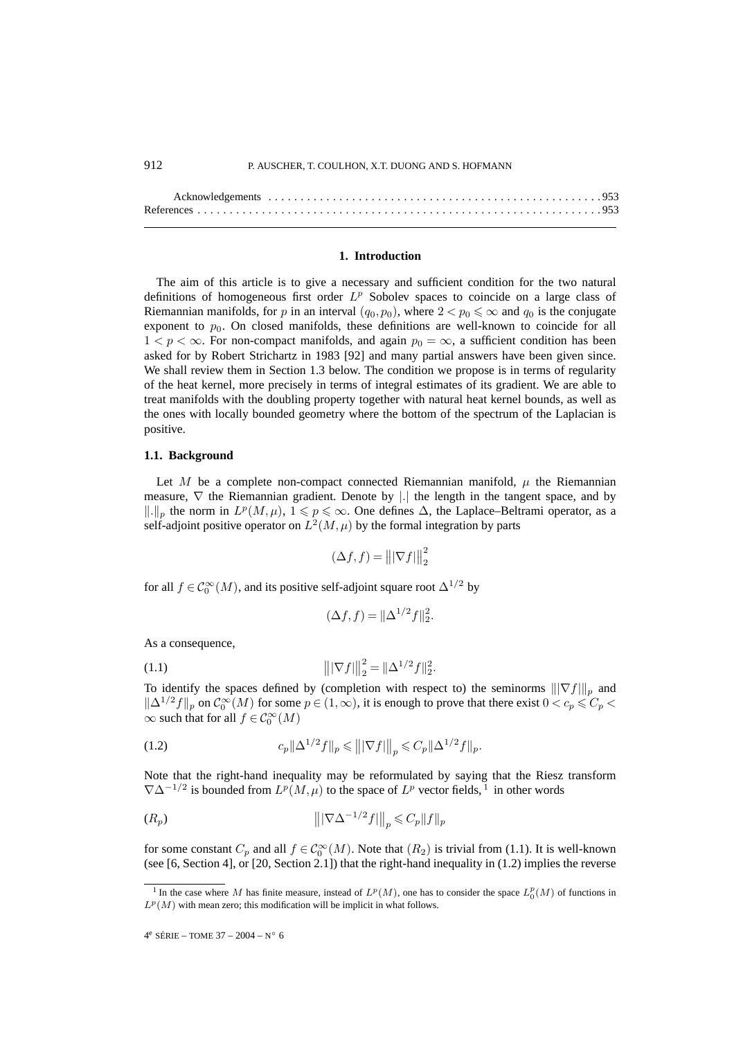Acknowledgements . . . . . . . . . . . . . . . . . . . . . . . . . . . . . . . . . . . . . . . . . . . . . . . . . . 953
References . . . . . . . . . . . . . . . . . . . . . . . . . . . . . . . . . . . . . . . . . . . . . . . . . . . . . . . . . . . 953

## 1. Introduction

The aim of this article is to give a necessary and sufficient condition for the two natural definitions of homogeneous first order $L^p$ Sobolev spaces to coincide on a large class of Riemannian manifolds, for $p$ in an interval $(q_0, p_0)$, where $2 < p_0 \leqslant \infty$ and $q_0$ is the conjugate exponent to $p_0$. On closed manifolds, these definitions are well-known to coincide for all $1 < p < \infty$. For non-compact manifolds, and again $p_0 = \infty$, a sufficient condition has been asked for by Robert Strichartz in 1983 [92] and many partial answers have been given since. We shall review them in Section 1.3 below. The condition we propose is in terms of regularity of the heat kernel, more precisely in terms of integral estimates of its gradient. We are able to treat manifolds with the doubling property together with natural heat kernel bounds, as well as the ones with locally bounded geometry where the bottom of the spectrum of the Laplacian is positive.

### 1.1. Background

Let $M$ be a complete non-compact connected Riemannian manifold, $\mu$ the Riemannian measure, $\nabla$ the Riemannian gradient. Denote by $|.|$ the length in the tangent space, and by $\|.\|_p$ the norm in $L^p(M,\mu)$, $1 \leqslant p \leqslant \infty$. One defines $\Delta$, the Laplace–Beltrami operator, as a self-adjoint positive operator on $L^2(M,\mu)$ by the formal integration by parts

$$(\Delta f, f) = \big\| |\nabla f| \big\|_2^2$$

for all $f \in \mathcal{C}_0^\infty(M)$, and its positive self-adjoint square root $\Delta^{1/2}$ by

$$(\Delta f, f) = \|\Delta^{1/2} f\|_2^2.$$

As a consequence,

$$\big\| |\nabla f| \big\|_2^2 = \|\Delta^{1/2} f\|_2^2. \tag{1.1}$$

To identify the spaces defined by (completion with respect to) the seminorms $\||\nabla f|\|_p$ and $\|\Delta^{1/2} f\|_p$ on $\mathcal{C}_0^\infty(M)$ for some $p \in (1,\infty)$, it is enough to prove that there exist $0 < c_p \leqslant C_p < \infty$ such that for all $f \in \mathcal{C}_0^\infty(M)$

$$c_p \|\Delta^{1/2} f\|_p \leqslant \big\| |\nabla f| \big\|_p \leqslant C_p \|\Delta^{1/2} f\|_p. \tag{1.2}$$

Note that the right-hand inequality may be reformulated by saying that the Riesz transform $\nabla \Delta^{-1/2}$ is bounded from $L^p(M,\mu)$ to the space of $L^p$ vector fields, [1] in other words

$$\big\| |\nabla \Delta^{-1/2} f| \big\|_p \leqslant C_p \|f\|_p \tag{$R_p$}$$

for some constant $C_p$ and all $f \in \mathcal{C}_0^\infty(M)$. Note that $(R_2)$ is trivial from (1.1). It is well-known (see [6, Section 4], or [20, Section 2.1]) that the right-hand inequality in (1.2) implies the reverse

[1] In the case where $M$ has finite measure, instead of $L^p(M)$, one has to consider the space $L_0^p(M)$ of functions in $L^p(M)$ with mean zero; this modification will be implicit in what follows.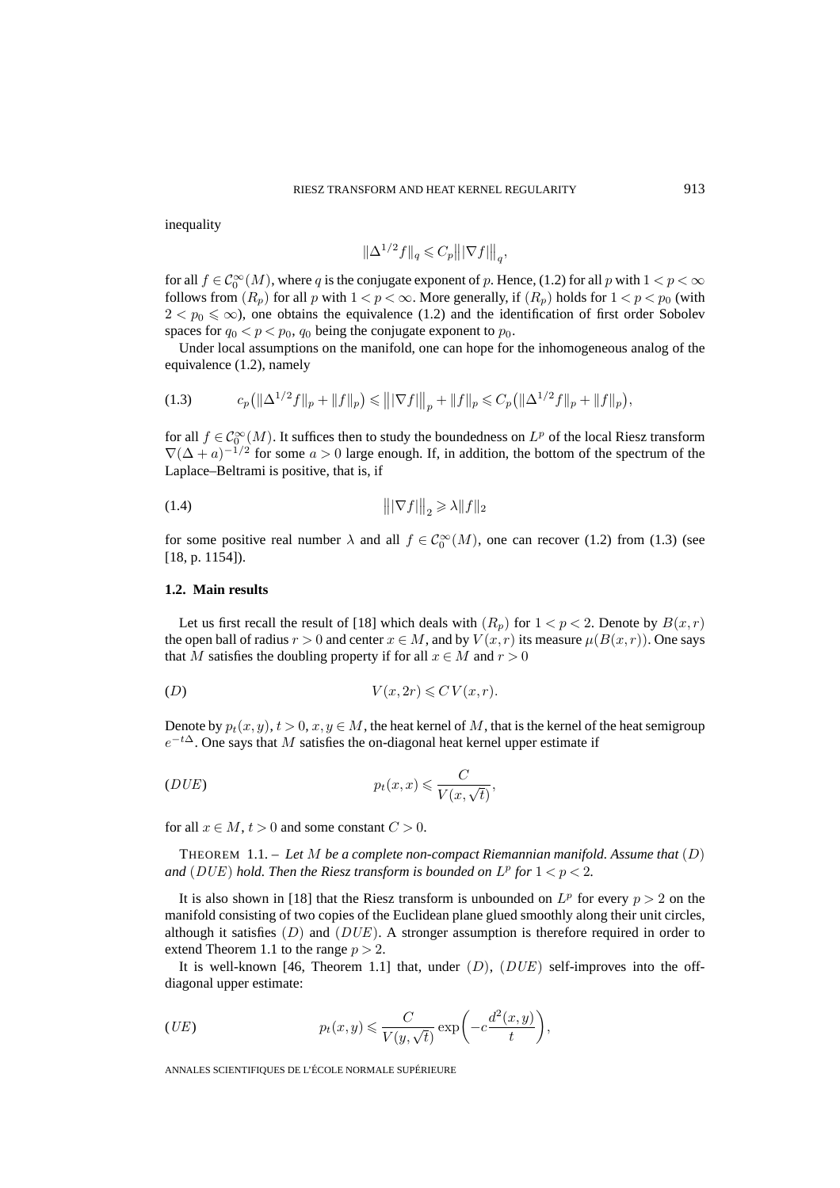inequality

$$\|\Delta^{1/2} f\|_q \leqslant C_p \big\||\nabla f|\big\|_q,$$

for all $f \in \mathcal{C}_0^\infty(M)$, where $q$ is the conjugate exponent of $p$. Hence, (1.2) for all $p$ with $1 < p < \infty$ follows from $(R_p)$ for all $p$ with $1 < p < \infty$. More generally, if $(R_p)$ holds for $1 < p < p_0$ (with $2 < p_0 \leqslant \infty$), one obtains the equivalence (1.2) and the identification of first order Sobolev spaces for $q_0 < p < p_0$, $q_0$ being the conjugate exponent to $p_0$.

Under local assumptions on the manifold, one can hope for the inhomogeneous analog of the equivalence (1.2), namely

$$c_p\big(\|\Delta^{1/2} f\|_p + \|f\|_p\big) \leqslant \big\||\nabla f|\big\|_p + \|f\|_p \leqslant C_p\big(\|\Delta^{1/2} f\|_p + \|f\|_p\big), \tag{1.3}$$

for all $f \in \mathcal{C}_0^\infty(M)$. It suffices then to study the boundedness on $L^p$ of the local Riesz transform $\nabla(\Delta + a)^{-1/2}$ for some $a > 0$ large enough. If, in addition, the bottom of the spectrum of the Laplace–Beltrami is positive, that is, if

$$\big\||\nabla f|\big\|_2 \geqslant \lambda \|f\|_2 \tag{1.4}$$

for some positive real number $\lambda$ and all $f \in \mathcal{C}_0^\infty(M)$, one can recover (1.2) from (1.3) (see [18, p. 1154]).

### 1.2. Main results

Let us first recall the result of [18] which deals with $(R_p)$ for $1 < p < 2$. Denote by $B(x,r)$ the open ball of radius $r > 0$ and center $x \in M$, and by $V(x,r)$ its measure $\mu(B(x,r))$. One says that $M$ satisfies the doubling property if for all $x \in M$ and $r > 0$

$$V(x, 2r) \leqslant C\, V(x,r). \tag{$D$}$$

Denote by $p_t(x,y)$, $t > 0$, $x, y \in M$, the heat kernel of $M$, that is the kernel of the heat semigroup $e^{-t\Delta}$. One says that $M$ satisfies the on-diagonal heat kernel upper estimate if

$$p_t(x,x) \leqslant \frac{C}{V(x,\sqrt{t})}, \tag{$DUE$}$$

for all $x \in M$, $t > 0$ and some constant $C > 0$.

THEOREM 1.1. – *Let $M$ be a complete non-compact Riemannian manifold. Assume that $(D)$ and $(DUE)$ hold. Then the Riesz transform is bounded on $L^p$ for $1 < p < 2$.*

It is also shown in [18] that the Riesz transform is unbounded on $L^p$ for every $p > 2$ on the manifold consisting of two copies of the Euclidean plane glued smoothly along their unit circles, although it satisfies $(D)$ and $(DUE)$. A stronger assumption is therefore required in order to extend Theorem 1.1 to the range $p > 2$.

It is well-known [46, Theorem 1.1] that, under $(D)$, $(DUE)$ self-improves into the off-diagonal upper estimate:

$$p_t(x,y) \leqslant \frac{C}{V(y,\sqrt{t})} \exp\left(-c\frac{d^2(x,y)}{t}\right), \tag{$UE$}$$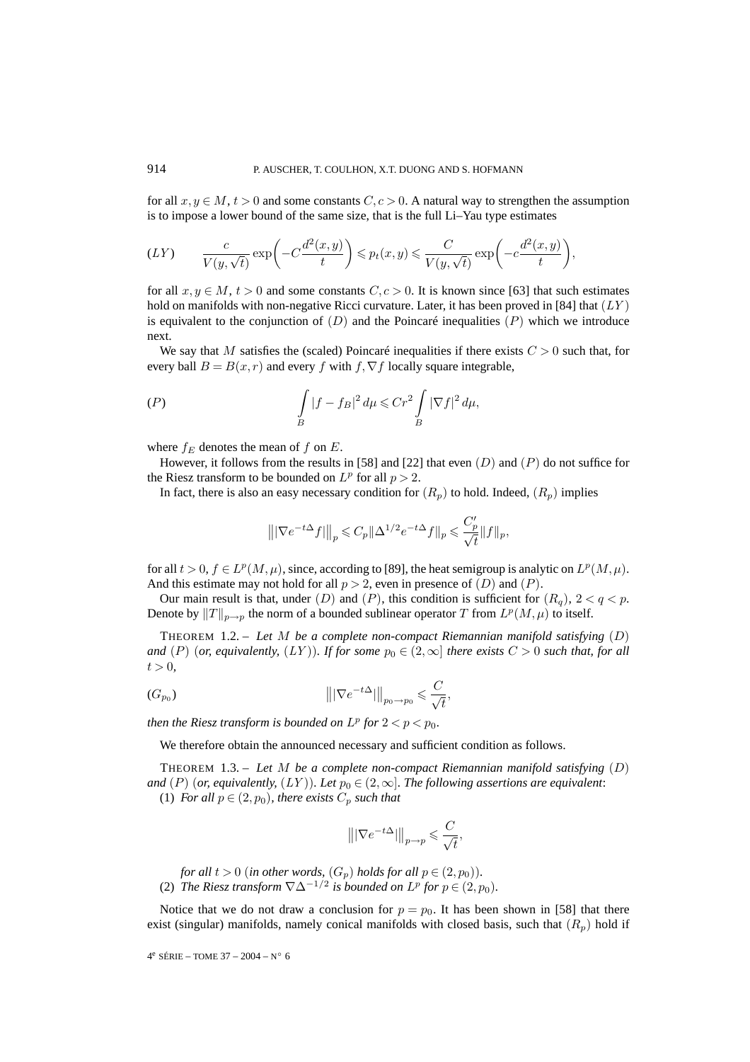for all $x, y \in M$, $t > 0$ and some constants $C, c > 0$. A natural way to strengthen the assumption is to impose a lower bound of the same size, that is the full Li–Yau type estimates

$$(LY) \qquad \frac{c}{V(y,\sqrt{t})} \exp\left(-C\frac{d^2(x,y)}{t}\right) \leqslant p_t(x,y) \leqslant \frac{C}{V(y,\sqrt{t})} \exp\left(-c\frac{d^2(x,y)}{t}\right),$$

for all $x, y \in M$, $t > 0$ and some constants $C, c > 0$. It is known since [63] that such estimates hold on manifolds with non-negative Ricci curvature. Later, it has been proved in [84] that $(LY)$ is equivalent to the conjunction of $(D)$ and the Poincaré inequalities $(P)$ which we introduce next.

We say that $M$ satisfies the (scaled) Poincaré inequalities if there exists $C > 0$ such that, for every ball $B = B(x, r)$ and every $f$ with $f, \nabla f$ locally square integrable,

$$(P) \qquad \int_B |f - f_B|^2 \, d\mu \leqslant Cr^2 \int_B |\nabla f|^2 \, d\mu,$$

where $f_E$ denotes the mean of $f$ on $E$.

However, it follows from the results in [58] and [22] that even $(D)$ and $(P)$ do not suffice for the Riesz transform to be bounded on $L^p$ for all $p > 2$.

In fact, there is also an easy necessary condition for $(R_p)$ to hold. Indeed, $(R_p)$ implies

$$\big\| |\nabla e^{-t\Delta} f| \big\|_p \leqslant C_p \|\Delta^{1/2} e^{-t\Delta} f\|_p \leqslant \frac{C_p'}{\sqrt{t}} \|f\|_p,$$

for all $t > 0$, $f \in L^p(M, \mu)$, since, according to [89], the heat semigroup is analytic on $L^p(M, \mu)$. And this estimate may not hold for all $p > 2$, even in presence of $(D)$ and $(P)$.

Our main result is that, under $(D)$ and $(P)$, this condition is sufficient for $(R_q)$, $2 < q < p$. Denote by $\|T\|_{p \to p}$ the norm of a bounded sublinear operator $T$ from $L^p(M, \mu)$ to itself.

THEOREM 1.2. – *Let $M$ be a complete non-compact Riemannian manifold satisfying $(D)$ and $(P)$ (or, equivalently, $(LY)$). If for some $p_0 \in (2, \infty]$ there exists $C > 0$ such that, for all $t > 0$,*

$$(G_{p_0}) \qquad \big\| |\nabla e^{-t\Delta}| \big\|_{p_0 \to p_0} \leqslant \frac{C}{\sqrt{t}},$$

*then the Riesz transform is bounded on $L^p$ for $2 < p < p_0$.*

We therefore obtain the announced necessary and sufficient condition as follows.

THEOREM 1.3. – *Let $M$ be a complete non-compact Riemannian manifold satisfying $(D)$ and $(P)$ (or, equivalently, $(LY)$). Let $p_0 \in (2, \infty]$. The following assertions are equivalent*:

(1) *For all $p \in (2, p_0)$, there exists $C_p$ such that*

$$\big\| |\nabla e^{-t\Delta}| \big\|_{p \to p} \leqslant \frac{C}{\sqrt{t}},$$

*for all $t > 0$ (in other words, $(G_p)$ holds for all $p \in (2, p_0)$).*

(2) *The Riesz transform $\nabla \Delta^{-1/2}$ is bounded on $L^p$ for $p \in (2, p_0)$.*

Notice that we do not draw a conclusion for $p = p_0$. It has been shown in [58] that there exist (singular) manifolds, namely conical manifolds with closed basis, such that $(R_p)$ hold if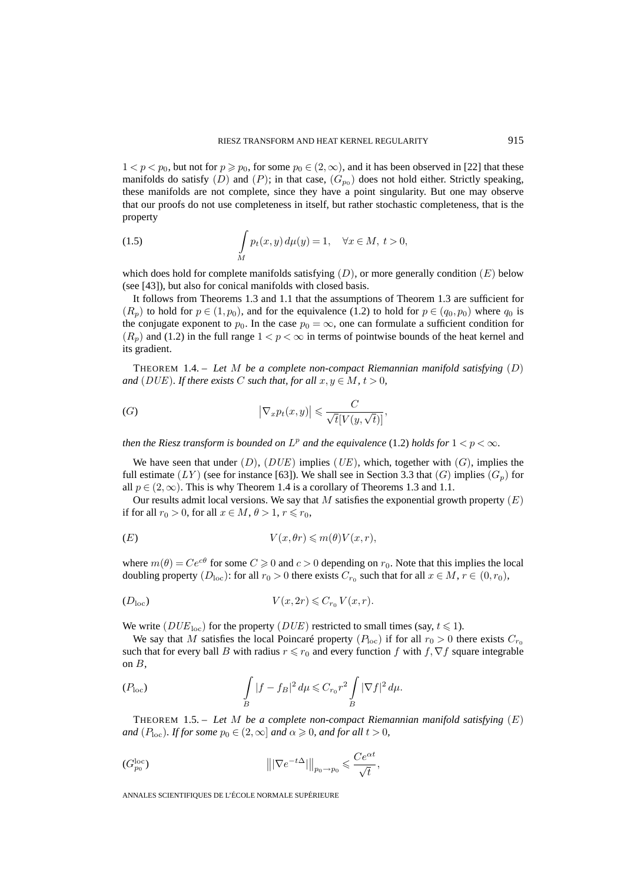$1 < p < p_0$, but not for $p \geqslant p_0$, for some $p_0 \in (2,\infty)$, and it has been observed in [22] that these manifolds do satisfy $(D)$ and $(P)$; in that case, $(G_{p_0})$ does not hold either. Strictly speaking, these manifolds are not complete, since they have a point singularity. But one may observe that our proofs do not use completeness in itself, but rather stochastic completeness, that is the property

$$\int_M p_t(x,y)\,d\mu(y) = 1, \quad \forall x \in M,\ t > 0, \tag{1.5}$$

which does hold for complete manifolds satisfying $(D)$, or more generally condition $(E)$ below (see [43]), but also for conical manifolds with closed basis.

It follows from Theorems 1.3 and 1.1 that the assumptions of Theorem 1.3 are sufficient for $(R_p)$ to hold for $p \in (1,p_0)$, and for the equivalence (1.2) to hold for $p \in (q_0,p_0)$ where $q_0$ is the conjugate exponent to $p_0$. In the case $p_0 = \infty$, one can formulate a sufficient condition for $(R_p)$ and (1.2) in the full range $1 < p < \infty$ in terms of pointwise bounds of the heat kernel and its gradient.

THEOREM 1.4. – *Let $M$ be a complete non-compact Riemannian manifold satisfying $(D)$ and $(DUE)$. If there exists $C$ such that, for all $x,y \in M$, $t > 0$,*

$$\big|\nabla_x p_t(x,y)\big| \leqslant \frac{C}{\sqrt{t}[V(y,\sqrt{t})]}, \tag{G}$$

*then the Riesz transform is bounded on $L^p$ and the equivalence* (1.2) *holds for $1 < p < \infty$.*

We have seen that under $(D)$, $(DUE)$ implies $(UE)$, which, together with $(G)$, implies the full estimate $(LY)$ (see for instance [63]). We shall see in Section 3.3 that $(G)$ implies $(G_p)$ for all $p \in (2,\infty)$. This is why Theorem 1.4 is a corollary of Theorems 1.3 and 1.1.

Our results admit local versions. We say that $M$ satisfies the exponential growth property $(E)$ if for all $r_0 > 0$, for all $x \in M$, $\theta > 1$, $r \leqslant r_0$,

$$V(x,\theta r) \leqslant m(\theta) V(x,r), \tag{E}$$

where $m(\theta) = Ce^{c\theta}$ for some $C \geqslant 0$ and $c > 0$ depending on $r_0$. Note that this implies the local doubling property $(D_{\text{loc}})$: for all $r_0 > 0$ there exists $C_{r_0}$ such that for all $x \in M$, $r \in (0,r_0)$,

$$V(x,2r) \leqslant C_{r_0} V(x,r). \tag{$D_{\text{loc}}$}$$

We write $(DUE_{\text{loc}})$ for the property $(DUE)$ restricted to small times (say, $t \leqslant 1$).

We say that $M$ satisfies the local Poincaré property $(P_{\text{loc}})$ if for all $r_0 > 0$ there exists $C_{r_0}$ such that for every ball $B$ with radius $r \leqslant r_0$ and every function $f$ with $f, \nabla f$ square integrable on $B$,

$$\int_B |f - f_B|^2\,d\mu \leqslant C_{r_0} r^2 \int_B |\nabla f|^2\,d\mu. \tag{$P_{\text{loc}}$}$$

THEOREM 1.5. – *Let $M$ be a complete non-compact Riemannian manifold satisfying $(E)$ and $(P_{\text{loc}})$. If for some $p_0 \in (2,\infty]$ and $\alpha \geqslant 0$, and for all $t > 0$,*

$$\big\||\nabla e^{-t\Delta}|\big\|_{p_0 \to p_0} \leqslant \frac{Ce^{\alpha t}}{\sqrt{t}}, \tag{$G_{p_0}^{\text{loc}}$}$$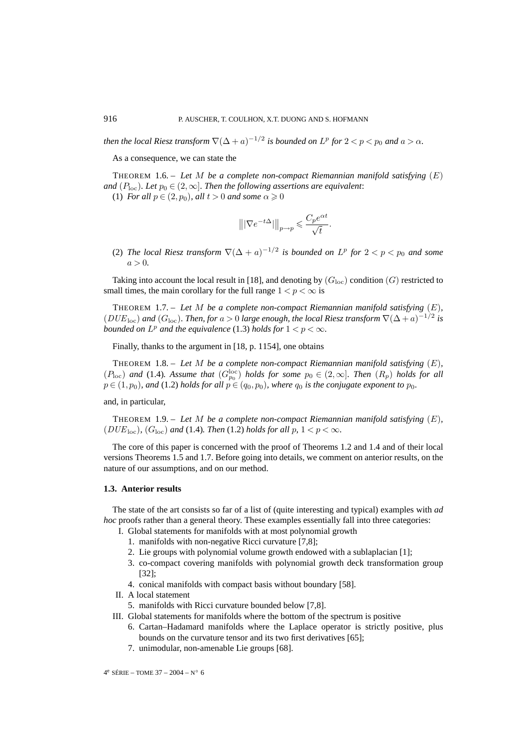*then the local Riesz transform $\nabla(\Delta + a)^{-1/2}$ is bounded on $L^p$ for $2 < p < p_0$ and $a > \alpha$.*

As a consequence, we can state the

THEOREM 1.6. – *Let $M$ be a complete non-compact Riemannian manifold satisfying $(E)$ and $(P_{\rm loc})$. Let $p_0 \in (2, \infty]$. Then the following assertions are equivalent*:

(1) *For all $p \in (2, p_0)$, all $t > 0$ and some $\alpha \geqslant 0$*

$$\big\| |\nabla e^{-t\Delta}| \big\|_{p \to p} \leqslant \frac{C_p e^{\alpha t}}{\sqrt{t}}.$$

(2) *The local Riesz transform $\nabla(\Delta + a)^{-1/2}$ is bounded on $L^p$ for $2 < p < p_0$ and some $a > 0$.*

Taking into account the local result in [18], and denoting by $(G_{\rm loc})$ condition $(G)$ restricted to small times, the main corollary for the full range $1 < p < \infty$ is

THEOREM 1.7. – *Let $M$ be a complete non-compact Riemannian manifold satisfying $(E)$, $(DUE_{\rm loc})$ and $(G_{\rm loc})$. Then, for $a > 0$ large enough, the local Riesz transform $\nabla(\Delta + a)^{-1/2}$ is bounded on $L^p$ and the equivalence* (1.3) *holds for $1 < p < \infty$.*

Finally, thanks to the argument in [18, p. 1154], one obtains

THEOREM 1.8. – *Let $M$ be a complete non-compact Riemannian manifold satisfying $(E)$, $(P_{\rm loc})$ and* (1.4)*. Assume that $(G_{p_0}^{\rm loc})$ holds for some $p_0 \in (2, \infty]$. Then $(R_p)$ holds for all $p \in (1, p_0)$, and* (1.2) *holds for all $p \in (q_0, p_0)$, where $q_0$ is the conjugate exponent to $p_0$.*

and, in particular,

THEOREM 1.9. – *Let $M$ be a complete non-compact Riemannian manifold satisfying $(E)$, $(DUE_{\rm loc})$, $(G_{\rm loc})$ and* (1.4)*. Then* (1.2) *holds for all $p$, $1 < p < \infty$.*

The core of this paper is concerned with the proof of Theorems 1.2 and 1.4 and of their local versions Theorems 1.5 and 1.7. Before going into details, we comment on anterior results, on the nature of our assumptions, and on our method.

### 1.3. Anterior results

The state of the art consists so far of a list of (quite interesting and typical) examples with *ad hoc* proofs rather than a general theory. These examples essentially fall into three categories:

I. Global statements for manifolds with at most polynomial growth
   1. manifolds with non-negative Ricci curvature [7,8];
   2. Lie groups with polynomial volume growth endowed with a sublaplacian [1];
   3. co-compact covering manifolds with polynomial growth deck transformation group [32];
   4. conical manifolds with compact basis without boundary [58].

II. A local statement
   5. manifolds with Ricci curvature bounded below [7,8].

III. Global statements for manifolds where the bottom of the spectrum is positive
   6. Cartan–Hadamard manifolds where the Laplace operator is strictly positive, plus bounds on the curvature tensor and its two first derivatives [65];
   7. unimodular, non-amenable Lie groups [68].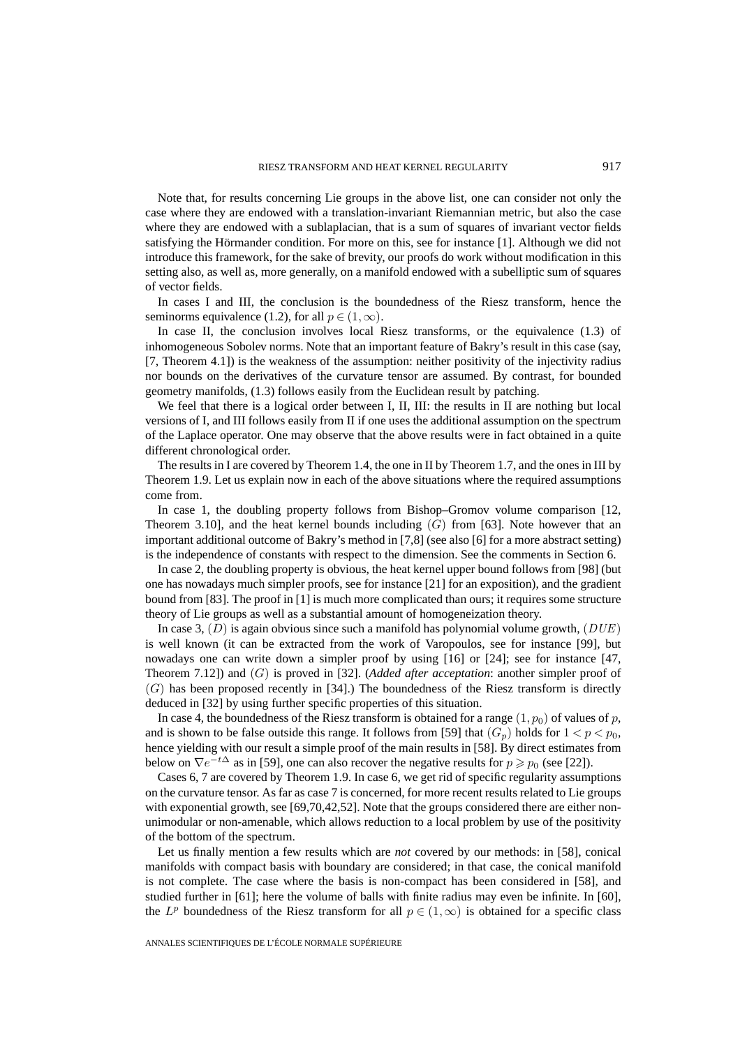Note that, for results concerning Lie groups in the above list, one can consider not only the case where they are endowed with a translation-invariant Riemannian metric, but also the case where they are endowed with a sublaplacian, that is a sum of squares of invariant vector fields satisfying the Hörmander condition. For more on this, see for instance [1]. Although we did not introduce this framework, for the sake of brevity, our proofs do work without modification in this setting also, as well as, more generally, on a manifold endowed with a subelliptic sum of squares of vector fields.

In cases I and III, the conclusion is the boundedness of the Riesz transform, hence the seminorms equivalence (1.2), for all $p \in (1, \infty)$.

In case II, the conclusion involves local Riesz transforms, or the equivalence (1.3) of inhomogeneous Sobolev norms. Note that an important feature of Bakry's result in this case (say, [7, Theorem 4.1]) is the weakness of the assumption: neither positivity of the injectivity radius nor bounds on the derivatives of the curvature tensor are assumed. By contrast, for bounded geometry manifolds, (1.3) follows easily from the Euclidean result by patching.

We feel that there is a logical order between I, II, III: the results in II are nothing but local versions of I, and III follows easily from II if one uses the additional assumption on the spectrum of the Laplace operator. One may observe that the above results were in fact obtained in a quite different chronological order.

The results in I are covered by Theorem 1.4, the one in II by Theorem 1.7, and the ones in III by Theorem 1.9. Let us explain now in each of the above situations where the required assumptions come from.

In case 1, the doubling property follows from Bishop–Gromov volume comparison [12, Theorem 3.10], and the heat kernel bounds including $(G)$ from [63]. Note however that an important additional outcome of Bakry's method in [7,8] (see also [6] for a more abstract setting) is the independence of constants with respect to the dimension. See the comments in Section 6.

In case 2, the doubling property is obvious, the heat kernel upper bound follows from [98] (but one has nowadays much simpler proofs, see for instance [21] for an exposition), and the gradient bound from [83]. The proof in [1] is much more complicated than ours; it requires some structure theory of Lie groups as well as a substantial amount of homogeneization theory.

In case 3, $(D)$ is again obvious since such a manifold has polynomial volume growth, $(DUE)$ is well known (it can be extracted from the work of Varopoulos, see for instance [99], but nowadays one can write down a simpler proof by using [16] or [24]; see for instance [47, Theorem 7.12]) and $(G)$ is proved in [32]. (*Added after acceptation*: another simpler proof of $(G)$ has been proposed recently in [34].) The boundedness of the Riesz transform is directly deduced in [32] by using further specific properties of this situation.

In case 4, the boundedness of the Riesz transform is obtained for a range $(1, p_0)$ of values of $p$, and is shown to be false outside this range. It follows from [59] that $(G_p)$ holds for $1 < p < p_0$, hence yielding with our result a simple proof of the main results in [58]. By direct estimates from below on $\nabla e^{-t\Delta}$ as in [59], one can also recover the negative results for $p \geqslant p_0$ (see [22]).

Cases 6, 7 are covered by Theorem 1.9. In case 6, we get rid of specific regularity assumptions on the curvature tensor. As far as case 7 is concerned, for more recent results related to Lie groups with exponential growth, see [69,70,42,52]. Note that the groups considered there are either non-unimodular or non-amenable, which allows reduction to a local problem by use of the positivity of the bottom of the spectrum.

Let us finally mention a few results which are *not* covered by our methods: in [58], conical manifolds with compact basis with boundary are considered; in that case, the conical manifold is not complete. The case where the basis is non-compact has been considered in [58], and studied further in [61]; here the volume of balls with finite radius may even be infinite. In [60], the $L^p$ boundedness of the Riesz transform for all $p \in (1, \infty)$ is obtained for a specific class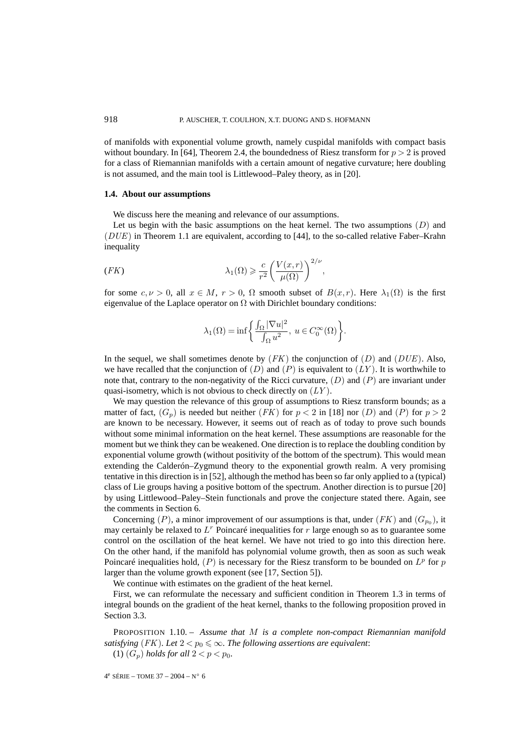of manifolds with exponential volume growth, namely cuspidal manifolds with compact basis without boundary. In [64], Theorem 2.4, the boundedness of Riesz transform for $p > 2$ is proved for a class of Riemannian manifolds with a certain amount of negative curvature; here doubling is not assumed, and the main tool is Littlewood–Paley theory, as in [20].

### 1.4. About our assumptions

We discuss here the meaning and relevance of our assumptions.

Let us begin with the basic assumptions on the heat kernel. The two assumptions $(D)$ and $(DUE)$ in Theorem 1.1 are equivalent, according to [44], to the so-called relative Faber–Krahn inequality

$$\lambda_1(\Omega) \geqslant \frac{c}{r^2}\left(\frac{V(x,r)}{\mu(\Omega)}\right)^{2/\nu}, \tag{$FK$}$$

for some $c, \nu > 0$, all $x \in M$, $r > 0$, $\Omega$ smooth subset of $B(x,r)$. Here $\lambda_1(\Omega)$ is the first eigenvalue of the Laplace operator on $\Omega$ with Dirichlet boundary conditions:

$$\lambda_1(\Omega) = \inf\left\{\frac{\int_\Omega |\nabla u|^2}{\int_\Omega u^2},\ u \in C_0^\infty(\Omega)\right\}.$$

In the sequel, we shall sometimes denote by $(FK)$ the conjunction of $(D)$ and $(DUE)$. Also, we have recalled that the conjunction of $(D)$ and $(P)$ is equivalent to $(LY)$. It is worthwhile to note that, contrary to the non-negativity of the Ricci curvature, $(D)$ and $(P)$ are invariant under quasi-isometry, which is not obvious to check directly on $(LY)$.

We may question the relevance of this group of assumptions to Riesz transform bounds; as a matter of fact, $(G_p)$ is needed but neither $(FK)$ for $p < 2$ in [18] nor $(D)$ and $(P)$ for $p > 2$ are known to be necessary. However, it seems out of reach as of today to prove such bounds without some minimal information on the heat kernel. These assumptions are reasonable for the moment but we think they can be weakened. One direction is to replace the doubling condition by exponential volume growth (without positivity of the bottom of the spectrum). This would mean extending the Calderón–Zygmund theory to the exponential growth realm. A very promising tentative in this direction is in [52], although the method has been so far only applied to a (typical) class of Lie groups having a positive bottom of the spectrum. Another direction is to pursue [20] by using Littlewood–Paley–Stein functionals and prove the conjecture stated there. Again, see the comments in Section 6.

Concerning $(P)$, a minor improvement of our assumptions is that, under $(FK)$ and $(G_{p_0})$, it may certainly be relaxed to $L^r$ Poincaré inequalities for $r$ large enough so as to guarantee some control on the oscillation of the heat kernel. We have not tried to go into this direction here. On the other hand, if the manifold has polynomial volume growth, then as soon as such weak Poincaré inequalities hold, $(P)$ is necessary for the Riesz transform to be bounded on $L^p$ for $p$ larger than the volume growth exponent (see [17, Section 5]).

We continue with estimates on the gradient of the heat kernel.

First, we can reformulate the necessary and sufficient condition in Theorem 1.3 in terms of integral bounds on the gradient of the heat kernel, thanks to the following proposition proved in Section 3.3.

PROPOSITION 1.10. – *Assume that $M$ is a complete non-compact Riemannian manifold satisfying $(FK)$. Let $2 < p_0 \leqslant \infty$. The following assertions are equivalent*:

(1) *$(G_p)$ holds for all $2 < p < p_0$.*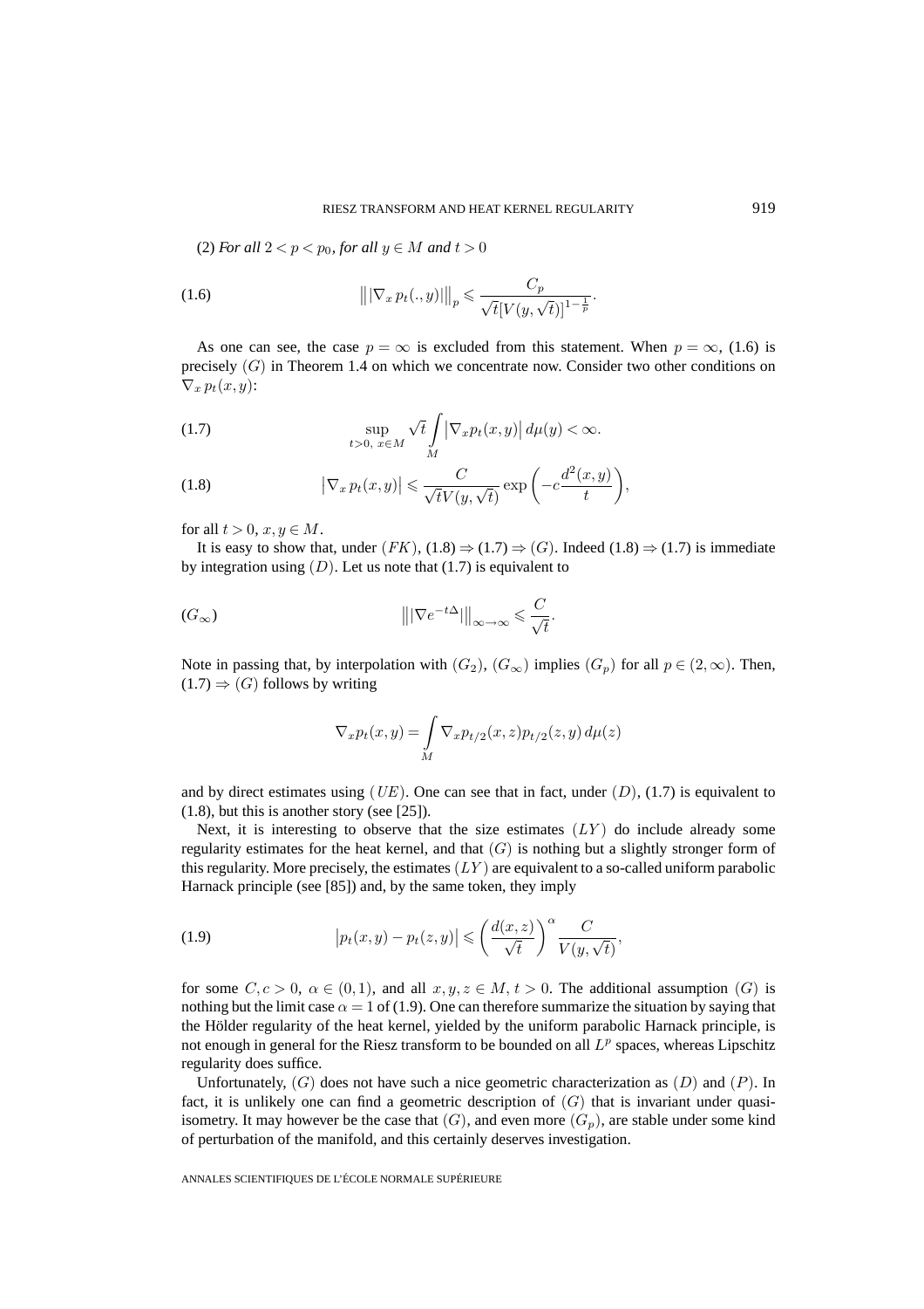(2) *For all* $2 < p < p_0$, *for all* $y \in M$ *and* $t > 0$

$$\big\| |\nabla_x p_t(.,y)| \big\|_p \leqslant \frac{C_p}{\sqrt{t}[V(y,\sqrt{t})]^{1-\frac{1}{p}}}. \tag{1.6}$$

As one can see, the case $p = \infty$ is excluded from this statement. When $p = \infty$, (1.6) is precisely $(G)$ in Theorem 1.4 on which we concentrate now. Consider two other conditions on $\nabla_x p_t(x,y)$:

$$\sup_{t>0,\ x\in M} \sqrt{t} \int_M \big|\nabla_x p_t(x,y)\big|\, d\mu(y) < \infty. \tag{1.7}$$

$$\big|\nabla_x p_t(x,y)\big| \leqslant \frac{C}{\sqrt{t}V(y,\sqrt{t})} \exp\left(-c\frac{d^2(x,y)}{t}\right), \tag{1.8}$$

for all $t > 0$, $x, y \in M$.

It is easy to show that, under $(FK)$, (1.8) $\Rightarrow$ (1.7) $\Rightarrow$ $(G)$. Indeed (1.8) $\Rightarrow$ (1.7) is immediate by integration using $(D)$. Let us note that (1.7) is equivalent to

$$\big\| |\nabla e^{-t\Delta}| \big\|_{\infty\to\infty} \leqslant \frac{C}{\sqrt{t}}. \tag{$G_\infty$}$$

Note in passing that, by interpolation with $(G_2)$, $(G_\infty)$ implies $(G_p)$ for all $p \in (2,\infty)$. Then, $(1.7) \Rightarrow (G)$ follows by writing

$$\nabla_x p_t(x,y) = \int_M \nabla_x p_{t/2}(x,z) p_{t/2}(z,y)\, d\mu(z)$$

and by direct estimates using $(UE)$. One can see that in fact, under $(D)$, (1.7) is equivalent to (1.8), but this is another story (see [25]).

Next, it is interesting to observe that the size estimates $(LY)$ do include already some regularity estimates for the heat kernel, and that $(G)$ is nothing but a slightly stronger form of this regularity. More precisely, the estimates $(LY)$ are equivalent to a so-called uniform parabolic Harnack principle (see [85]) and, by the same token, they imply

$$\big|p_t(x,y) - p_t(z,y)\big| \leqslant \left(\frac{d(x,z)}{\sqrt{t}}\right)^\alpha \frac{C}{V(y,\sqrt{t})}, \tag{1.9}$$

for some $C, c > 0$, $\alpha \in (0,1)$, and all $x, y, z \in M$, $t > 0$. The additional assumption $(G)$ is nothing but the limit case $\alpha = 1$ of (1.9). One can therefore summarize the situation by saying that the Hölder regularity of the heat kernel, yielded by the uniform parabolic Harnack principle, is not enough in general for the Riesz transform to be bounded on all $L^p$ spaces, whereas Lipschitz regularity does suffice.

Unfortunately, $(G)$ does not have such a nice geometric characterization as $(D)$ and $(P)$. In fact, it is unlikely one can find a geometric description of $(G)$ that is invariant under quasi-isometry. It may however be the case that $(G)$, and even more $(G_p)$, are stable under some kind of perturbation of the manifold, and this certainly deserves investigation.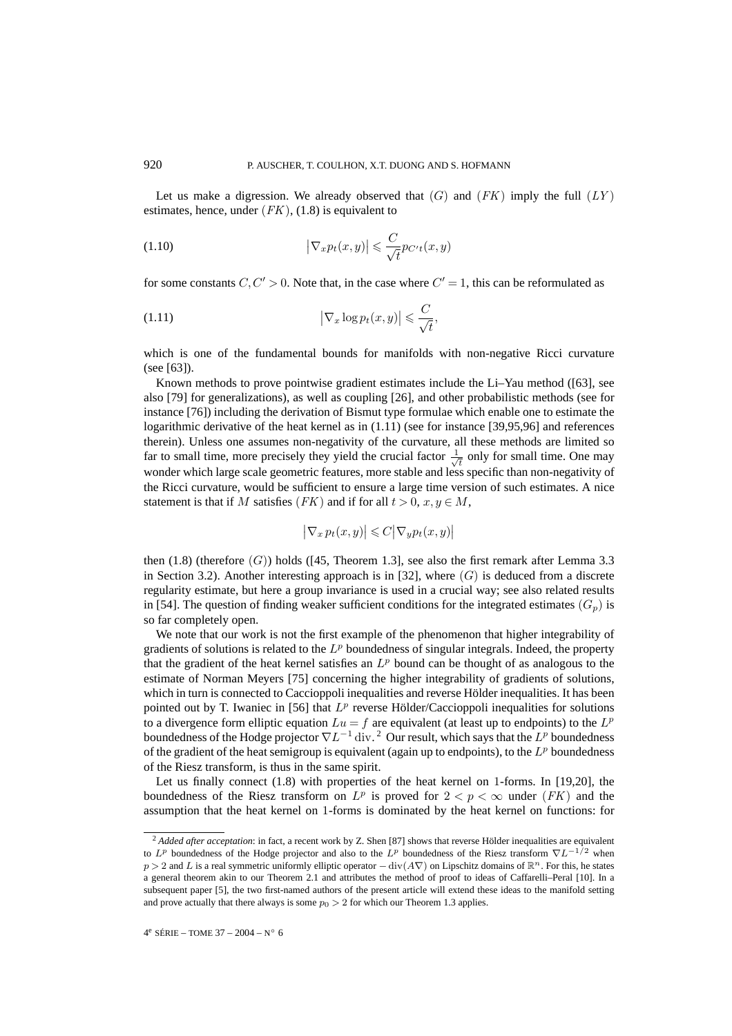Let us make a digression. We already observed that $(G)$ and $(FK)$ imply the full $(LY)$ estimates, hence, under $(FK)$, (1.8) is equivalent to

$$\left|\nabla_x p_t(x,y)\right| \leqslant \frac{C}{\sqrt{t}} p_{C't}(x,y) \tag{1.10}$$

for some constants $C, C' > 0$. Note that, in the case where $C' = 1$, this can be reformulated as

$$\left|\nabla_x \log p_t(x,y)\right| \leqslant \frac{C}{\sqrt{t}}, \tag{1.11}$$

which is one of the fundamental bounds for manifolds with non-negative Ricci curvature (see [63]).

Known methods to prove pointwise gradient estimates include the Li–Yau method ([63], see also [79] for generalizations), as well as coupling [26], and other probabilistic methods (see for instance [76]) including the derivation of Bismut type formulae which enable one to estimate the logarithmic derivative of the heat kernel as in (1.11) (see for instance [39,95,96] and references therein). Unless one assumes non-negativity of the curvature, all these methods are limited so far to small time, more precisely they yield the crucial factor $\frac{1}{\sqrt{t}}$ only for small time. One may wonder which large scale geometric features, more stable and less specific than non-negativity of the Ricci curvature, would be sufficient to ensure a large time version of such estimates. A nice statement is that if $M$ satisfies $(FK)$ and if for all $t > 0$, $x, y \in M$,

$$\left|\nabla_x p_t(x,y)\right| \leqslant C\left|\nabla_y p_t(x,y)\right|$$

then (1.8) (therefore $(G)$) holds ([45, Theorem 1.3], see also the first remark after Lemma 3.3 in Section 3.2). Another interesting approach is in [32], where $(G)$ is deduced from a discrete regularity estimate, but here a group invariance is used in a crucial way; see also related results in [54]. The question of finding weaker sufficient conditions for the integrated estimates $(G_p)$ is so far completely open.

We note that our work is not the first example of the phenomenon that higher integrability of gradients of solutions is related to the $L^p$ boundedness of singular integrals. Indeed, the property that the gradient of the heat kernel satisfies an $L^p$ bound can be thought of as analogous to the estimate of Norman Meyers [75] concerning the higher integrability of gradients of solutions, which in turn is connected to Caccioppoli inequalities and reverse Hölder inequalities. It has been pointed out by T. Iwaniec in [56] that $L^p$ reverse Hölder/Caccioppoli inequalities for solutions to a divergence form elliptic equation $Lu = f$ are equivalent (at least up to endpoints) to the $L^p$ boundedness of the Hodge projector $\nabla L^{-1} \operatorname{div}$.[2] Our result, which says that the $L^p$ boundedness of the gradient of the heat semigroup is equivalent (again up to endpoints), to the $L^p$ boundedness of the Riesz transform, is thus in the same spirit.

Let us finally connect (1.8) with properties of the heat kernel on 1-forms. In [19,20], the boundedness of the Riesz transform on $L^p$ is proved for $2 < p < \infty$ under $(FK)$ and the assumption that the heat kernel on 1-forms is dominated by the heat kernel on functions: for

---

[2] *Added after acceptation*: in fact, a recent work by Z. Shen [87] shows that reverse Hölder inequalities are equivalent to $L^p$ boundedness of the Hodge projector and also to the $L^p$ boundedness of the Riesz transform $\nabla L^{-1/2}$ when $p > 2$ and $L$ is a real symmetric uniformly elliptic operator $-\operatorname{div}(A\nabla)$ on Lipschitz domains of $\mathbb{R}^n$. For this, he states a general theorem akin to our Theorem 2.1 and attributes the method of proof to ideas of Caffarelli–Peral [10]. In a subsequent paper [5], the two first-named authors of the present article will extend these ideas to the manifold setting and prove actually that there always is some $p_0 > 2$ for which our Theorem 1.3 applies.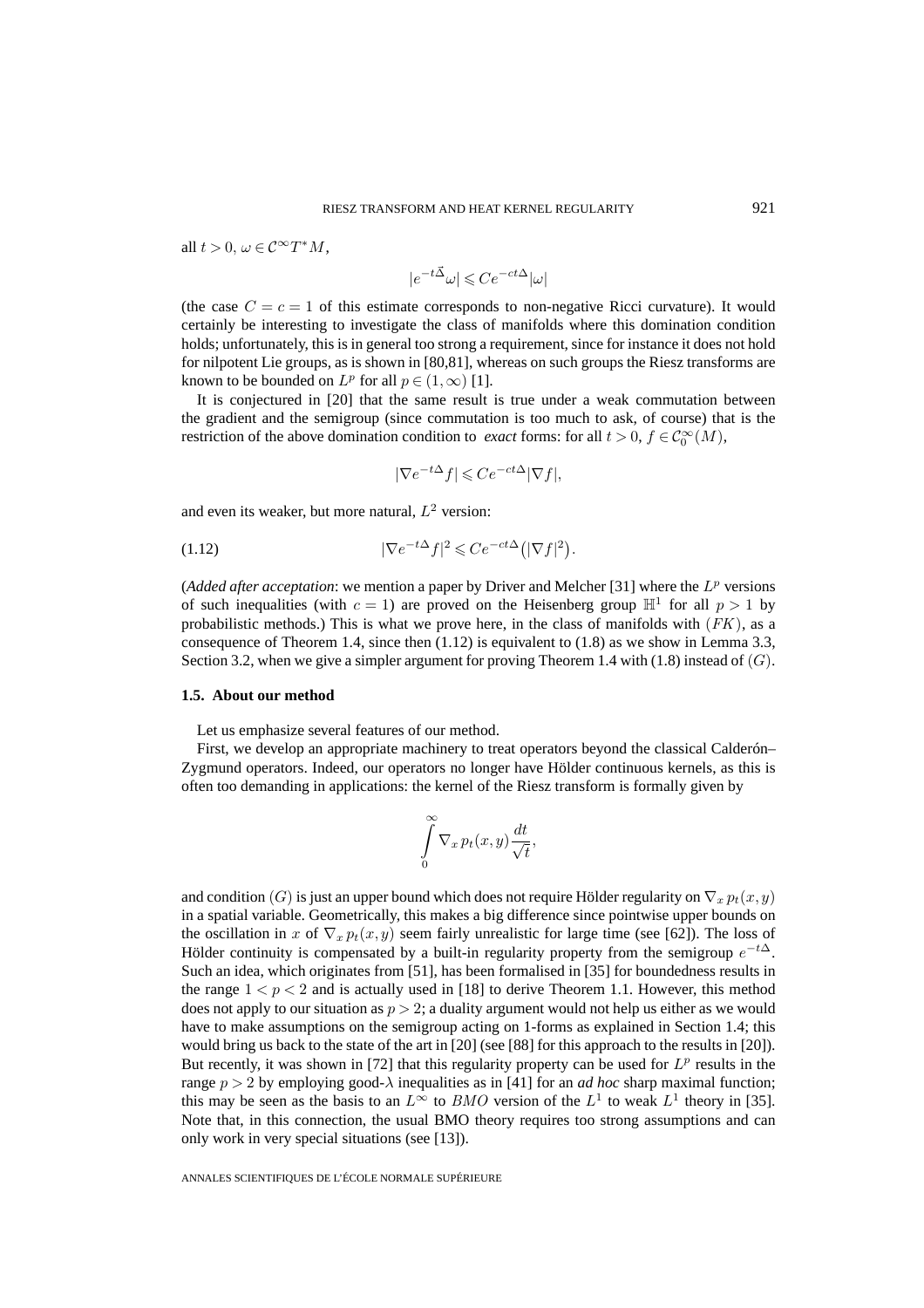all $t > 0$, $\omega \in \mathcal{C}^\infty T^*M$,

$$|e^{-t\vec{\Delta}}\omega| \leqslant Ce^{-ct\Delta}|\omega|$$

(the case $C = c = 1$ of this estimate corresponds to non-negative Ricci curvature). It would certainly be interesting to investigate the class of manifolds where this domination condition holds; unfortunately, this is in general too strong a requirement, since for instance it does not hold for nilpotent Lie groups, as is shown in [80,81], whereas on such groups the Riesz transforms are known to be bounded on $L^p$ for all $p \in (1,\infty)$ [1].

It is conjectured in [20] that the same result is true under a weak commutation between the gradient and the semigroup (since commutation is too much to ask, of course) that is the restriction of the above domination condition to *exact* forms: for all $t > 0$, $f \in \mathcal{C}_0^\infty(M)$,

$$|\nabla e^{-t\Delta} f| \leqslant Ce^{-ct\Delta}|\nabla f|,$$

and even its weaker, but more natural, $L^2$ version:

$$|\nabla e^{-t\Delta} f|^2 \leqslant Ce^{-ct\Delta}\big(|\nabla f|^2\big). \tag{1.12}$$

(*Added after acceptation*: we mention a paper by Driver and Melcher [31] where the $L^p$ versions of such inequalities (with $c = 1$) are proved on the Heisenberg group $\mathbb{H}^1$ for all $p > 1$ by probabilistic methods.) This is what we prove here, in the class of manifolds with $(FK)$, as a consequence of Theorem 1.4, since then (1.12) is equivalent to (1.8) as we show in Lemma 3.3, Section 3.2, when we give a simpler argument for proving Theorem 1.4 with (1.8) instead of $(G)$.

### 1.5. About our method

Let us emphasize several features of our method.

First, we develop an appropriate machinery to treat operators beyond the classical Calderón–Zygmund operators. Indeed, our operators no longer have Hölder continuous kernels, as this is often too demanding in applications: the kernel of the Riesz transform is formally given by

$$\int_0^\infty \nabla_x p_t(x,y)\frac{dt}{\sqrt{t}},$$

and condition $(G)$ is just an upper bound which does not require Hölder regularity on $\nabla_x p_t(x,y)$ in a spatial variable. Geometrically, this makes a big difference since pointwise upper bounds on the oscillation in $x$ of $\nabla_x p_t(x,y)$ seem fairly unrealistic for large time (see [62]). The loss of Hölder continuity is compensated by a built-in regularity property from the semigroup $e^{-t\Delta}$. Such an idea, which originates from [51], has been formalised in [35] for boundedness results in the range $1 < p < 2$ and is actually used in [18] to derive Theorem 1.1. However, this method does not apply to our situation as $p > 2$; a duality argument would not help us either as we would have to make assumptions on the semigroup acting on 1-forms as explained in Section 1.4; this would bring us back to the state of the art in [20] (see [88] for this approach to the results in [20]). But recently, it was shown in [72] that this regularity property can be used for $L^p$ results in the range $p > 2$ by employing good-$\lambda$ inequalities as in [41] for an *ad hoc* sharp maximal function; this may be seen as the basis to an $L^\infty$ to $BMO$ version of the $L^1$ to weak $L^1$ theory in [35]. Note that, in this connection, the usual BMO theory requires too strong assumptions and can only work in very special situations (see [13]).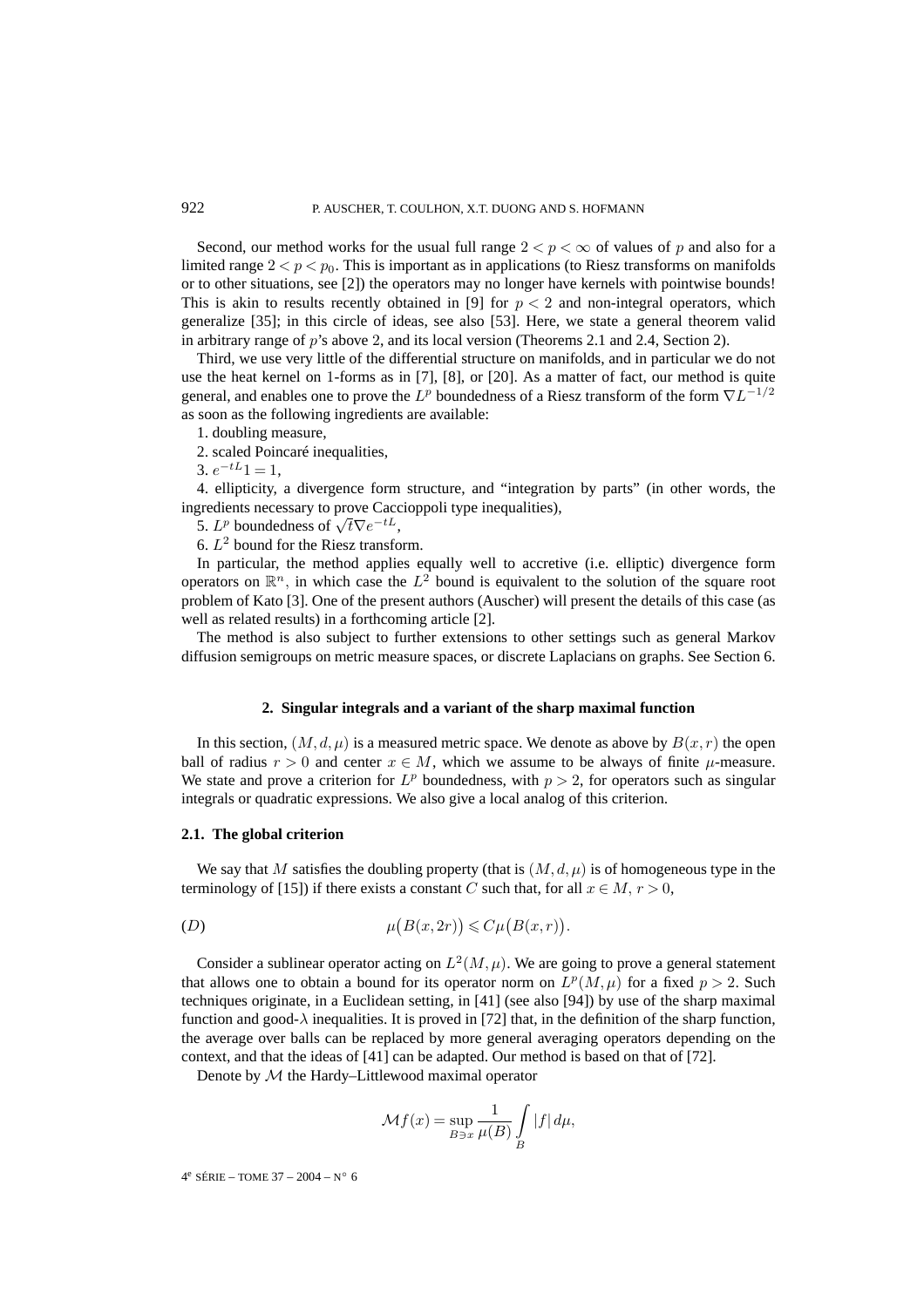Second, our method works for the usual full range $2 < p < \infty$ of values of $p$ and also for a limited range $2 < p < p_0$. This is important as in applications (to Riesz transforms on manifolds or to other situations, see [2]) the operators may no longer have kernels with pointwise bounds! This is akin to results recently obtained in [9] for $p < 2$ and non-integral operators, which generalize [35]; in this circle of ideas, see also [53]. Here, we state a general theorem valid in arbitrary range of $p$'s above 2, and its local version (Theorems 2.1 and 2.4, Section 2).

Third, we use very little of the differential structure on manifolds, and in particular we do not use the heat kernel on 1-forms as in [7], [8], or [20]. As a matter of fact, our method is quite general, and enables one to prove the $L^p$ boundedness of a Riesz transform of the form $\nabla L^{-1/2}$ as soon as the following ingredients are available:

1. doubling measure,
2. scaled Poincaré inequalities,
3. $e^{-tL}1 = 1$,
4. ellipticity, a divergence form structure, and "integration by parts" (in other words, the ingredients necessary to prove Caccioppoli type inequalities),
5. $L^p$ boundedness of $\sqrt{t}\nabla e^{-tL}$,
6. $L^2$ bound for the Riesz transform.

In particular, the method applies equally well to accretive (i.e. elliptic) divergence form operators on $\mathbb{R}^n$, in which case the $L^2$ bound is equivalent to the solution of the square root problem of Kato [3]. One of the present authors (Auscher) will present the details of this case (as well as related results) in a forthcoming article [2].

The method is also subject to further extensions to other settings such as general Markov diffusion semigroups on metric measure spaces, or discrete Laplacians on graphs. See Section 6.

## 2. Singular integrals and a variant of the sharp maximal function

In this section, $(M,d,\mu)$ is a measured metric space. We denote as above by $B(x,r)$ the open ball of radius $r > 0$ and center $x \in M$, which we assume to be always of finite $\mu$-measure. We state and prove a criterion for $L^p$ boundedness, with $p > 2$, for operators such as singular integrals or quadratic expressions. We also give a local analog of this criterion.

### 2.1. The global criterion

We say that $M$ satisfies the doubling property (that is $(M,d,\mu)$ is of homogeneous type in the terminology of [15]) if there exists a constant $C$ such that, for all $x \in M$, $r > 0$,

$$(D) \qquad \mu\big(B(x,2r)\big) \leqslant C\mu\big(B(x,r)\big).$$

Consider a sublinear operator acting on $L^2(M,\mu)$. We are going to prove a general statement that allows one to obtain a bound for its operator norm on $L^p(M,\mu)$ for a fixed $p > 2$. Such techniques originate, in a Euclidean setting, in [41] (see also [94]) by use of the sharp maximal function and good-$\lambda$ inequalities. It is proved in [72] that, in the definition of the sharp function, the average over balls can be replaced by more general averaging operators depending on the context, and that the ideas of [41] can be adapted. Our method is based on that of [72].

Denote by $\mathcal{M}$ the Hardy–Littlewood maximal operator

$$\mathcal{M}f(x) = \sup_{B \ni x} \frac{1}{\mu(B)} \int_B |f| \, d\mu,$$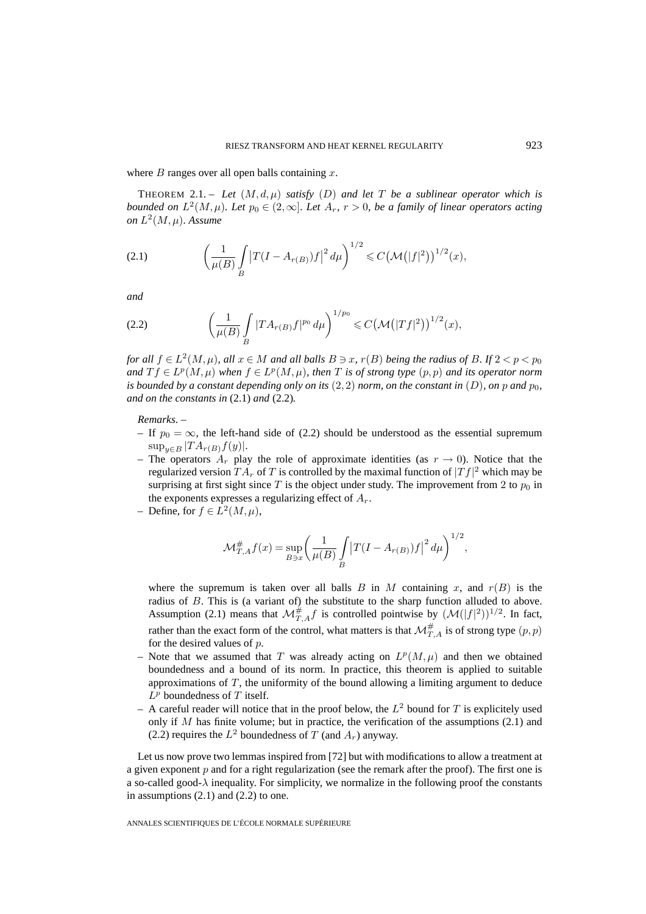where $B$ ranges over all open balls containing $x$.

THEOREM 2.1. – *Let $(M,d,\mu)$ satisfy $(D)$ and let $T$ be a sublinear operator which is bounded on $L^2(M,\mu)$. Let $p_0 \in (2,\infty]$. Let $A_r$, $r>0$, be a family of linear operators acting on $L^2(M,\mu)$. Assume*

$$\left(\frac{1}{\mu(B)}\int_B \left|T(I-A_{r(B)})f\right|^2 d\mu\right)^{1/2} \leqslant C\left(\mathcal{M}\left(|f|^2\right)\right)^{1/2}(x), \tag{2.1}$$

*and*

$$\left(\frac{1}{\mu(B)}\int_B |TA_{r(B)}f|^{p_0}\, d\mu\right)^{1/p_0} \leqslant C\left(\mathcal{M}\left(|Tf|^2\right)\right)^{1/2}(x), \tag{2.2}$$

*for all $f \in L^2(M,\mu)$, all $x \in M$ and all balls $B \ni x$, $r(B)$ being the radius of $B$. If $2<p<p_0$ and $Tf \in L^p(M,\mu)$ when $f \in L^p(M,\mu)$, then $T$ is of strong type $(p,p)$ and its operator norm is bounded by a constant depending only on its $(2,2)$ norm, on the constant in $(D)$, on $p$ and $p_0$, and on the constants in* (2.1) *and* (2.2)*.*

*Remarks*. –

- If $p_0=\infty$, the left-hand side of (2.2) should be understood as the essential supremum $\sup_{y\in B}|TA_{r(B)}f(y)|$.
- The operators $A_r$ play the role of approximate identities (as $r\to 0$). Notice that the regularized version $TA_r$ of $T$ is controlled by the maximal function of $|Tf|^2$ which may be surprising at first sight since $T$ is the object under study. The improvement from 2 to $p_0$ in the exponents expresses a regularizing effect of $A_r$.
- Define, for $f \in L^2(M,\mu)$,

$$\mathcal{M}^{\#}_{T,A}f(x) = \sup_{B\ni x}\left(\frac{1}{\mu(B)}\int_B \left|T(I-A_{r(B)})f\right|^2 d\mu\right)^{1/2},$$

  where the supremum is taken over all balls $B$ in $M$ containing $x$, and $r(B)$ is the radius of $B$. This is (a variant of) the substitute to the sharp function alluded to above. Assumption (2.1) means that $\mathcal{M}^{\#}_{T,A}f$ is controlled pointwise by $(\mathcal{M}(|f|^2))^{1/2}$. In fact, rather than the exact form of the control, what matters is that $\mathcal{M}^{\#}_{T,A}$ is of strong type $(p,p)$ for the desired values of $p$.
- Note that we assumed that $T$ was already acting on $L^p(M,\mu)$ and then we obtained boundedness and a bound of its norm. In practice, this theorem is applied to suitable approximations of $T$, the uniformity of the bound allowing a limiting argument to deduce $L^p$ boundedness of $T$ itself.
- A careful reader will notice that in the proof below, the $L^2$ bound for $T$ is explicitely used only if $M$ has finite volume; but in practice, the verification of the assumptions (2.1) and (2.2) requires the $L^2$ boundedness of $T$ (and $A_r$) anyway.

Let us now prove two lemmas inspired from [72] but with modifications to allow a treatment at a given exponent $p$ and for a right regularization (see the remark after the proof). The first one is a so-called good-$\lambda$ inequality. For simplicity, we normalize in the following proof the constants in assumptions (2.1) and (2.2) to one.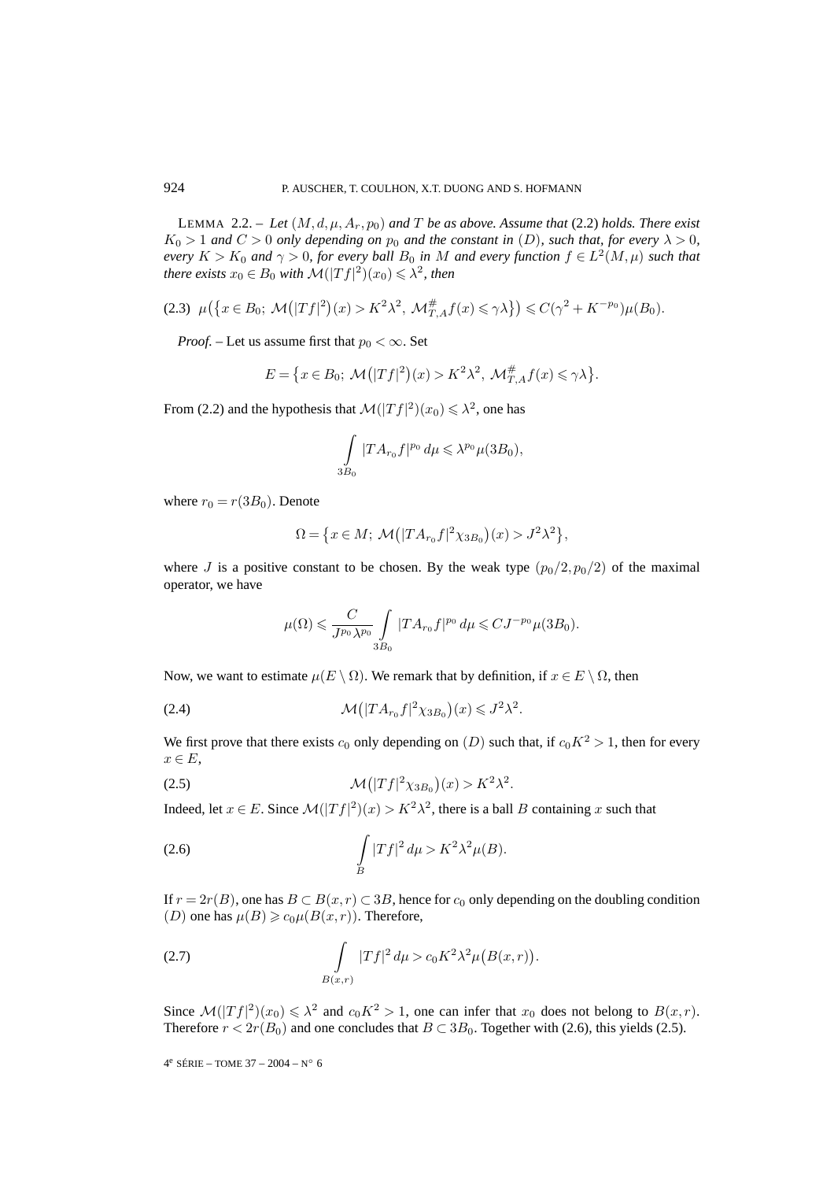LEMMA 2.2. – *Let $(M, d, \mu, A_r, p_0)$ and $T$ be as above. Assume that* (2.2) *holds. There exist $K_0 > 1$ and $C > 0$ only depending on $p_0$ and the constant in $(D)$, such that, for every $\lambda > 0$, every $K > K_0$ and $\gamma > 0$, for every ball $B_0$ in $M$ and every function $f \in L^2(M, \mu)$ such that there exists $x_0 \in B_0$ with $\mathcal{M}(|Tf|^2)(x_0) \leqslant \lambda^2$, then*

$$\mu\big(\big\{x \in B_0;\ \mathcal{M}\big(|Tf|^2\big)(x) > K^2\lambda^2,\ \mathcal{M}^{\#}_{T,A}f(x) \leqslant \gamma\lambda\big\}\big) \leqslant C(\gamma^2 + K^{-p_0})\mu(B_0). \tag{2.3}$$

*Proof.* – Let us assume first that $p_0 < \infty$. Set

$$E = \big\{x \in B_0;\ \mathcal{M}\big(|Tf|^2\big)(x) > K^2\lambda^2,\ \mathcal{M}^{\#}_{T,A}f(x) \leqslant \gamma\lambda\big\}.$$

From (2.2) and the hypothesis that $\mathcal{M}(|Tf|^2)(x_0) \leqslant \lambda^2$, one has

$$\int_{3B_0} |TA_{r_0}f|^{p_0}\,d\mu \leqslant \lambda^{p_0}\mu(3B_0),$$

where $r_0 = r(3B_0)$. Denote

$$\Omega = \big\{x \in M;\ \mathcal{M}\big(|TA_{r_0}f|^2\chi_{3B_0}\big)(x) > J^2\lambda^2\big\},$$

where $J$ is a positive constant to be chosen. By the weak type $(p_0/2, p_0/2)$ of the maximal operator, we have

$$\mu(\Omega) \leqslant \frac{C}{J^{p_0}\lambda^{p_0}} \int_{3B_0} |TA_{r_0}f|^{p_0}\,d\mu \leqslant CJ^{-p_0}\mu(3B_0).$$

Now, we want to estimate $\mu(E \setminus \Omega)$. We remark that by definition, if $x \in E \setminus \Omega$, then

$$\mathcal{M}\big(|TA_{r_0}f|^2\chi_{3B_0}\big)(x) \leqslant J^2\lambda^2. \tag{2.4}$$

We first prove that there exists $c_0$ only depending on $(D)$ such that, if $c_0K^2 > 1$, then for every $x \in E$,

$$\mathcal{M}\big(|Tf|^2\chi_{3B_0}\big)(x) > K^2\lambda^2. \tag{2.5}$$

Indeed, let $x \in E$. Since $\mathcal{M}(|Tf|^2)(x) > K^2\lambda^2$, there is a ball $B$ containing $x$ such that

$$\int_B |Tf|^2\,d\mu > K^2\lambda^2\mu(B). \tag{2.6}$$

If $r = 2r(B)$, one has $B \subset B(x, r) \subset 3B$, hence for $c_0$ only depending on the doubling condition $(D)$ one has $\mu(B) \geqslant c_0\mu(B(x, r))$. Therefore,

$$\int_{B(x,r)} |Tf|^2\,d\mu > c_0K^2\lambda^2\mu\big(B(x, r)\big). \tag{2.7}$$

Since $\mathcal{M}(|Tf|^2)(x_0) \leqslant \lambda^2$ and $c_0K^2 > 1$, one can infer that $x_0$ does not belong to $B(x, r)$. Therefore $r < 2r(B_0)$ and one concludes that $B \subset 3B_0$. Together with (2.6), this yields (2.5).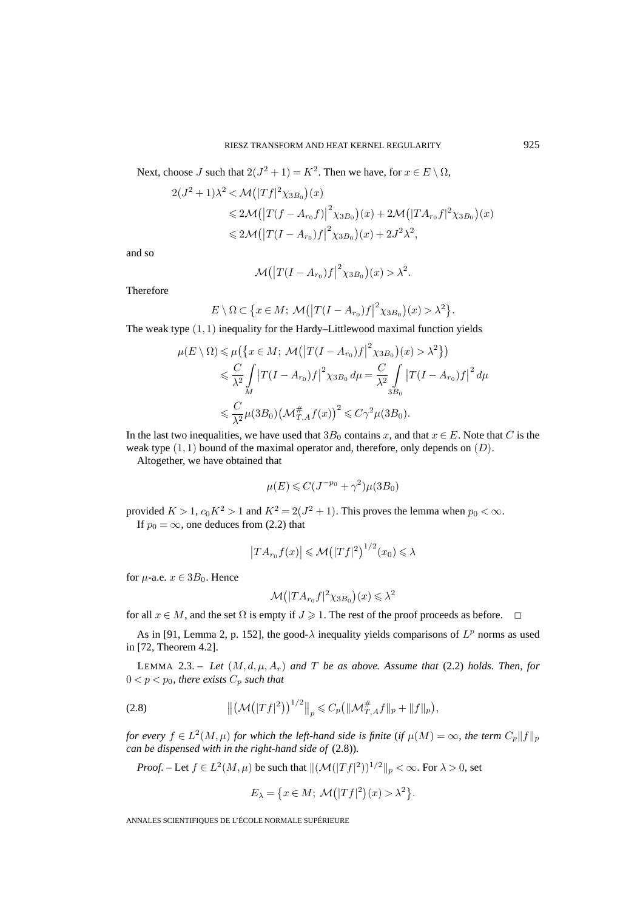Next, choose $J$ such that $2(J^2+1)=K^2$. Then we have, for $x \in E \setminus \Omega$,

$$
\begin{aligned}
2(J^2+1)\lambda^2 &< \mathcal{M}\big(|Tf|^2\chi_{3B_0}\big)(x) \\
&\leqslant 2\mathcal{M}\big(\big|T(f-A_{r_0}f)\big|^2\chi_{3B_0}\big)(x) + 2\mathcal{M}\big(|TA_{r_0}f|^2\chi_{3B_0}\big)(x) \\
&\leqslant 2\mathcal{M}\big(\big|T(I-A_{r_0})f\big|^2\chi_{3B_0}\big)(x) + 2J^2\lambda^2,
\end{aligned}
$$

and so

$$
\mathcal{M}\big(\big|T(I-A_{r_0})f\big|^2\chi_{3B_0}\big)(x) > \lambda^2.
$$

Therefore

$$
E\setminus\Omega \subset \big\{x\in M;\ \mathcal{M}\big(\big|T(I-A_{r_0})f\big|^2\chi_{3B_0}\big)(x) > \lambda^2\big\}.
$$

The weak type $(1,1)$ inequality for the Hardy–Littlewood maximal function yields

$$
\begin{aligned}
\mu(E\setminus\Omega) &\leqslant \mu\big(\big\{x\in M;\ \mathcal{M}\big(\big|T(I-A_{r_0})f\big|^2\chi_{3B_0}\big)(x) > \lambda^2\big\}\big) \\
&\leqslant \frac{C}{\lambda^2}\int_M \big|T(I-A_{r_0})f\big|^2\chi_{3B_0}\,d\mu = \frac{C}{\lambda^2}\int_{3B_0}\big|T(I-A_{r_0})f\big|^2\,d\mu \\
&\leqslant \frac{C}{\lambda^2}\mu(3B_0)\big(\mathcal{M}^{\#}_{T,A}f(x)\big)^2 \leqslant C\gamma^2\mu(3B_0).
\end{aligned}
$$

In the last two inequalities, we have used that $3B_0$ contains $x$, and that $x\in E$. Note that $C$ is the weak type $(1,1)$ bound of the maximal operator and, therefore, only depends on $(D)$.

Altogether, we have obtained that

$$
\mu(E) \leqslant C(J^{-p_0}+\gamma^2)\mu(3B_0)
$$

provided $K>1$, $c_0K^2>1$ and $K^2 = 2(J^2+1)$. This proves the lemma when $p_0<\infty$.

If $p_0=\infty$, one deduces from (2.2) that

$$
\big|TA_{r_0}f(x)\big| \leqslant \mathcal{M}\big(|Tf|^2\big)^{1/2}(x_0) \leqslant \lambda
$$

for $\mu$-a.e. $x\in 3B_0$. Hence

$$
\mathcal{M}\big(|TA_{r_0}f|^2\chi_{3B_0}\big)(x) \leqslant \lambda^2
$$

for all $x\in M$, and the set $\Omega$ is empty if $J\geqslant 1$. The rest of the proof proceeds as before. □

As in [91, Lemma 2, p. 152], the good-$\lambda$ inequality yields comparisons of $L^p$ norms as used in [72, Theorem 4.2].

LEMMA 2.3. – *Let* $(M,d,\mu,A_r)$ *and* $T$ *be as above. Assume that* (2.2) *holds. Then, for* $0<p<p_0$*, there exists* $C_p$ *such that*

$$
\big\|\big(\mathcal{M}\big(|Tf|^2\big)\big)^{1/2}\big\|_p \leqslant C_p\big(\|\mathcal{M}^{\#}_{T,A}f\|_p + \|f\|_p\big), \tag{2.8}
$$

*for every* $f\in L^2(M,\mu)$ *for which the left-hand side is finite* (*if* $\mu(M)=\infty$*, the term* $C_p\|f\|_p$ *can be dispensed with in the right-hand side of* (2.8)).

*Proof.* – Let $f\in L^2(M,\mu)$ be such that $\|(\mathcal{M}(|Tf|^2))^{1/2}\|_p<\infty$. For $\lambda>0$, set

$$
E_\lambda = \big\{x\in M;\ \mathcal{M}\big(|Tf|^2\big)(x) > \lambda^2\big\}.
$$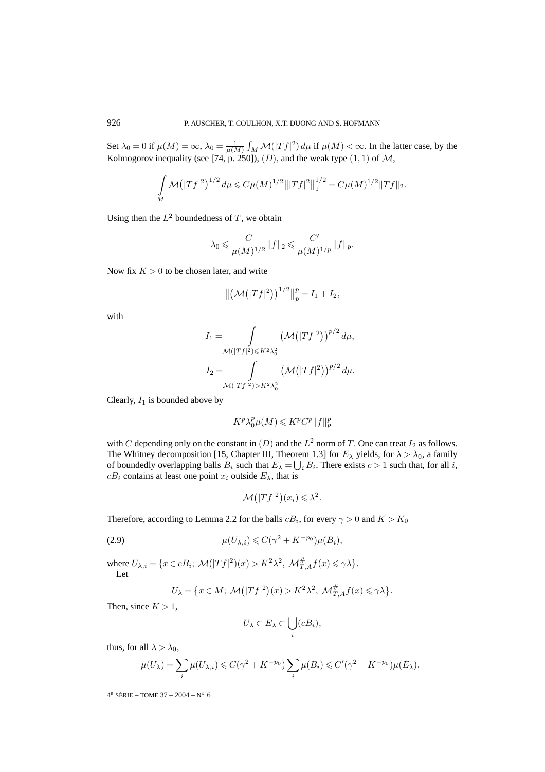Set $\lambda_0 = 0$ if $\mu(M) = \infty$, $\lambda_0 = \frac{1}{\mu(M)} \int_M \mathcal{M}(|Tf|^2)\, d\mu$ if $\mu(M) < \infty$. In the latter case, by the Kolmogorov inequality (see [74, p. 250]), $(D)$, and the weak type $(1,1)$ of $\mathcal{M}$,

$$\int_M \mathcal{M}\big(|Tf|^2\big)^{1/2}\, d\mu \leqslant C\mu(M)^{1/2} \big\| |Tf|^2 \big\|_1^{1/2} = C\mu(M)^{1/2} \|Tf\|_2.$$

Using then the $L^2$ boundedness of $T$, we obtain

$$\lambda_0 \leqslant \frac{C}{\mu(M)^{1/2}} \|f\|_2 \leqslant \frac{C'}{\mu(M)^{1/p}} \|f\|_p.$$

Now fix $K > 0$ to be chosen later, and write

$$\big\| \big(\mathcal{M}\big(|Tf|^2\big)\big)^{1/2} \big\|_p^p = I_1 + I_2,$$

with

$$I_1 = \int_{\mathcal{M}(|Tf|^2) \leqslant K^2 \lambda_0^2} \big(\mathcal{M}\big(|Tf|^2\big)\big)^{p/2}\, d\mu,$$

$$I_2 = \int_{\mathcal{M}(|Tf|^2) > K^2 \lambda_0^2} \big(\mathcal{M}\big(|Tf|^2\big)\big)^{p/2}\, d\mu.$$

Clearly, $I_1$ is bounded above by

$$K^p \lambda_0^p \mu(M) \leqslant K^p C^p \|f\|_p^p$$

with $C$ depending only on the constant in $(D)$ and the $L^2$ norm of $T$. One can treat $I_2$ as follows. The Whitney decomposition [15, Chapter III, Theorem 1.3] for $E_\lambda$ yields, for $\lambda > \lambda_0$, a family of boundedly overlapping balls $B_i$ such that $E_\lambda = \bigcup_i B_i$. There exists $c > 1$ such that, for all $i$, $cB_i$ contains at least one point $x_i$ outside $E_\lambda$, that is

$$\mathcal{M}\big(|Tf|^2\big)(x_i) \leqslant \lambda^2.$$

Therefore, according to Lemma 2.2 for the balls $cB_i$, for every $\gamma > 0$ and $K > K_0$

$$\mu(U_{\lambda,i}) \leqslant C(\gamma^2 + K^{-p_0})\mu(B_i), \tag{2.9}$$

where $U_{\lambda,i} = \{x \in cB_i;\ \mathcal{M}(|Tf|^2)(x) > K^2\lambda^2,\ \mathcal{M}^{\#}_{T,A} f(x) \leqslant \gamma\lambda\}$.

Let

$$U_\lambda = \big\{x \in M;\ \mathcal{M}\big(|Tf|^2\big)(x) > K^2\lambda^2,\ \mathcal{M}^{\#}_{T,A} f(x) \leqslant \gamma\lambda\big\}.$$

Then, since $K > 1$,

$$U_\lambda \subset E_\lambda \subset \bigcup_i (cB_i),$$

thus, for all $\lambda > \lambda_0$,

$$\mu(U_\lambda) = \sum_i \mu(U_{\lambda,i}) \leqslant C(\gamma^2 + K^{-p_0}) \sum_i \mu(B_i) \leqslant C'(\gamma^2 + K^{-p_0})\mu(E_\lambda).$$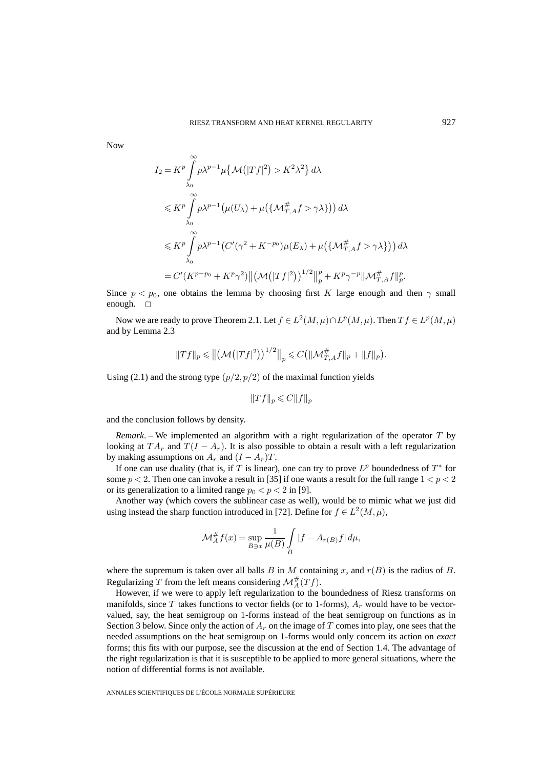Now

$$
\begin{aligned}
I_2 &= K^p \int\limits_{\lambda_0}^{\infty} p\lambda^{p-1} \mu\{\mathcal{M}(|Tf|^2) > K^2\lambda^2\}\, d\lambda \\
&\leqslant K^p \int\limits_{\lambda_0}^{\infty} p\lambda^{p-1} \big(\mu(U_\lambda) + \mu(\{\mathcal{M}^{\#}_{T,A} f > \gamma\lambda\})\big)\, d\lambda \\
&\leqslant K^p \int\limits_{\lambda_0}^{\infty} p\lambda^{p-1} \big(C'(\gamma^2 + K^{-p_0})\mu(E_\lambda) + \mu(\{\mathcal{M}^{\#}_{T,A} f > \gamma\lambda\})\big)\, d\lambda \\
&= C'(K^{p-p_0} + K^p\gamma^2) \big\| \big(\mathcal{M}(|Tf|^2)\big)^{1/2} \big\|_p^p + K^p \gamma^{-p} \|\mathcal{M}^{\#}_{T,A} f\|_p^p.
\end{aligned}
$$

Since $p < p_0$, one obtains the lemma by choosing first $K$ large enough and then $\gamma$ small enough. $\square$

Now we are ready to prove Theorem 2.1. Let $f \in L^2(M,\mu) \cap L^p(M,\mu)$. Then $Tf \in L^p(M,\mu)$ and by Lemma 2.3

$$
\|Tf\|_p \leqslant \big\| \big(\mathcal{M}(|Tf|^2)\big)^{1/2} \big\|_p \leqslant C\big(\|\mathcal{M}^{\#}_{T,A} f\|_p + \|f\|_p\big).
$$

Using (2.1) and the strong type $(p/2, p/2)$ of the maximal function yields

$$
\|Tf\|_p \leqslant C\|f\|_p
$$

and the conclusion follows by density.

*Remark*. – We implemented an algorithm with a right regularization of the operator $T$ by looking at $TA_r$ and $T(I - A_r)$. It is also possible to obtain a result with a left regularization by making assumptions on $A_r$ and $(I - A_r)T$.

If one can use duality (that is, if $T$ is linear), one can try to prove $L^p$ boundedness of $T^*$ for some $p < 2$. Then one can invoke a result in [35] if one wants a result for the full range $1 < p < 2$ or its generalization to a limited range $p_0 < p < 2$ in [9].

Another way (which covers the sublinear case as well), would be to mimic what we just did using instead the sharp function introduced in [72]. Define for $f \in L^2(M,\mu)$,

$$
\mathcal{M}^{\#}_A f(x) = \sup_{B \ni x} \frac{1}{\mu(B)} \int\limits_B |f - A_{r(B)} f|\, d\mu,
$$

where the supremum is taken over all balls $B$ in $M$ containing $x$, and $r(B)$ is the radius of $B$. Regularizing $T$ from the left means considering $\mathcal{M}^{\#}_A(Tf)$.

However, if we were to apply left regularization to the boundedness of Riesz transforms on manifolds, since $T$ takes functions to vector fields (or to 1-forms), $A_r$ would have to be vector-valued, say, the heat semigroup on 1-forms instead of the heat semigroup on functions as in Section 3 below. Since only the action of $A_r$ on the image of $T$ comes into play, one sees that the needed assumptions on the heat semigroup on 1-forms would only concern its action on *exact* forms; this fits with our purpose, see the discussion at the end of Section 1.4. The advantage of the right regularization is that it is susceptible to be applied to more general situations, where the notion of differential forms is not available.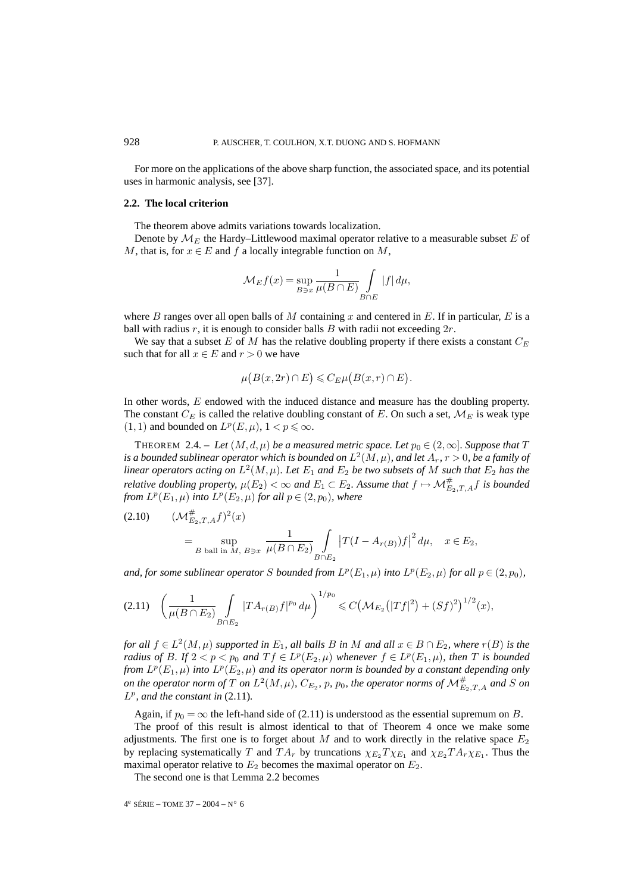For more on the applications of the above sharp function, the associated space, and its potential uses in harmonic analysis, see [37].

### 2.2. The local criterion

The theorem above admits variations towards localization.

Denote by $\mathcal{M}_E$ the Hardy–Littlewood maximal operator relative to a measurable subset $E$ of $M$, that is, for $x \in E$ and $f$ a locally integrable function on $M$,

$$\mathcal{M}_E f(x) = \sup_{B \ni x} \frac{1}{\mu(B \cap E)} \int_{B \cap E} |f| \, d\mu,$$

where $B$ ranges over all open balls of $M$ containing $x$ and centered in $E$. If in particular, $E$ is a ball with radius $r$, it is enough to consider balls $B$ with radii not exceeding $2r$.

We say that a subset $E$ of $M$ has the relative doubling property if there exists a constant $C_E$ such that for all $x \in E$ and $r > 0$ we have

$$\mu\big(B(x, 2r) \cap E\big) \leqslant C_E \mu\big(B(x, r) \cap E\big).$$

In other words, $E$ endowed with the induced distance and measure has the doubling property. The constant $C_E$ is called the relative doubling constant of $E$. On such a set, $\mathcal{M}_E$ is weak type $(1,1)$ and bounded on $L^p(E, \mu)$, $1 < p \leqslant \infty$.

THEOREM 2.4. – *Let $(M, d, \mu)$ be a measured metric space. Let $p_0 \in (2, \infty]$. Suppose that $T$ is a bounded sublinear operator which is bounded on $L^2(M, \mu)$, and let $A_r$, $r > 0$, be a family of linear operators acting on $L^2(M, \mu)$. Let $E_1$ and $E_2$ be two subsets of $M$ such that $E_2$ has the relative doubling property, $\mu(E_2) < \infty$ and $E_1 \subset E_2$. Assume that $f \mapsto \mathcal{M}^{\#}_{E_2, T, A} f$ is bounded from $L^p(E_1, \mu)$ into $L^p(E_2, \mu)$ for all $p \in (2, p_0)$, where*

$$(2.10) \qquad (\mathcal{M}^{\#}_{E_2, T, A} f)^2(x) = \sup_{B \text{ ball in } M,\, B \ni x} \frac{1}{\mu(B \cap E_2)} \int_{B \cap E_2} \big|T(I - A_{r(B)}) f\big|^2 \, d\mu, \quad x \in E_2,$$

*and, for some sublinear operator $S$ bounded from $L^p(E_1, \mu)$ into $L^p(E_2, \mu)$ for all $p \in (2, p_0)$,*

$$(2.11) \quad \left( \frac{1}{\mu(B \cap E_2)} \int_{B \cap E_2} |T A_{r(B)} f|^{p_0} \, d\mu \right)^{1/p_0} \leqslant C \big( \mathcal{M}_{E_2}\big(|Tf|^2\big) + (Sf)^2 \big)^{1/2}(x),$$

*for all $f \in L^2(M, \mu)$ supported in $E_1$, all balls $B$ in $M$ and all $x \in B \cap E_2$, where $r(B)$ is the radius of $B$. If $2 < p < p_0$ and $Tf \in L^p(E_2, \mu)$ whenever $f \in L^p(E_1, \mu)$, then $T$ is bounded from $L^p(E_1, \mu)$ into $L^p(E_2, \mu)$ and its operator norm is bounded by a constant depending only on the operator norm of $T$ on $L^2(M, \mu)$, $C_{E_2}$, $p$, $p_0$, the operator norms of $\mathcal{M}^{\#}_{E_2, T, A}$ and $S$ on $L^p$, and the constant in* (2.11)*.*

Again, if $p_0 = \infty$ the left-hand side of (2.11) is understood as the essential supremum on $B$.

The proof of this result is almost identical to that of Theorem 4 once we make some adjustments. The first one is to forget about $M$ and to work directly in the relative space $E_2$ by replacing systematically $T$ and $TA_r$ by truncations $\chi_{E_2} T \chi_{E_1}$ and $\chi_{E_2} T A_r \chi_{E_1}$. Thus the maximal operator relative to $E_2$ becomes the maximal operator on $E_2$.

The second one is that Lemma 2.2 becomes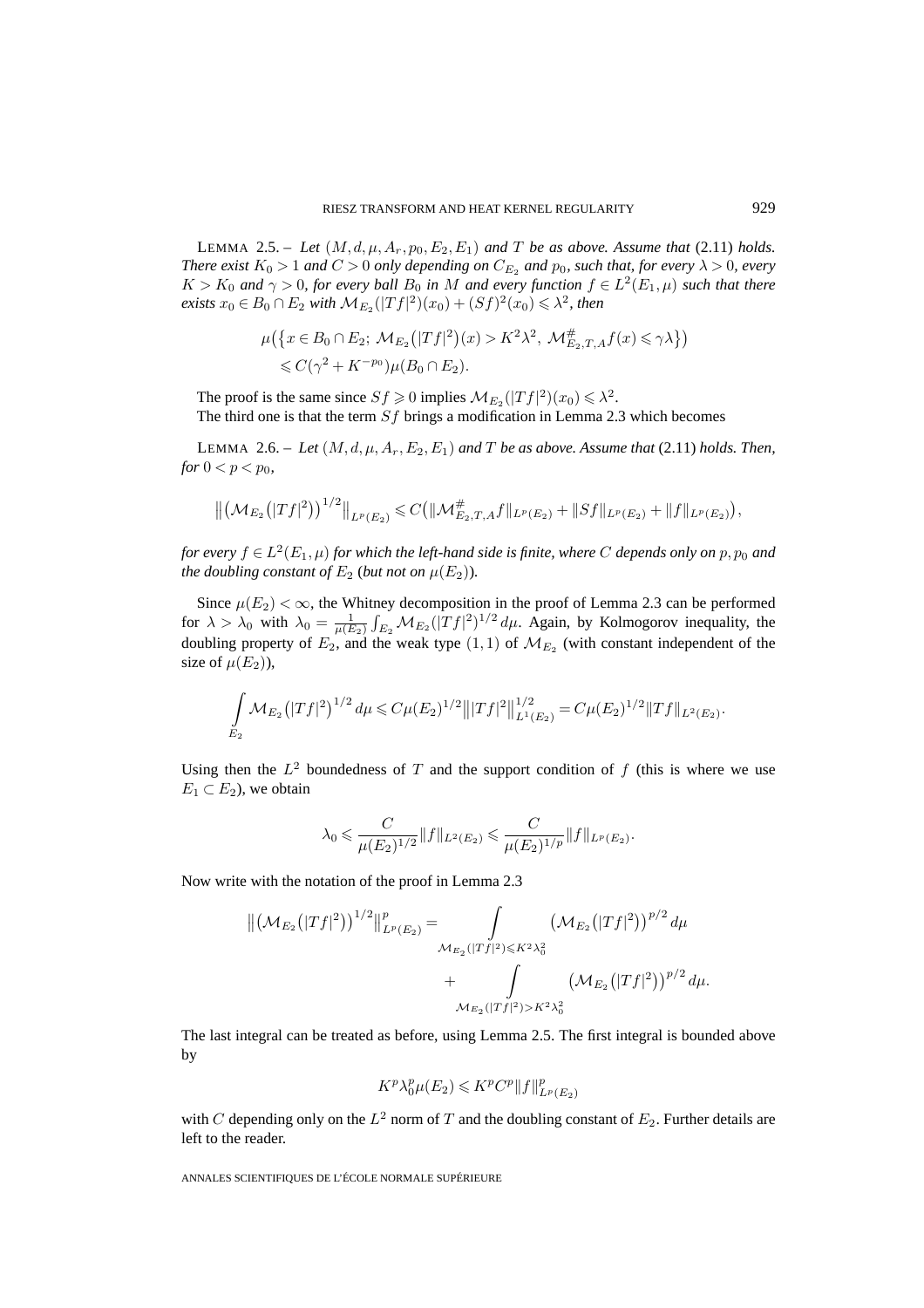LEMMA 2.5. – *Let $(M, d, \mu, A_r, p_0, E_2, E_1)$ and $T$ be as above. Assume that* (2.11) *holds. There exist $K_0 > 1$ and $C > 0$ only depending on $C_{E_2}$ and $p_0$, such that, for every $\lambda > 0$, every $K > K_0$ and $\gamma > 0$, for every ball $B_0$ in $M$ and every function $f \in L^2(E_1, \mu)$ such that there exists $x_0 \in B_0 \cap E_2$ with $\mathcal{M}_{E_2}(|Tf|^2)(x_0) + (Sf)^2(x_0) \leqslant \lambda^2$, then*

$$
\begin{aligned}
&\mu\big(\big\{x \in B_0 \cap E_2;\ \mathcal{M}_{E_2}\big(|Tf|^2\big)(x) > K^2\lambda^2,\ \mathcal{M}^{\#}_{E_2,T,A}f(x) \leqslant \gamma\lambda\big\}\big)\\
&\quad \leqslant C(\gamma^2 + K^{-p_0})\mu(B_0 \cap E_2).
\end{aligned}
$$

The proof is the same since $Sf \geqslant 0$ implies $\mathcal{M}_{E_2}(|Tf|^2)(x_0) \leqslant \lambda^2$.

The third one is that the term $Sf$ brings a modification in Lemma 2.3 which becomes

LEMMA 2.6. – *Let $(M, d, \mu, A_r, E_2, E_1)$ and $T$ be as above. Assume that* (2.11) *holds. Then, for $0 < p < p_0$,*

$$
\big\|\big(\mathcal{M}_{E_2}\big(|Tf|^2\big)\big)^{1/2}\big\|_{L^p(E_2)} \leqslant C\big(\|\mathcal{M}^{\#}_{E_2,T,A}f\|_{L^p(E_2)} + \|Sf\|_{L^p(E_2)} + \|f\|_{L^p(E_2)}\big),
$$

*for every $f \in L^2(E_1, \mu)$ for which the left-hand side is finite, where $C$ depends only on $p, p_0$ and the doubling constant of $E_2$ (but not on $\mu(E_2)$).*

Since $\mu(E_2) < \infty$, the Whitney decomposition in the proof of Lemma 2.3 can be performed for $\lambda > \lambda_0$ with $\lambda_0 = \frac{1}{\mu(E_2)} \int_{E_2} \mathcal{M}_{E_2}(|Tf|^2)^{1/2}\, d\mu$. Again, by Kolmogorov inequality, the doubling property of $E_2$, and the weak type $(1,1)$ of $\mathcal{M}_{E_2}$ (with constant independent of the size of $\mu(E_2)$),

$$
\int_{E_2} \mathcal{M}_{E_2}\big(|Tf|^2\big)^{1/2}\, d\mu \leqslant C\mu(E_2)^{1/2}\big\||Tf|^2\big\|^{1/2}_{L^1(E_2)} = C\mu(E_2)^{1/2}\|Tf\|_{L^2(E_2)}.
$$

Using then the $L^2$ boundedness of $T$ and the support condition of $f$ (this is where we use $E_1 \subset E_2$), we obtain

$$
\lambda_0 \leqslant \frac{C}{\mu(E_2)^{1/2}}\|f\|_{L^2(E_2)} \leqslant \frac{C}{\mu(E_2)^{1/p}}\|f\|_{L^p(E_2)}.
$$

Now write with the notation of the proof in Lemma 2.3

$$
\begin{aligned}
\big\|\big(\mathcal{M}_{E_2}\big(|Tf|^2\big)\big)^{1/2}\big\|^p_{L^p(E_2)} &= \int_{\mathcal{M}_{E_2}(|Tf|^2) \leqslant K^2\lambda_0^2} \big(\mathcal{M}_{E_2}\big(|Tf|^2\big)\big)^{p/2}\, d\mu\\
&\quad + \int_{\mathcal{M}_{E_2}(|Tf|^2) > K^2\lambda_0^2} \big(\mathcal{M}_{E_2}\big(|Tf|^2\big)\big)^{p/2}\, d\mu.
\end{aligned}
$$

The last integral can be treated as before, using Lemma 2.5. The first integral is bounded above by

$$
K^p\lambda_0^p\mu(E_2) \leqslant K^pC^p\|f\|^p_{L^p(E_2)}
$$

with $C$ depending only on the $L^2$ norm of $T$ and the doubling constant of $E_2$. Further details are left to the reader.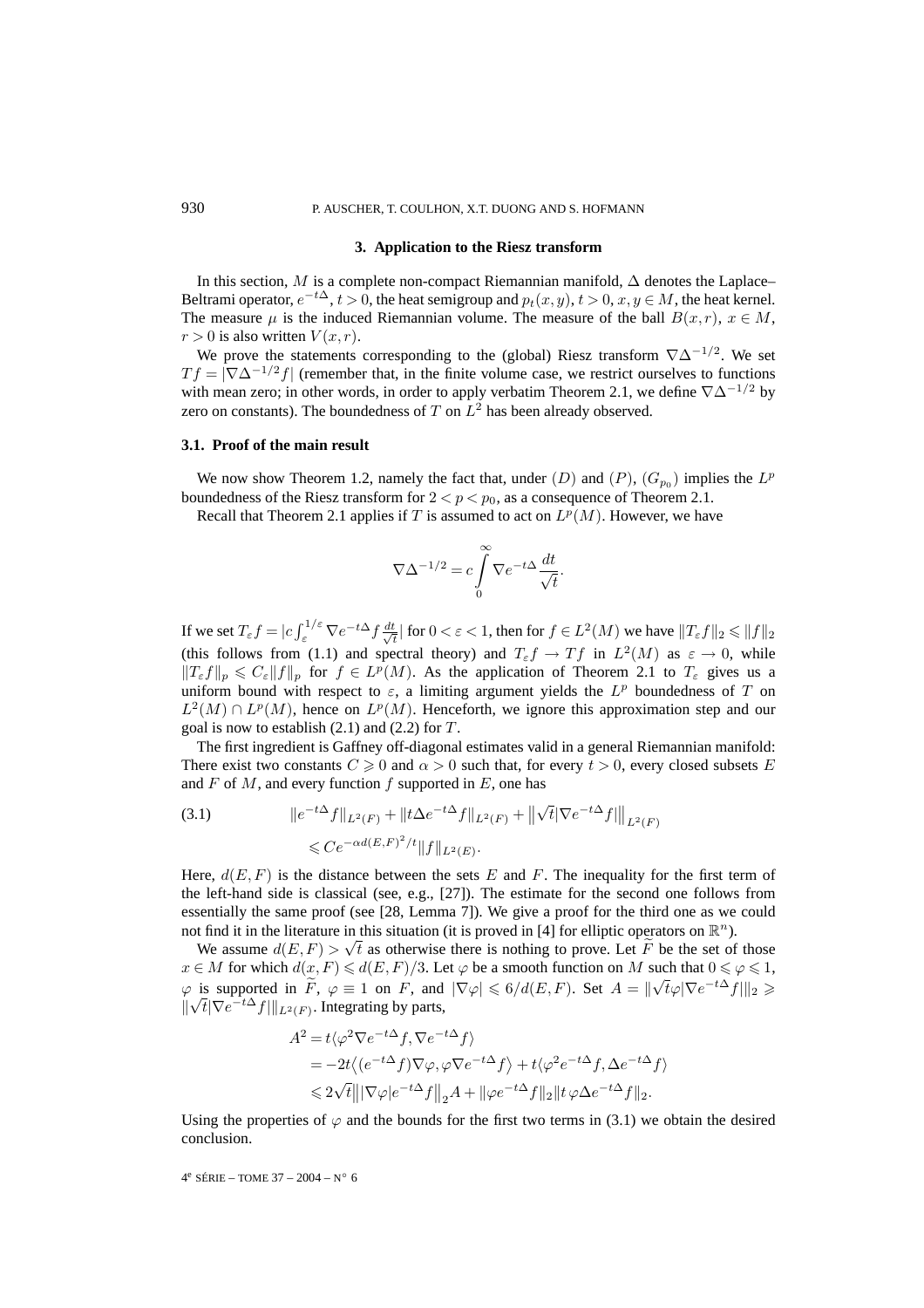## 3. Application to the Riesz transform

In this section, $M$ is a complete non-compact Riemannian manifold, $\Delta$ denotes the Laplace–Beltrami operator, $e^{-t\Delta}$, $t>0$, the heat semigroup and $p_t(x,y)$, $t>0$, $x,y\in M$, the heat kernel. The measure $\mu$ is the induced Riemannian volume. The measure of the ball $B(x,r)$, $x\in M$, $r>0$ is also written $V(x,r)$.

We prove the statements corresponding to the (global) Riesz transform $\nabla\Delta^{-1/2}$. We set $Tf=|\nabla\Delta^{-1/2}f|$ (remember that, in the finite volume case, we restrict ourselves to functions with mean zero; in other words, in order to apply verbatim Theorem 2.1, we define $\nabla\Delta^{-1/2}$ by zero on constants). The boundedness of $T$ on $L^2$ has been already observed.

### 3.1. Proof of the main result

We now show Theorem 1.2, namely the fact that, under $(D)$ and $(P)$, $(G_{p_0})$ implies the $L^p$ boundedness of the Riesz transform for $2<p<p_0$, as a consequence of Theorem 2.1.

Recall that Theorem 2.1 applies if $T$ is assumed to act on $L^p(M)$. However, we have

$$\nabla\Delta^{-1/2}=c\int_0^\infty \nabla e^{-t\Delta}\frac{dt}{\sqrt{t}}.$$

If we set $T_\varepsilon f=|c\int_\varepsilon^{1/\varepsilon}\nabla e^{-t\Delta}f\frac{dt}{\sqrt{t}}|$ for $0<\varepsilon<1$, then for $f\in L^2(M)$ we have $\|T_\varepsilon f\|_2\leqslant\|f\|_2$ (this follows from (1.1) and spectral theory) and $T_\varepsilon f\to Tf$ in $L^2(M)$ as $\varepsilon\to 0$, while $\|T_\varepsilon f\|_p\leqslant C_\varepsilon\|f\|_p$ for $f\in L^p(M)$. As the application of Theorem 2.1 to $T_\varepsilon$ gives us a uniform bound with respect to $\varepsilon$, a limiting argument yields the $L^p$ boundedness of $T$ on $L^2(M)\cap L^p(M)$, hence on $L^p(M)$. Henceforth, we ignore this approximation step and our goal is now to establish (2.1) and (2.2) for $T$.

The first ingredient is Gaffney off-diagonal estimates valid in a general Riemannian manifold: There exist two constants $C\geqslant 0$ and $\alpha>0$ such that, for every $t>0$, every closed subsets $E$ and $F$ of $M$, and every function $f$ supported in $E$, one has

$$\begin{aligned}(3.1)\qquad &\|e^{-t\Delta}f\|_{L^2(F)}+\|t\Delta e^{-t\Delta}f\|_{L^2(F)}+\big\|\sqrt{t}|\nabla e^{-t\Delta}f|\big\|_{L^2(F)}\\ &\leqslant Ce^{-\alpha d(E,F)^2/t}\|f\|_{L^2(E)}.\end{aligned}$$

Here, $d(E,F)$ is the distance between the sets $E$ and $F$. The inequality for the first term of the left-hand side is classical (see, e.g., [27]). The estimate for the second one follows from essentially the same proof (see [28, Lemma 7]). We give a proof for the third one as we could not find it in the literature in this situation (it is proved in [4] for elliptic operators on $\mathbb{R}^n$).

We assume $d(E,F)>\sqrt{t}$ as otherwise there is nothing to prove. Let $\widetilde{F}$ be the set of those $x\in M$ for which $d(x,F)\leqslant d(E,F)/3$. Let $\varphi$ be a smooth function on $M$ such that $0\leqslant\varphi\leqslant 1$, $\varphi$ is supported in $\widetilde{F}$, $\varphi\equiv 1$ on $F$, and $|\nabla\varphi|\leqslant 6/d(E,F)$. Set $A=\|\sqrt{t}\varphi|\nabla e^{-t\Delta}f|\|_2\geqslant\|\sqrt{t}|\nabla e^{-t\Delta}f|\|_{L^2(F)}$. Integrating by parts,

$$\begin{aligned}A^2&=t\langle\varphi^2\nabla e^{-t\Delta}f,\nabla e^{-t\Delta}f\rangle\\ &=-2t\big\langle(e^{-t\Delta}f)\nabla\varphi,\varphi\nabla e^{-t\Delta}f\big\rangle+t\langle\varphi^2e^{-t\Delta}f,\Delta e^{-t\Delta}f\rangle\\ &\leqslant 2\sqrt{t}\big\||\nabla\varphi|e^{-t\Delta}f\big\|_2A+\|\varphi e^{-t\Delta}f\|_2\|t\,\varphi\Delta e^{-t\Delta}f\|_2.\end{aligned}$$

Using the properties of $\varphi$ and the bounds for the first two terms in (3.1) we obtain the desired conclusion.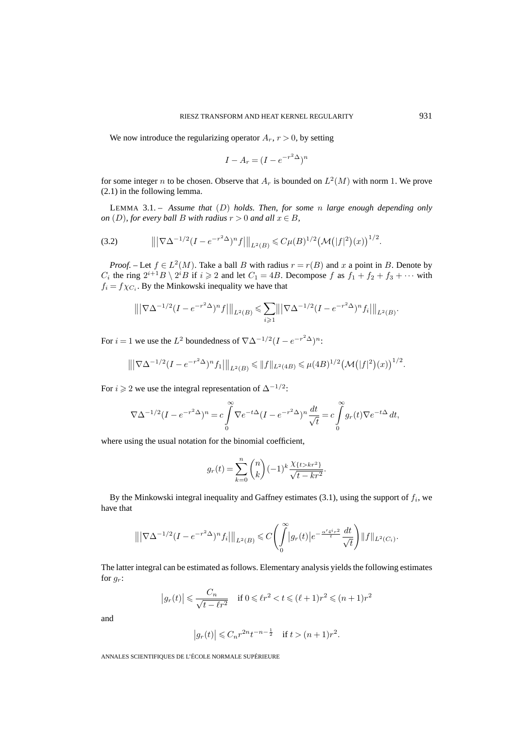We now introduce the regularizing operator $A_r$, $r>0$, by setting

$$I-A_r=(I-e^{-r^2\Delta})^n$$

for some integer $n$ to be chosen. Observe that $A_r$ is bounded on $L^2(M)$ with norm 1. We prove (2.1) in the following lemma.

LEMMA 3.1. – *Assume that* $(D)$ *holds. Then, for some* $n$ *large enough depending only on* $(D)$*, for every ball* $B$ *with radius* $r>0$ *and all* $x\in B$,

$$\big\||\nabla\Delta^{-1/2}(I-e^{-r^2\Delta})^n f|\big\|_{L^2(B)}\leqslant C\mu(B)^{1/2}\big(\mathcal{M}\big(|f|^2\big)(x)\big)^{1/2}. \tag{3.2}$$

*Proof.* – Let $f\in L^2(M)$. Take a ball $B$ with radius $r=r(B)$ and $x$ a point in $B$. Denote by $C_i$ the ring $2^{i+1}B\setminus 2^iB$ if $i\geqslant 2$ and let $C_1=4B$. Decompose $f$ as $f_1+f_2+f_3+\cdots$ with $f_i=f\chi_{C_i}$. By the Minkowski inequality we have that

$$\big\||\nabla\Delta^{-1/2}(I-e^{-r^2\Delta})^n f|\big\|_{L^2(B)}\leqslant\sum_{i\geqslant 1}\big\||\nabla\Delta^{-1/2}(I-e^{-r^2\Delta})^n f_i|\big\|_{L^2(B)}.$$

For $i=1$ we use the $L^2$ boundedness of $\nabla\Delta^{-1/2}(I-e^{-r^2\Delta})^n$:

$$\big\||\nabla\Delta^{-1/2}(I-e^{-r^2\Delta})^n f_1|\big\|_{L^2(B)}\leqslant\|f\|_{L^2(4B)}\leqslant\mu(4B)^{1/2}\big(\mathcal{M}\big(|f|^2\big)(x)\big)^{1/2}.$$

For $i\geqslant 2$ we use the integral representation of $\Delta^{-1/2}$:

$$\nabla\Delta^{-1/2}(I-e^{-r^2\Delta})^n=c\int_0^\infty\nabla e^{-t\Delta}(I-e^{-r^2\Delta})^n\frac{dt}{\sqrt{t}}=c\int_0^\infty g_r(t)\nabla e^{-t\Delta}\,dt,$$

where using the usual notation for the binomial coefficient,

$$g_r(t)=\sum_{k=0}^n\binom{n}{k}(-1)^k\frac{\chi_{\{t>kr^2\}}}{\sqrt{t-kr^2}}.$$

By the Minkowski integral inequality and Gaffney estimates (3.1), using the support of $f_i$, we have that

$$\big\||\nabla\Delta^{-1/2}(I-e^{-r^2\Delta})^n f_i|\big\|_{L^2(B)}\leqslant C\left(\int_0^\infty\big|g_r(t)\big|e^{-\frac{\alpha' 4^i r^2}{t}}\frac{dt}{\sqrt{t}}\right)\|f\|_{L^2(C_i)}.$$

The latter integral can be estimated as follows. Elementary analysis yields the following estimates for $g_r$:

$$\big|g_r(t)\big|\leqslant\frac{C_n}{\sqrt{t-\ell r^2}}\quad\text{if } 0\leqslant\ell r^2<t\leqslant(\ell+1)r^2\leqslant(n+1)r^2$$

and

$$\big|g_r(t)\big|\leqslant C_n r^{2n}t^{-n-\frac{1}{2}}\quad\text{if } t>(n+1)r^2.$$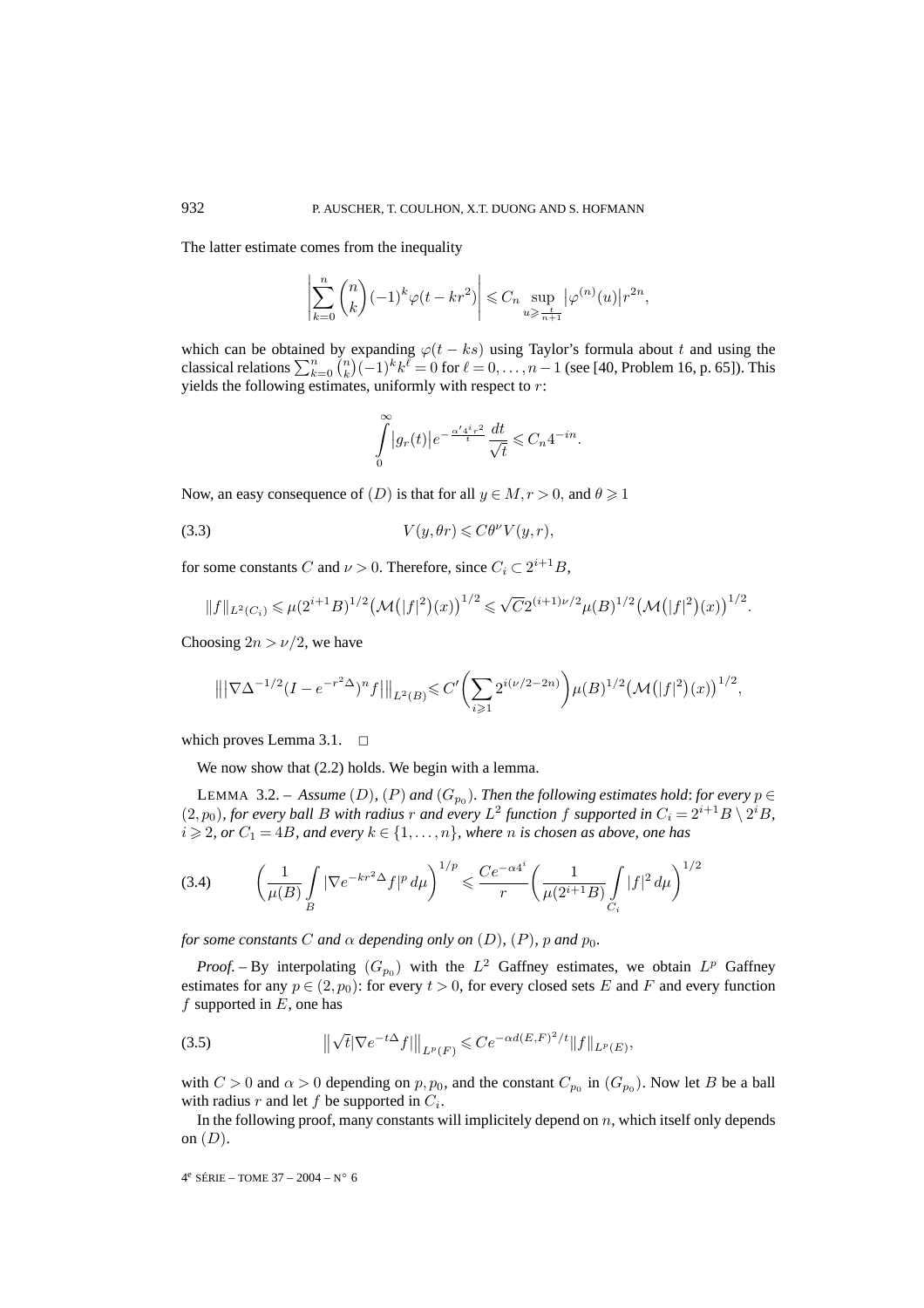The latter estimate comes from the inequality

$$\left|\sum_{k=0}^{n}\binom{n}{k}(-1)^k\varphi(t-kr^2)\right| \leqslant C_n \sup_{u\geqslant \frac{t}{n+1}} \left|\varphi^{(n)}(u)\right| r^{2n},$$

which can be obtained by expanding $\varphi(t-ks)$ using Taylor's formula about $t$ and using the classical relations $\sum_{k=0}^{n}\binom{n}{k}(-1)^k k^\ell = 0$ for $\ell = 0,\dots,n-1$ (see [40, Problem 16, p. 65]). This yields the following estimates, uniformly with respect to $r$:

$$\int_0^\infty \left|g_r(t)\right| e^{-\frac{\alpha' 4^i r^2}{t}} \frac{dt}{\sqrt{t}} \leqslant C_n 4^{-in}.$$

Now, an easy consequence of $(D)$ is that for all $y \in M, r > 0,$ and $\theta \geqslant 1$

$$V(y,\theta r) \leqslant C\theta^\nu V(y,r), \tag{3.3}$$

for some constants $C$ and $\nu > 0$. Therefore, since $C_i \subset 2^{i+1}B$,

$$\|f\|_{L^2(C_i)} \leqslant \mu(2^{i+1}B)^{1/2}\big(\mathcal{M}\big(|f|^2\big)(x)\big)^{1/2} \leqslant \sqrt{C}2^{(i+1)\nu/2}\mu(B)^{1/2}\big(\mathcal{M}\big(|f|^2\big)(x)\big)^{1/2}.$$

Choosing $2n > \nu/2$, we have

$$\big\|\big|\nabla\Delta^{-1/2}(I-e^{-r^2\Delta})^n f\big|\big\|_{L^2(B)} \leqslant C'\bigg(\sum_{i\geqslant 1}2^{i(\nu/2-2n)}\bigg)\mu(B)^{1/2}\big(\mathcal{M}\big(|f|^2\big)(x)\big)^{1/2},$$

which proves Lemma 3.1. $\square$

We now show that (2.2) holds. We begin with a lemma.

LEMMA 3.2. – *Assume $(D)$, $(P)$ and $(G_{p_0})$. Then the following estimates hold: for every $p \in (2,p_0)$, for every ball $B$ with radius $r$ and every $L^2$ function $f$ supported in $C_i = 2^{i+1}B \setminus 2^iB$, $i \geqslant 2$, or $C_1 = 4B$, and every $k \in \{1,\dots,n\}$, where $n$ is chosen as above, one has*

$$\left(\frac{1}{\mu(B)}\int_B |\nabla e^{-kr^2\Delta}f|^p\,d\mu\right)^{1/p} \leqslant \frac{Ce^{-\alpha 4^i}}{r}\left(\frac{1}{\mu(2^{i+1}B)}\int_{C_i}|f|^2\,d\mu\right)^{1/2} \tag{3.4}$$

*for some constants $C$ and $\alpha$ depending only on $(D)$, $(P)$, $p$ and $p_0$.*

*Proof.* – By interpolating $(G_{p_0})$ with the $L^2$ Gaffney estimates, we obtain $L^p$ Gaffney estimates for any $p \in (2,p_0)$: for every $t > 0$, for every closed sets $E$ and $F$ and every function $f$ supported in $E$, one has

$$\big\|\sqrt{t}|\nabla e^{-t\Delta}f|\big\|_{L^p(F)} \leqslant Ce^{-\alpha d(E,F)^2/t}\|f\|_{L^p(E)}, \tag{3.5}$$

with $C > 0$ and $\alpha > 0$ depending on $p, p_0$, and the constant $C_{p_0}$ in $(G_{p_0})$. Now let $B$ be a ball with radius $r$ and let $f$ be supported in $C_i$.

In the following proof, many constants will implicitely depend on $n$, which itself only depends on $(D)$.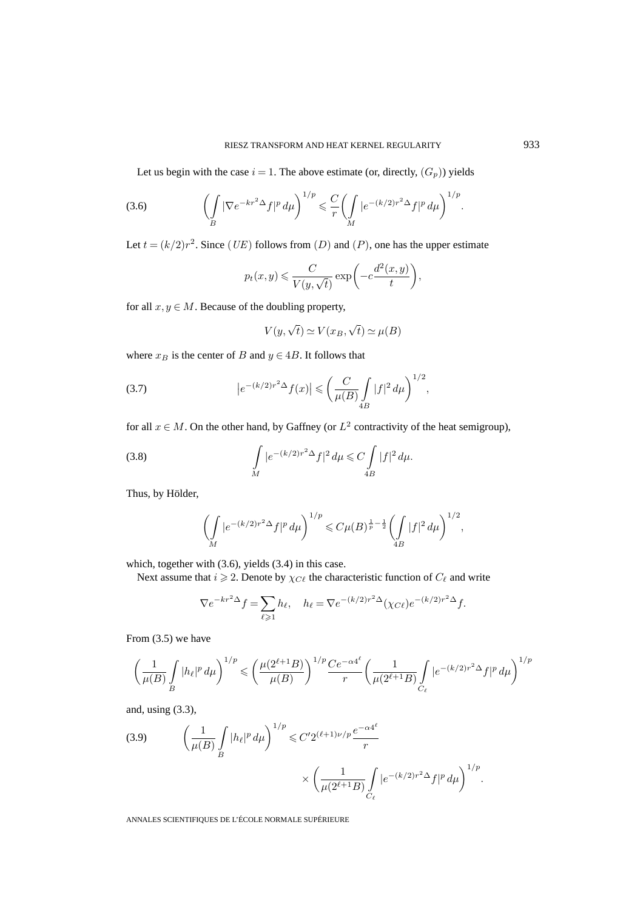Let us begin with the case $i=1$. The above estimate (or, directly, $(G_p)$) yields

$$\left(\int_B |\nabla e^{-kr^2\Delta} f|^p \, d\mu\right)^{1/p} \leqslant \frac{C}{r}\left(\int_M |e^{-(k/2)r^2\Delta} f|^p \, d\mu\right)^{1/p}. \tag{3.6}$$

Let $t=(k/2)r^2$. Since $(UE)$ follows from $(D)$ and $(P)$, one has the upper estimate

$$p_t(x,y) \leqslant \frac{C}{V(y,\sqrt{t})} \exp\left(-c\frac{d^2(x,y)}{t}\right),$$

for all $x,y \in M$. Because of the doubling property,

$$V(y,\sqrt{t}) \simeq V(x_B,\sqrt{t}) \simeq \mu(B)$$

where $x_B$ is the center of $B$ and $y \in 4B$. It follows that

$$\left|e^{-(k/2)r^2\Delta} f(x)\right| \leqslant \left(\frac{C}{\mu(B)}\int_{4B} |f|^2 \, d\mu\right)^{1/2}, \tag{3.7}$$

for all $x \in M$. On the other hand, by Gaffney (or $L^2$ contractivity of the heat semigroup),

$$\int_M |e^{-(k/2)r^2\Delta} f|^2 \, d\mu \leqslant C\int_{4B} |f|^2 \, d\mu. \tag{3.8}$$

Thus, by Hölder,

$$\left(\int_M |e^{-(k/2)r^2\Delta} f|^p \, d\mu\right)^{1/p} \leqslant C\mu(B)^{\frac{1}{p}-\frac{1}{2}}\left(\int_{4B} |f|^2 \, d\mu\right)^{1/2},$$

which, together with (3.6), yields (3.4) in this case.

Next assume that $i \geqslant 2$. Denote by $\chi_{C\ell}$ the characteristic function of $C_\ell$ and write

$$\nabla e^{-kr^2\Delta} f = \sum_{\ell\geqslant 1} h_\ell, \quad h_\ell = \nabla e^{-(k/2)r^2\Delta}(\chi_{C\ell}) e^{-(k/2)r^2\Delta} f.$$

From (3.5) we have

$$\left(\frac{1}{\mu(B)}\int_B |h_\ell|^p \, d\mu\right)^{1/p} \leqslant \left(\frac{\mu(2^{\ell+1}B)}{\mu(B)}\right)^{1/p} \frac{Ce^{-\alpha 4^\ell}}{r}\left(\frac{1}{\mu(2^{\ell+1}B)}\int_{C_\ell} |e^{-(k/2)r^2\Delta} f|^p \, d\mu\right)^{1/p}$$

and, using (3.3),

$$\left(\frac{1}{\mu(B)}\int_B |h_\ell|^p \, d\mu\right)^{1/p} \leqslant C' 2^{(\ell+1)\nu/p} \frac{e^{-\alpha 4^\ell}}{r} \times \left(\frac{1}{\mu(2^{\ell+1}B)}\int_{C_\ell} |e^{-(k/2)r^2\Delta} f|^p \, d\mu\right)^{1/p}. \tag{3.9}$$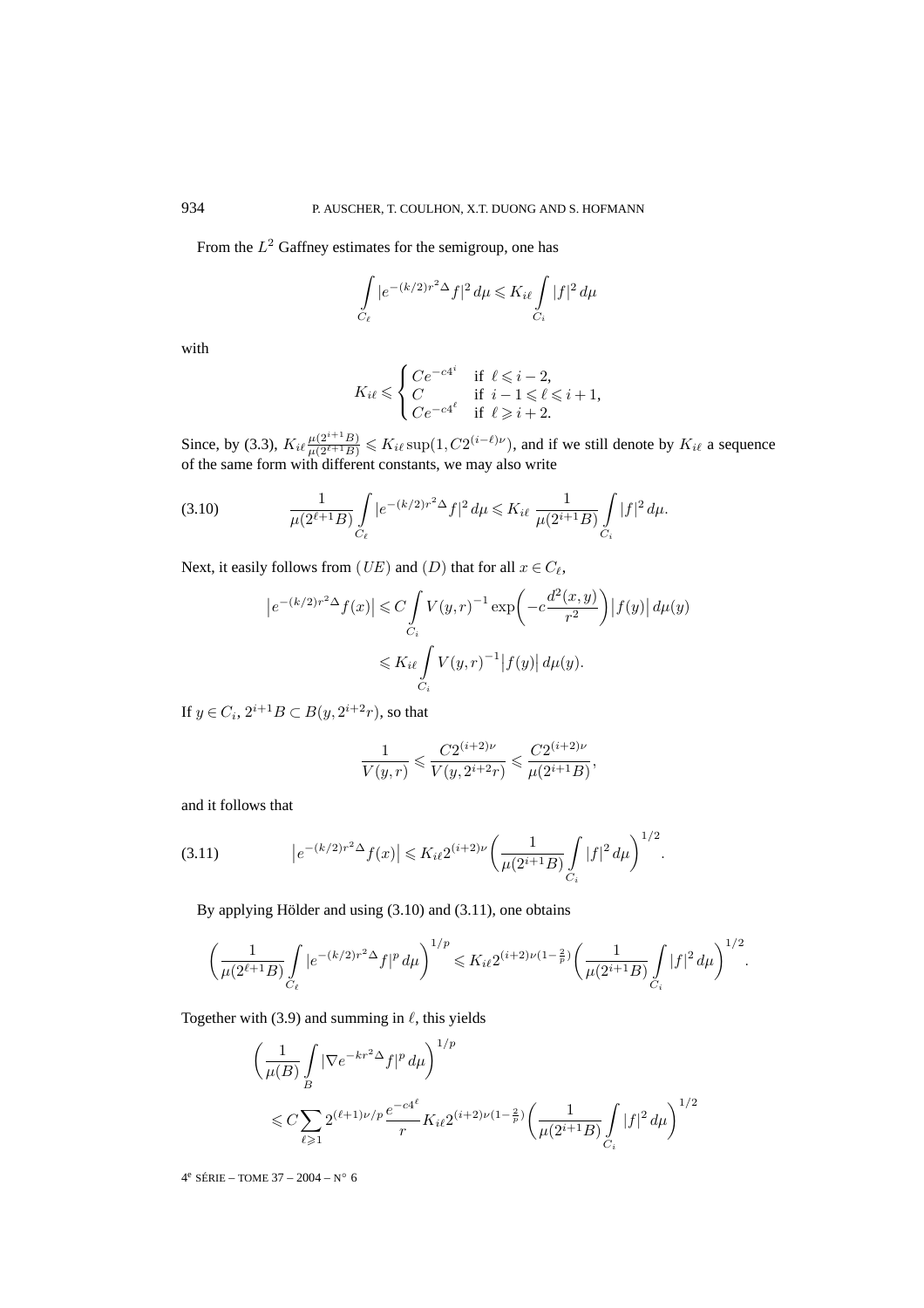From the $L^2$ Gaffney estimates for the semigroup, one has

$$\int_{C_\ell} |e^{-(k/2)r^2\Delta} f|^2 \, d\mu \leqslant K_{i\ell} \int_{C_i} |f|^2 \, d\mu$$

with

$$K_{i\ell} \leqslant \begin{cases} Ce^{-c4^i} & \text{if } \ell \leqslant i-2, \\ C & \text{if } i-1 \leqslant \ell \leqslant i+1, \\ Ce^{-c4^\ell} & \text{if } \ell \geqslant i+2. \end{cases}$$

Since, by (3.3), $K_{i\ell}\frac{\mu(2^{i+1}B)}{\mu(2^{\ell+1}B)} \leqslant K_{i\ell}\sup(1, C2^{(i-\ell)\nu})$, and if we still denote by $K_{i\ell}$ a sequence of the same form with different constants, we may also write

$$\frac{1}{\mu(2^{\ell+1}B)} \int_{C_\ell} |e^{-(k/2)r^2\Delta} f|^2 \, d\mu \leqslant K_{i\ell} \, \frac{1}{\mu(2^{i+1}B)} \int_{C_i} |f|^2 \, d\mu. \tag{3.10}$$

Next, it easily follows from $(UE)$ and $(D)$ that for all $x \in C_\ell$,

$$\begin{aligned} \left| e^{-(k/2)r^2\Delta} f(x) \right| &\leqslant C \int_{C_i} V(y,r)^{-1} \exp\left( -c\frac{d^2(x,y)}{r^2} \right) \left| f(y) \right| d\mu(y) \\ &\leqslant K_{i\ell} \int_{C_i} V(y,r)^{-1} \left| f(y) \right| d\mu(y). \end{aligned}$$

If $y \in C_i$, $2^{i+1}B \subset B(y, 2^{i+2}r)$, so that

$$\frac{1}{V(y,r)} \leqslant \frac{C2^{(i+2)\nu}}{V(y, 2^{i+2}r)} \leqslant \frac{C2^{(i+2)\nu}}{\mu(2^{i+1}B)},$$

and it follows that

$$\left| e^{-(k/2)r^2\Delta} f(x) \right| \leqslant K_{i\ell} 2^{(i+2)\nu} \left( \frac{1}{\mu(2^{i+1}B)} \int_{C_i} |f|^2 \, d\mu \right)^{1/2}. \tag{3.11}$$

By applying Hölder and using (3.10) and (3.11), one obtains

$$\left( \frac{1}{\mu(2^{\ell+1}B)} \int_{C_\ell} |e^{-(k/2)r^2\Delta} f|^p \, d\mu \right)^{1/p} \leqslant K_{i\ell} 2^{(i+2)\nu(1-\frac{2}{p})} \left( \frac{1}{\mu(2^{i+1}B)} \int_{C_i} |f|^2 \, d\mu \right)^{1/2}.$$

Together with (3.9) and summing in $\ell$, this yields

$$\begin{aligned} &\left( \frac{1}{\mu(B)} \int_B |\nabla e^{-kr^2\Delta} f|^p \, d\mu \right)^{1/p} \\ &\quad \leqslant C \sum_{\ell \geqslant 1} 2^{(\ell+1)\nu/p} \frac{e^{-c4^\ell}}{r} K_{i\ell} 2^{(i+2)\nu(1-\frac{2}{p})} \left( \frac{1}{\mu(2^{i+1}B)} \int_{C_i} |f|^2 \, d\mu \right)^{1/2} \end{aligned}$$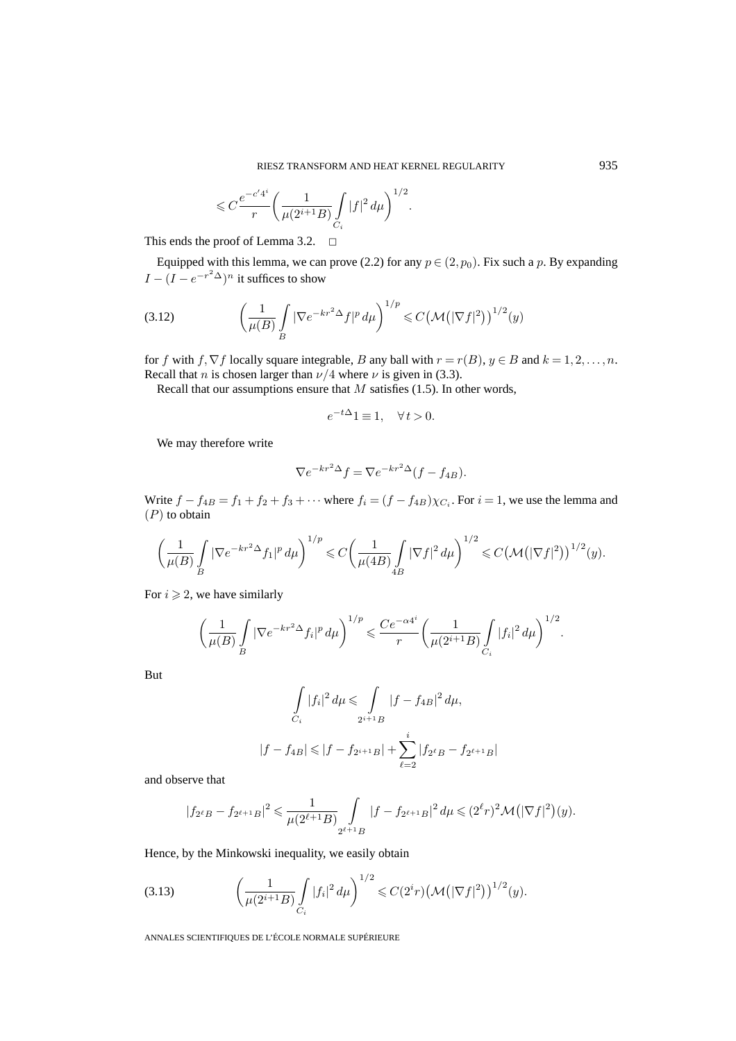$$\leqslant C\frac{e^{-c'4^i}}{r}\left(\frac{1}{\mu(2^{i+1}B)}\int\limits_{C_i}|f|^2\,d\mu\right)^{1/2}.$$

This ends the proof of Lemma 3.2. $\square$

Equipped with this lemma, we can prove (2.2) for any $p\in(2,p_0)$. Fix such a $p$. By expanding $I-(I-e^{-r^2\Delta})^n$ it suffices to show

$$\left(\frac{1}{\mu(B)}\int\limits_{B}|\nabla e^{-kr^2\Delta}f|^p\,d\mu\right)^{1/p}\leqslant C\big(\mathcal{M}\big(|\nabla f|^2\big)\big)^{1/2}(y) \tag{3.12}$$

for $f$ with $f,\nabla f$ locally square integrable, $B$ any ball with $r=r(B)$, $y\in B$ and $k=1,2,\ldots,n$. Recall that $n$ is chosen larger than $\nu/4$ where $\nu$ is given in (3.3).

Recall that our assumptions ensure that $M$ satisfies (1.5). In other words,

$$e^{-t\Delta}1\equiv 1,\quad \forall\, t>0.$$

We may therefore write

$$\nabla e^{-kr^2\Delta}f=\nabla e^{-kr^2\Delta}(f-f_{4B}).$$

Write $f-f_{4B}=f_1+f_2+f_3+\cdots$ where $f_i=(f-f_{4B})\chi_{C_i}$. For $i=1$, we use the lemma and $(P)$ to obtain

$$\left(\frac{1}{\mu(B)}\int\limits_{B}|\nabla e^{-kr^2\Delta}f_1|^p\,d\mu\right)^{1/p}\leqslant C\left(\frac{1}{\mu(4B)}\int\limits_{4B}|\nabla f|^2\,d\mu\right)^{1/2}\leqslant C\big(\mathcal{M}\big(|\nabla f|^2\big)\big)^{1/2}(y).$$

For $i\geqslant 2$, we have similarly

$$\left(\frac{1}{\mu(B)}\int\limits_{B}|\nabla e^{-kr^2\Delta}f_i|^p\,d\mu\right)^{1/p}\leqslant \frac{Ce^{-\alpha 4^i}}{r}\left(\frac{1}{\mu(2^{i+1}B)}\int\limits_{C_i}|f_i|^2\,d\mu\right)^{1/2}.$$

But

$$\int\limits_{C_i}|f_i|^2\,d\mu\leqslant\int\limits_{2^{i+1}B}|f-f_{4B}|^2\,d\mu,$$

$$|f-f_{4B}|\leqslant|f-f_{2^{i+1}B}|+\sum_{\ell=2}^{i}|f_{2^\ell B}-f_{2^{\ell+1}B}|$$

and observe that

$$|f_{2^\ell B}-f_{2^{\ell+1}B}|^2\leqslant\frac{1}{\mu(2^{\ell+1}B)}\int\limits_{2^{\ell+1}B}|f-f_{2^{\ell+1}B}|^2\,d\mu\leqslant(2^\ell r)^2\mathcal{M}\big(|\nabla f|^2\big)(y).$$

Hence, by the Minkowski inequality, we easily obtain

$$\left(\frac{1}{\mu(2^{i+1}B)}\int\limits_{C_i}|f_i|^2\,d\mu\right)^{1/2}\leqslant C(2^i r)\big(\mathcal{M}\big(|\nabla f|^2\big)\big)^{1/2}(y). \tag{3.13}$$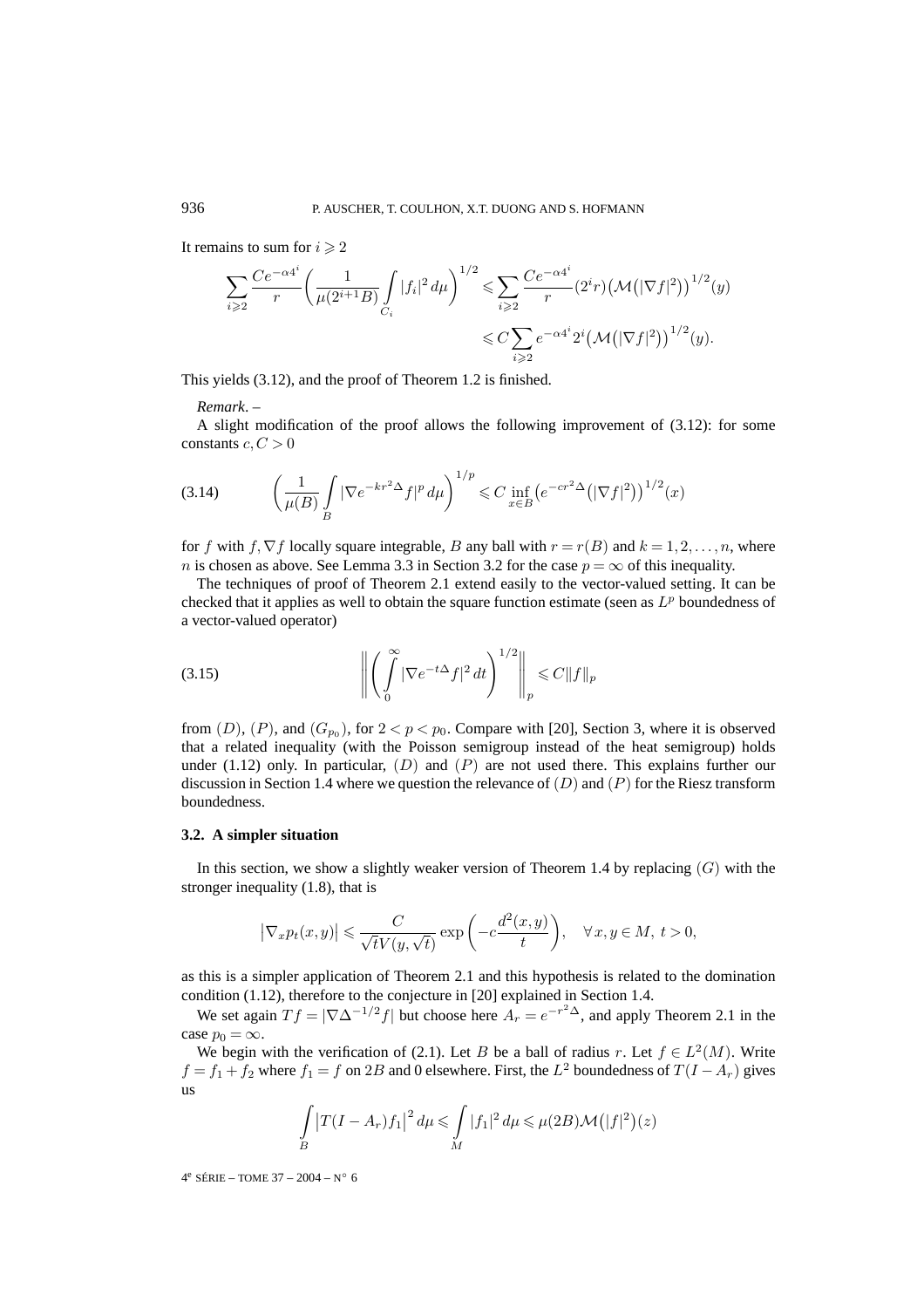It remains to sum for $i \geqslant 2$

$$\sum_{i\geqslant 2} \frac{Ce^{-\alpha 4^i}}{r}\left(\frac{1}{\mu(2^{i+1}B)}\int_{C_i}|f_i|^2\,d\mu\right)^{1/2} \leqslant \sum_{i\geqslant 2}\frac{Ce^{-\alpha 4^i}}{r}(2^i r)\big(\mathcal{M}\big(|\nabla f|^2\big)\big)^{1/2}(y)$$
$$\leqslant C\sum_{i\geqslant 2} e^{-\alpha 4^i}2^i\big(\mathcal{M}\big(|\nabla f|^2\big)\big)^{1/2}(y).$$

This yields (3.12), and the proof of Theorem 1.2 is finished.

*Remark*. –

A slight modification of the proof allows the following improvement of (3.12): for some constants $c, C > 0$

$$\left(\frac{1}{\mu(B)}\int_B |\nabla e^{-kr^2\Delta} f|^p\,d\mu\right)^{1/p} \leqslant C\inf_{x\in B}\big(e^{-cr^2\Delta}\big(|\nabla f|^2\big)\big)^{1/2}(x) \tag{3.14}$$

for $f$ with $f, \nabla f$ locally square integrable, $B$ any ball with $r = r(B)$ and $k = 1, 2, \ldots, n$, where $n$ is chosen as above. See Lemma 3.3 in Section 3.2 for the case $p = \infty$ of this inequality.

The techniques of proof of Theorem 2.1 extend easily to the vector-valued setting. It can be checked that it applies as well to obtain the square function estimate (seen as $L^p$ boundedness of a vector-valued operator)

$$\left\|\left(\int_0^\infty |\nabla e^{-t\Delta} f|^2\,dt\right)^{1/2}\right\|_p \leqslant C\|f\|_p \tag{3.15}$$

from $(D)$, $(P)$, and $(G_{p_0})$, for $2 < p < p_0$. Compare with [20], Section 3, where it is observed that a related inequality (with the Poisson semigroup instead of the heat semigroup) holds under (1.12) only. In particular, $(D)$ and $(P)$ are not used there. This explains further our discussion in Section 1.4 where we question the relevance of $(D)$ and $(P)$ for the Riesz transform boundedness.

### 3.2. A simpler situation

In this section, we show a slightly weaker version of Theorem 1.4 by replacing $(G)$ with the stronger inequality (1.8), that is

$$\big|\nabla_x p_t(x,y)\big| \leqslant \frac{C}{\sqrt{t}V(y,\sqrt{t})}\exp\left(-c\frac{d^2(x,y)}{t}\right), \quad \forall x,y\in M,\ t>0,$$

as this is a simpler application of Theorem 2.1 and this hypothesis is related to the domination condition (1.12), therefore to the conjecture in [20] explained in Section 1.4.

We set again $Tf = |\nabla\Delta^{-1/2}f|$ but choose here $A_r = e^{-r^2\Delta}$, and apply Theorem 2.1 in the case $p_0 = \infty$.

We begin with the verification of (2.1). Let $B$ be a ball of radius $r$. Let $f \in L^2(M)$. Write $f = f_1 + f_2$ where $f_1 = f$ on $2B$ and 0 elsewhere. First, the $L^2$ boundedness of $T(I - A_r)$ gives us

$$\int_B \big|T(I-A_r)f_1\big|^2\,d\mu \leqslant \int_M |f_1|^2\,d\mu \leqslant \mu(2B)\mathcal{M}\big(|f|^2\big)(z)$$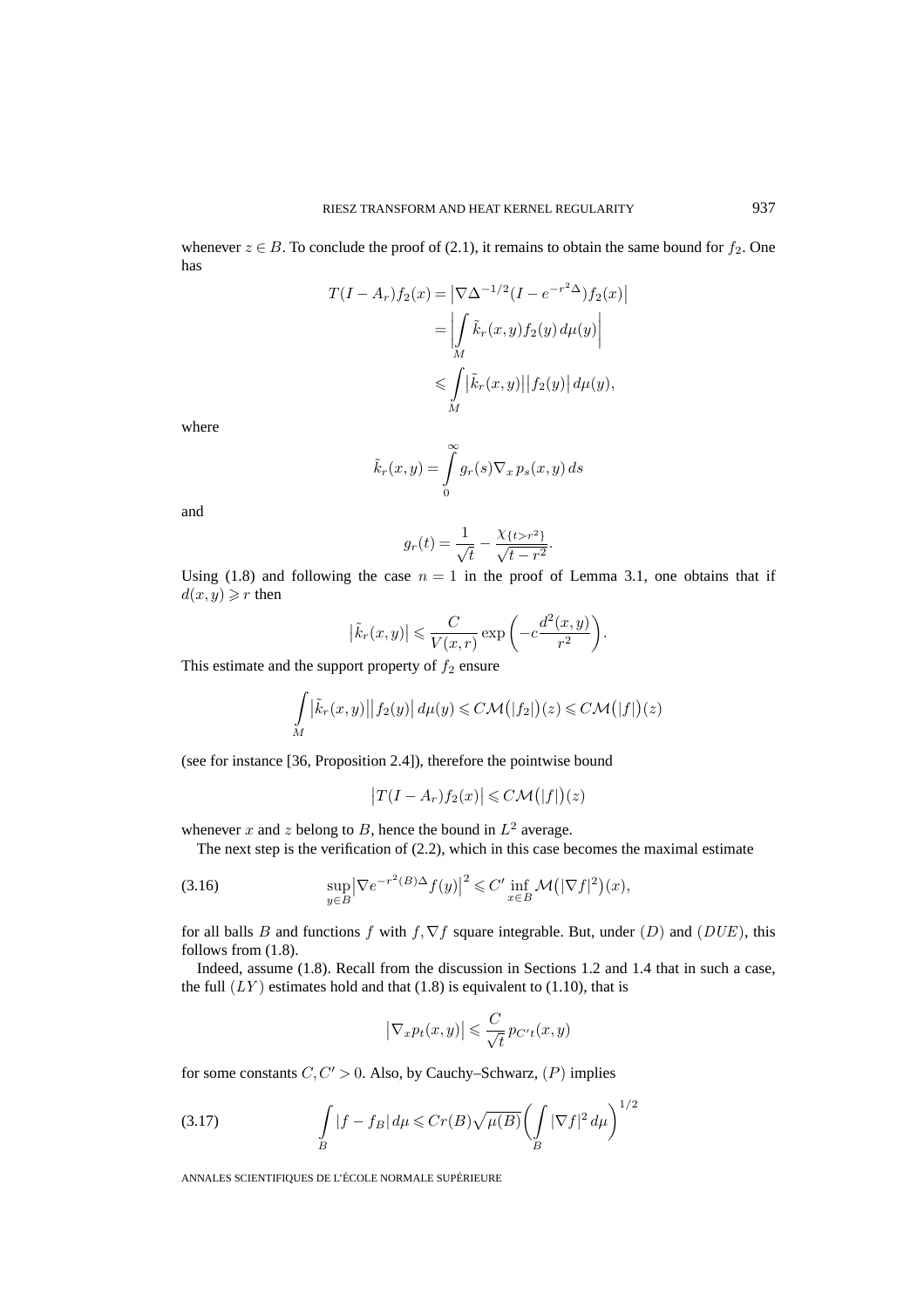whenever $z \in B$. To conclude the proof of (2.1), it remains to obtain the same bound for $f_2$. One has

$$
\begin{aligned}
T(I-A_r)f_2(x) &= \left|\nabla\Delta^{-1/2}(I-e^{-r^2\Delta})f_2(x)\right| \\
&= \left|\int\limits_M \tilde{k}_r(x,y)f_2(y)\,d\mu(y)\right| \\
&\leqslant \int\limits_M \left|\tilde{k}_r(x,y)\right|\left|f_2(y)\right|d\mu(y),
\end{aligned}
$$

where

$$
\tilde{k}_r(x,y) = \int\limits_0^\infty g_r(s)\nabla_x p_s(x,y)\,ds
$$

and

$$
g_r(t) = \frac{1}{\sqrt{t}} - \frac{\chi_{\{t>r^2\}}}{\sqrt{t-r^2}}.
$$

Using (1.8) and following the case $n=1$ in the proof of Lemma 3.1, one obtains that if $d(x,y) \geqslant r$ then

$$
\left|\tilde{k}_r(x,y)\right| \leqslant \frac{C}{V(x,r)}\exp\left(-c\frac{d^2(x,y)}{r^2}\right).
$$

This estimate and the support property of $f_2$ ensure

$$
\int\limits_M \left|\tilde{k}_r(x,y)\right|\left|f_2(y)\right|d\mu(y) \leqslant C\mathcal{M}\big(|f_2|\big)(z) \leqslant C\mathcal{M}\big(|f|\big)(z)
$$

(see for instance [36, Proposition 2.4]), therefore the pointwise bound

$$
\left|T(I-A_r)f_2(x)\right| \leqslant C\mathcal{M}\big(|f|\big)(z)
$$

whenever $x$ and $z$ belong to $B$, hence the bound in $L^2$ average.

The next step is the verification of (2.2), which in this case becomes the maximal estimate

$$
\sup_{y\in B}\left|\nabla e^{-r^2(B)\Delta}f(y)\right|^2 \leqslant C' \inf_{x\in B}\mathcal{M}\big(|\nabla f|^2\big)(x), \tag{3.16}
$$

for all balls $B$ and functions $f$ with $f, \nabla f$ square integrable. But, under $(D)$ and $(DUE)$, this follows from (1.8).

Indeed, assume (1.8). Recall from the discussion in Sections 1.2 and 1.4 that in such a case, the full $(LY)$ estimates hold and that (1.8) is equivalent to (1.10), that is

$$
\left|\nabla_x p_t(x,y)\right| \leqslant \frac{C}{\sqrt{t}}\, p_{C't}(x,y)
$$

for some constants $C, C' > 0$. Also, by Cauchy–Schwarz, $(P)$ implies

$$
\int\limits_B |f - f_B|\,d\mu \leqslant Cr(B)\sqrt{\mu(B)}\bigg(\int\limits_B |\nabla f|^2\,d\mu\bigg)^{1/2} \tag{3.17}
$$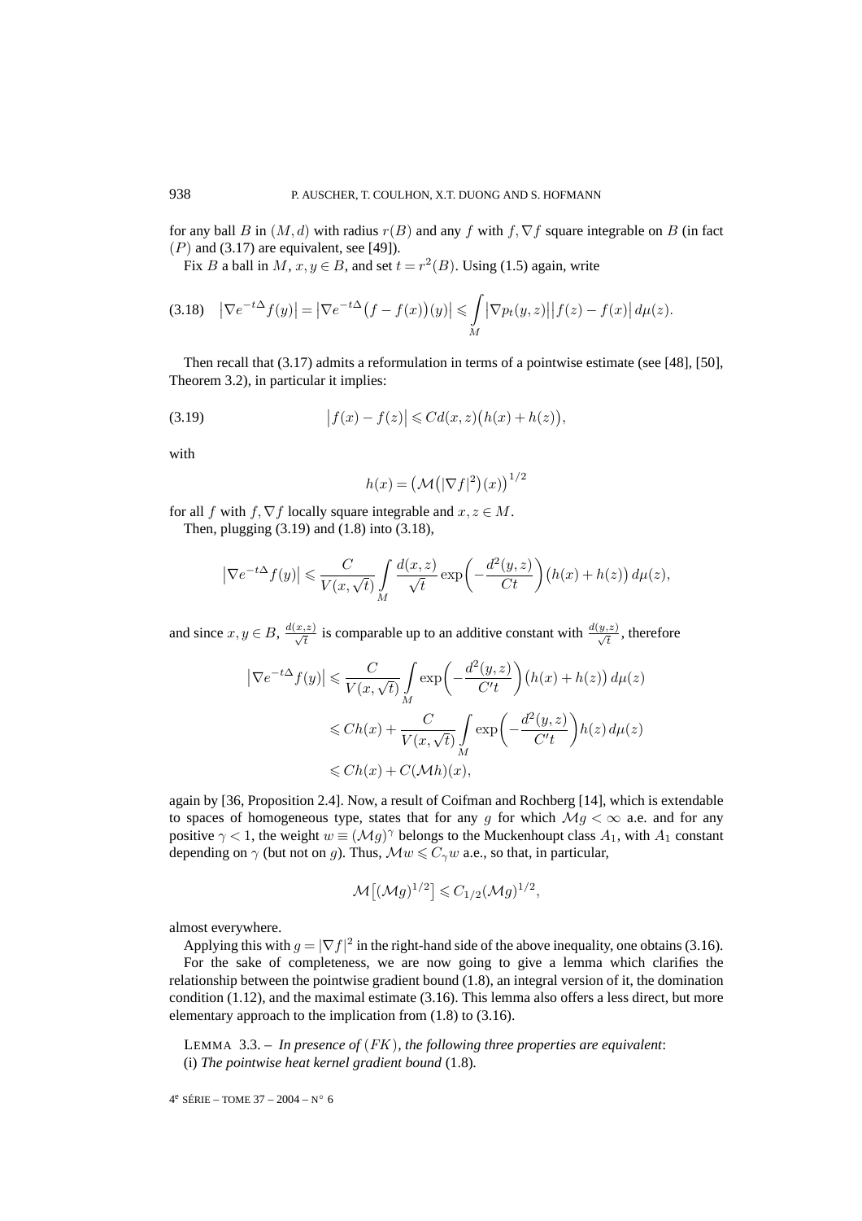for any ball $B$ in $(M,d)$ with radius $r(B)$ and any $f$ with $f, \nabla f$ square integrable on $B$ (in fact $(P)$ and (3.17) are equivalent, see [49]).

Fix $B$ a ball in $M$, $x, y \in B$, and set $t = r^2(B)$. Using (1.5) again, write

$$\big|\nabla e^{-t\Delta} f(y)\big| = \big|\nabla e^{-t\Delta}\big(f - f(x)\big)(y)\big| \leqslant \int_M \big|\nabla p_t(y,z)\big|\big|f(z) - f(x)\big|\, d\mu(z). \tag{3.18}$$

Then recall that (3.17) admits a reformulation in terms of a pointwise estimate (see [48], [50], Theorem 3.2), in particular it implies:

$$\big|f(x) - f(z)\big| \leqslant C d(x,z)\big(h(x) + h(z)\big), \tag{3.19}$$

with

$$h(x) = \big(\mathcal{M}\big(|\nabla f|^2\big)(x)\big)^{1/2}$$

for all $f$ with $f, \nabla f$ locally square integrable and $x, z \in M$.

Then, plugging (3.19) and (1.8) into (3.18),

$$\big|\nabla e^{-t\Delta} f(y)\big| \leqslant \frac{C}{V(x,\sqrt{t})} \int_M \frac{d(x,z)}{\sqrt{t}} \exp\bigg(-\frac{d^2(y,z)}{Ct}\bigg)\big(h(x) + h(z)\big)\, d\mu(z),$$

and since $x, y \in B$, $\frac{d(x,z)}{\sqrt{t}}$ is comparable up to an additive constant with $\frac{d(y,z)}{\sqrt{t}}$, therefore

$$\begin{aligned}
\big|\nabla e^{-t\Delta} f(y)\big| &\leqslant \frac{C}{V(x,\sqrt{t})} \int_M \exp\bigg(-\frac{d^2(y,z)}{C't}\bigg)\big(h(x) + h(z)\big)\, d\mu(z) \\
&\leqslant Ch(x) + \frac{C}{V(x,\sqrt{t})} \int_M \exp\bigg(-\frac{d^2(y,z)}{C't}\bigg) h(z)\, d\mu(z) \\
&\leqslant Ch(x) + C(\mathcal{M}h)(x),
\end{aligned}$$

again by [36, Proposition 2.4]. Now, a result of Coifman and Rochberg [14], which is extendable to spaces of homogeneous type, states that for any $g$ for which $\mathcal{M}g < \infty$ a.e. and for any positive $\gamma < 1$, the weight $w \equiv (\mathcal{M}g)^\gamma$ belongs to the Muckenhoupt class $A_1$, with $A_1$ constant depending on $\gamma$ (but not on $g$). Thus, $\mathcal{M}w \leqslant C_\gamma w$ a.e., so that, in particular,

$$\mathcal{M}\big[(\mathcal{M}g)^{1/2}\big] \leqslant C_{1/2}(\mathcal{M}g)^{1/2},$$

almost everywhere.

Applying this with $g = |\nabla f|^2$ in the right-hand side of the above inequality, one obtains (3.16).

For the sake of completeness, we are now going to give a lemma which clarifies the relationship between the pointwise gradient bound (1.8), an integral version of it, the domination condition (1.12), and the maximal estimate (3.16). This lemma also offers a less direct, but more elementary approach to the implication from (1.8) to (3.16).

LEMMA 3.3. – *In presence of $(FK)$, the following three properties are equivalent*:

(i) *The pointwise heat kernel gradient bound* (1.8).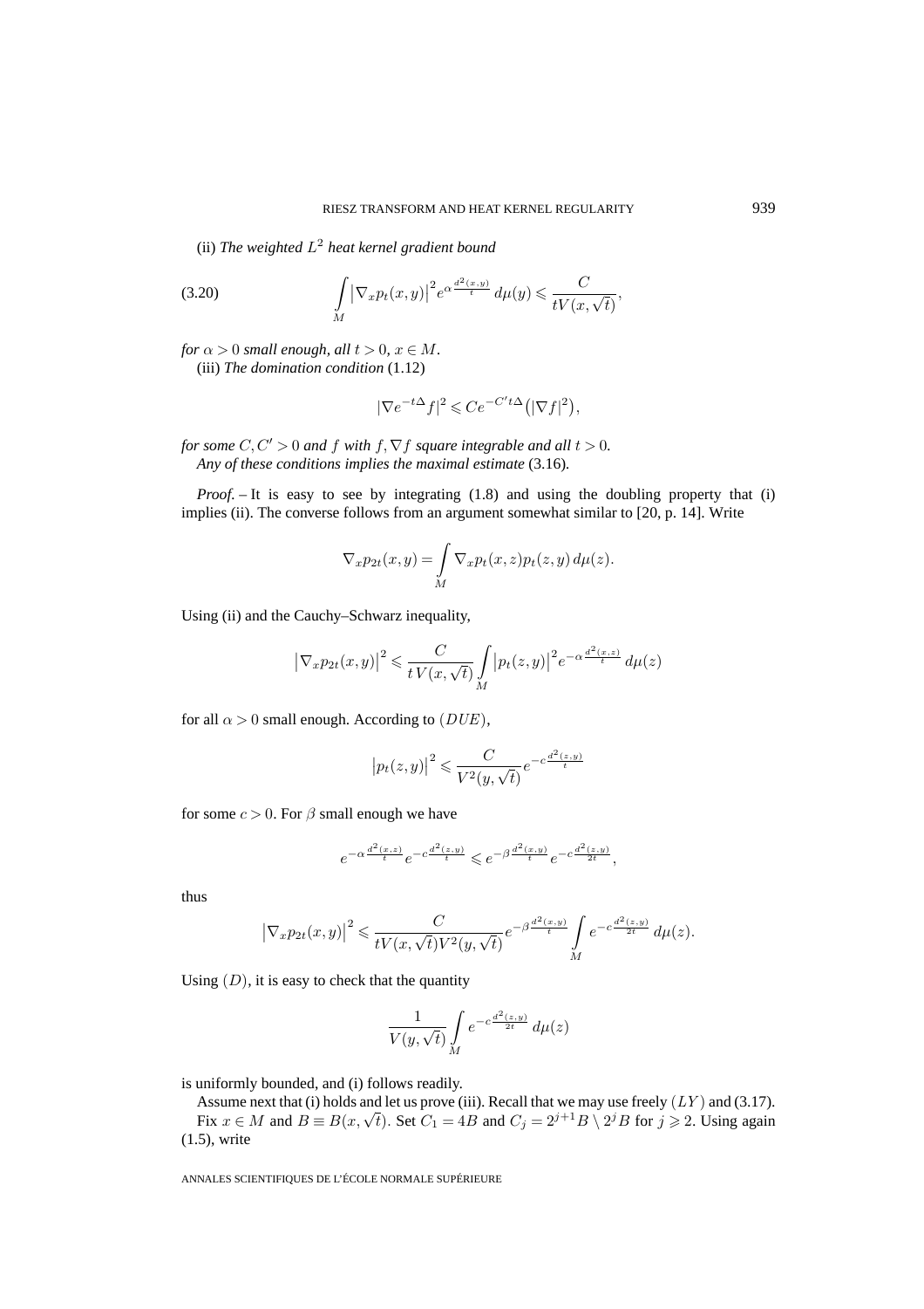(ii) *The weighted $L^2$ heat kernel gradient bound*

$$\int_M \left|\nabla_x p_t(x,y)\right|^2 e^{\alpha \frac{d^2(x,y)}{t}}\, d\mu(y) \leqslant \frac{C}{tV(x,\sqrt{t})}, \tag{3.20}$$

*for $\alpha > 0$ small enough, all $t > 0$, $x \in M$.*

(iii) *The domination condition* (1.12)

$$|\nabla e^{-t\Delta} f|^2 \leqslant C e^{-C' t\Delta}\big(|\nabla f|^2\big),$$

*for some $C, C' > 0$ and $f$ with $f, \nabla f$ square integrable and all $t > 0$.*

*Any of these conditions implies the maximal estimate* (3.16)*.*

*Proof.* – It is easy to see by integrating (1.8) and using the doubling property that (i) implies (ii). The converse follows from an argument somewhat similar to [20, p. 14]. Write

$$\nabla_x p_{2t}(x,y) = \int_M \nabla_x p_t(x,z) p_t(z,y)\, d\mu(z).$$

Using (ii) and the Cauchy–Schwarz inequality,

$$\left|\nabla_x p_{2t}(x,y)\right|^2 \leqslant \frac{C}{t\, V(x,\sqrt{t})} \int_M \left|p_t(z,y)\right|^2 e^{-\alpha \frac{d^2(x,z)}{t}}\, d\mu(z)$$

for all $\alpha > 0$ small enough. According to $(DUE)$,

$$\left|p_t(z,y)\right|^2 \leqslant \frac{C}{V^2(y,\sqrt{t})} e^{-c\frac{d^2(z,y)}{t}}$$

for some $c > 0$. For $\beta$ small enough we have

$$e^{-\alpha \frac{d^2(x,z)}{t}} e^{-c\frac{d^2(z,y)}{t}} \leqslant e^{-\beta \frac{d^2(x,y)}{t}} e^{-c\frac{d^2(z,y)}{2t}},$$

thus

$$\left|\nabla_x p_{2t}(x,y)\right|^2 \leqslant \frac{C}{tV(x,\sqrt{t})V^2(y,\sqrt{t})} e^{-\beta \frac{d^2(x,y)}{t}} \int_M e^{-c\frac{d^2(z,y)}{2t}}\, d\mu(z).$$

Using $(D)$, it is easy to check that the quantity

$$\frac{1}{V(y,\sqrt{t})} \int_M e^{-c\frac{d^2(z,y)}{2t}}\, d\mu(z)$$

is uniformly bounded, and (i) follows readily.

Assume next that (i) holds and let us prove (iii). Recall that we may use freely $(LY)$ and (3.17).

Fix $x \in M$ and $B \equiv B(x,\sqrt{t})$. Set $C_1 = 4B$ and $C_j = 2^{j+1}B \setminus 2^j B$ for $j \geqslant 2$. Using again (1.5), write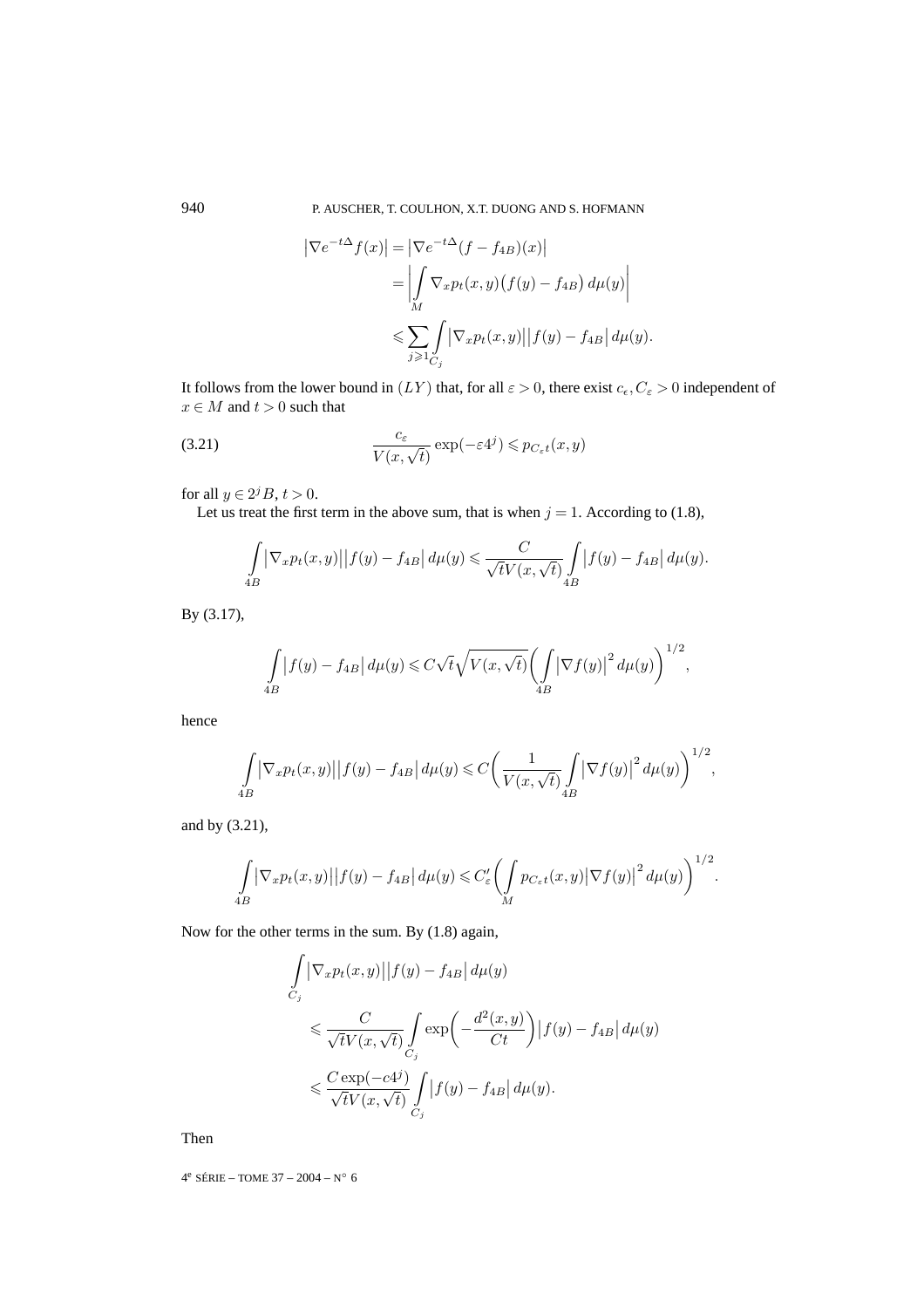$$
\begin{aligned}
\left|\nabla e^{-t\Delta} f(x)\right| &= \left|\nabla e^{-t\Delta}(f - f_{4B})(x)\right| \\
&= \left| \int_M \nabla_x p_t(x,y)\big(f(y) - f_{4B}\big)\, d\mu(y) \right| \\
&\leqslant \sum_{j\geqslant 1} \int_{C_j} \left|\nabla_x p_t(x,y)\right|\left|f(y) - f_{4B}\right| d\mu(y).
\end{aligned}
$$

It follows from the lower bound in $(LY)$ that, for all $\varepsilon > 0$, there exist $c_\epsilon, C_\varepsilon > 0$ independent of $x \in M$ and $t > 0$ such that

$$
\frac{c_\varepsilon}{V(x,\sqrt{t})} \exp(-\varepsilon 4^j) \leqslant p_{C_\varepsilon t}(x,y) \tag{3.21}
$$

for all $y \in 2^j B$, $t > 0$.

Let us treat the first term in the above sum, that is when $j = 1$. According to (1.8),

$$
\int_{4B} \left|\nabla_x p_t(x,y)\right|\left|f(y) - f_{4B}\right| d\mu(y) \leqslant \frac{C}{\sqrt{t}V(x,\sqrt{t})} \int_{4B} \left|f(y) - f_{4B}\right| d\mu(y).
$$

By (3.17),

$$
\int_{4B} \left|f(y) - f_{4B}\right| d\mu(y) \leqslant C\sqrt{t}\sqrt{V(x,\sqrt{t})} \bigg( \int_{4B} \left|\nabla f(y)\right|^2 d\mu(y) \bigg)^{1/2},
$$

hence

$$
\int_{4B} \left|\nabla_x p_t(x,y)\right|\left|f(y) - f_{4B}\right| d\mu(y) \leqslant C \bigg( \frac{1}{V(x,\sqrt{t})} \int_{4B} \left|\nabla f(y)\right|^2 d\mu(y) \bigg)^{1/2},
$$

and by (3.21),

$$
\int_{4B} \left|\nabla_x p_t(x,y)\right|\left|f(y) - f_{4B}\right| d\mu(y) \leqslant C'_\varepsilon \bigg( \int_M p_{C_\varepsilon t}(x,y) \left|\nabla f(y)\right|^2 d\mu(y) \bigg)^{1/2}.
$$

Now for the other terms in the sum. By (1.8) again,

$$
\begin{aligned}
&\int_{C_j} \left|\nabla_x p_t(x,y)\right|\left|f(y) - f_{4B}\right| d\mu(y) \\
&\quad\leqslant \frac{C}{\sqrt{t}V(x,\sqrt{t})} \int_{C_j} \exp\bigg( -\frac{d^2(x,y)}{Ct} \bigg) \left|f(y) - f_{4B}\right| d\mu(y) \\
&\quad\leqslant \frac{C\exp(-c4^j)}{\sqrt{t}V(x,\sqrt{t})} \int_{C_j} \left|f(y) - f_{4B}\right| d\mu(y).
\end{aligned}
$$

Then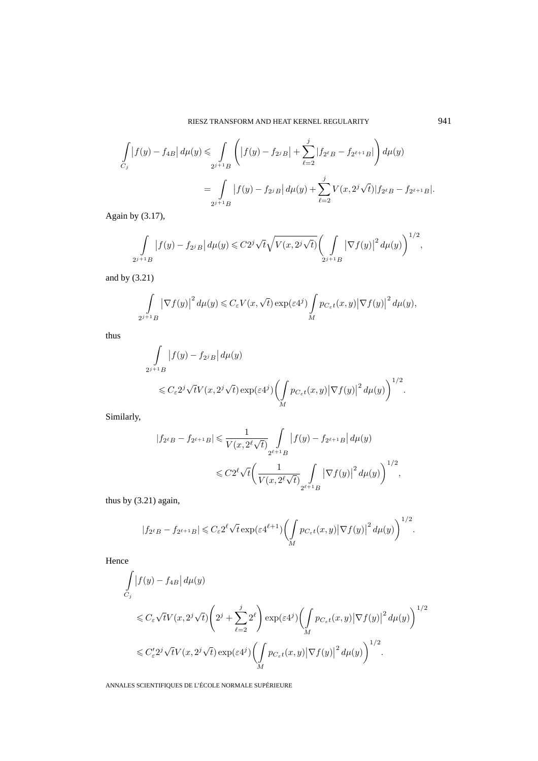$$\int_{C_j} \left|f(y) - f_{4B}\right| d\mu(y) \leqslant \int_{2^{j+1}B} \left( \left|f(y) - f_{2^j B}\right| + \sum_{\ell=2}^{j} |f_{2^\ell B} - f_{2^{\ell+1}B}| \right) d\mu(y)$$

$$= \int_{2^{j+1}B} \left|f(y) - f_{2^j B}\right| d\mu(y) + \sum_{\ell=2}^{j} V(x, 2^j\sqrt{t}) |f_{2^\ell B} - f_{2^{\ell+1}B}|.$$

Again by (3.17),

$$\int_{2^{j+1}B} \left|f(y) - f_{2^j B}\right| d\mu(y) \leqslant C 2^j \sqrt{t} \sqrt{V(x, 2^j\sqrt{t})} \Bigg( \int_{2^{j+1}B} \left|\nabla f(y)\right|^2 d\mu(y) \Bigg)^{1/2},$$

and by (3.21)

$$\int_{2^{j+1}B} \left|\nabla f(y)\right|^2 d\mu(y) \leqslant C_\varepsilon V(x, \sqrt{t}) \exp(\varepsilon 4^j) \int_M p_{C_\varepsilon t}(x,y) \left|\nabla f(y)\right|^2 d\mu(y),$$

thus

$$\int_{2^{j+1}B} \left|f(y) - f_{2^j B}\right| d\mu(y)$$

$$\leqslant C_\varepsilon 2^j \sqrt{t} V(x, 2^j \sqrt{t}) \exp(\varepsilon 4^j) \Bigg( \int_M p_{C_\varepsilon t}(x,y) \left|\nabla f(y)\right|^2 d\mu(y) \Bigg)^{1/2}.$$

Similarly,

$$|f_{2^\ell B} - f_{2^{\ell+1}B}| \leqslant \frac{1}{V(x, 2^\ell \sqrt{t})} \int_{2^{\ell+1}B} \left|f(y) - f_{2^{\ell+1}B}\right| d\mu(y)$$

$$\leqslant C 2^\ell \sqrt{t} \Bigg( \frac{1}{V(x, 2^\ell\sqrt{t})} \int_{2^{\ell+1}B} \left|\nabla f(y)\right|^2 d\mu(y) \Bigg)^{1/2},$$

thus by (3.21) again,

$$|f_{2^\ell B} - f_{2^{\ell+1}B}| \leqslant C_\varepsilon 2^\ell \sqrt{t} \exp(\varepsilon 4^{\ell+1}) \Bigg( \int_M p_{C_\varepsilon t}(x,y) \left|\nabla f(y)\right|^2 d\mu(y) \Bigg)^{1/2}.$$

Hence

$$\int_{C_j} \left|f(y) - f_{4B}\right| d\mu(y)$$

$$\leqslant C_\varepsilon \sqrt{t} V(x, 2^j\sqrt{t}) \Bigg( 2^j + \sum_{\ell=2}^{j} 2^\ell \Bigg) \exp(\varepsilon 4^j) \Bigg( \int_M p_{C_\varepsilon t}(x,y) \left|\nabla f(y)\right|^2 d\mu(y) \Bigg)^{1/2}$$

$$\leqslant C'_\varepsilon 2^j \sqrt{t} V(x, 2^j\sqrt{t}) \exp(\varepsilon 4^j) \Bigg( \int_M p_{C_\varepsilon t}(x,y) \left|\nabla f(y)\right|^2 d\mu(y) \Bigg)^{1/2}.$$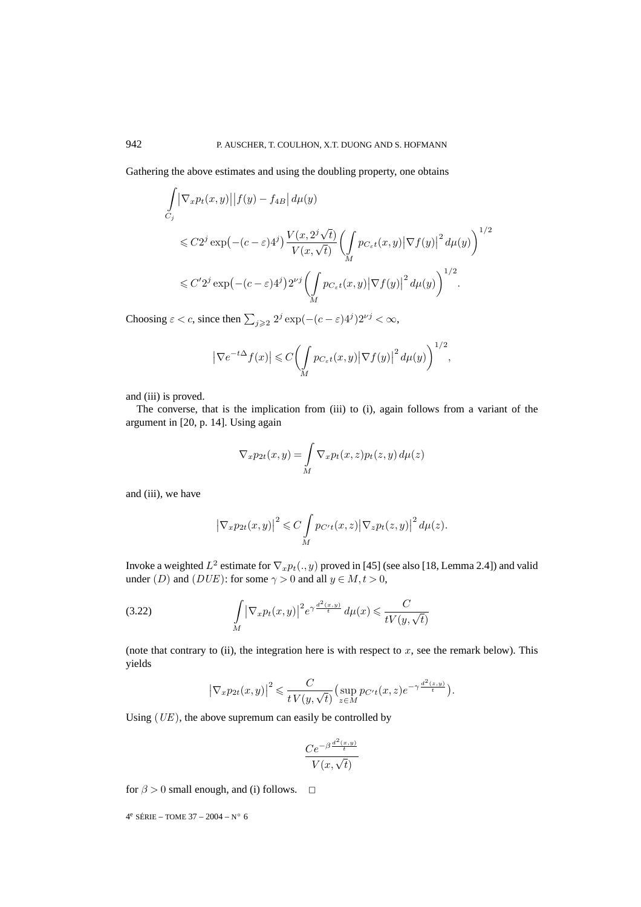Gathering the above estimates and using the doubling property, one obtains

$$
\begin{aligned}
&\int\limits_{C_j} \left|\nabla_x p_t(x,y)\right|\left|f(y)-f_{4B}\right| d\mu(y) \\
&\quad \leqslant C 2^j \exp\bigl(-(c-\varepsilon)4^j\bigr) \frac{V(x,2^j\sqrt{t})}{V(x,\sqrt{t})} \biggl(\int\limits_M p_{C_\varepsilon t}(x,y)\left|\nabla f(y)\right|^2 d\mu(y)\biggr)^{1/2} \\
&\quad \leqslant C' 2^j \exp\bigl(-(c-\varepsilon)4^j\bigr) 2^{\nu j} \biggl(\int\limits_M p_{C_\varepsilon t}(x,y)\left|\nabla f(y)\right|^2 d\mu(y)\biggr)^{1/2}.
\end{aligned}
$$

Choosing $\varepsilon < c$, since then $\sum_{j\geqslant 2} 2^j \exp(-(c-\varepsilon)4^j)2^{\nu j} < \infty$,

$$
\left|\nabla e^{-t\Delta} f(x)\right| \leqslant C\biggl(\int\limits_M p_{C_\varepsilon t}(x,y)\left|\nabla f(y)\right|^2 d\mu(y)\biggr)^{1/2},
$$

and (iii) is proved.

The converse, that is the implication from (iii) to (i), again follows from a variant of the argument in [20, p. 14]. Using again

$$
\nabla_x p_{2t}(x,y) = \int\limits_M \nabla_x p_t(x,z) p_t(z,y)\, d\mu(z)
$$

and (iii), we have

$$
\left|\nabla_x p_{2t}(x,y)\right|^2 \leqslant C \int\limits_M p_{C't}(x,z)\left|\nabla_z p_t(z,y)\right|^2 d\mu(z).
$$

Invoke a weighted $L^2$ estimate for $\nabla_x p_t(.,y)$ proved in [45] (see also [18, Lemma 2.4]) and valid under $(D)$ and $(DUE)$: for some $\gamma > 0$ and all $y \in M, t > 0$,

$$
\int\limits_M \left|\nabla_x p_t(x,y)\right|^2 e^{\gamma \frac{d^2(x,y)}{t}}\, d\mu(x) \leqslant \frac{C}{tV(y,\sqrt{t})} \tag{3.22}
$$

(note that contrary to (ii), the integration here is with respect to $x$, see the remark below). This yields

$$
\left|\nabla_x p_{2t}(x,y)\right|^2 \leqslant \frac{C}{t\,V(y,\sqrt{t})} \bigl(\sup_{z\in M} p_{C't}(x,z) e^{-\gamma \frac{d^2(z,y)}{t}}\bigr).
$$

Using $(UE)$, the above supremum can easily be controlled by

$$
\frac{Ce^{-\beta \frac{d^2(x,y)}{t}}}{V(x,\sqrt{t})}
$$

for $\beta > 0$ small enough, and (i) follows. $\square$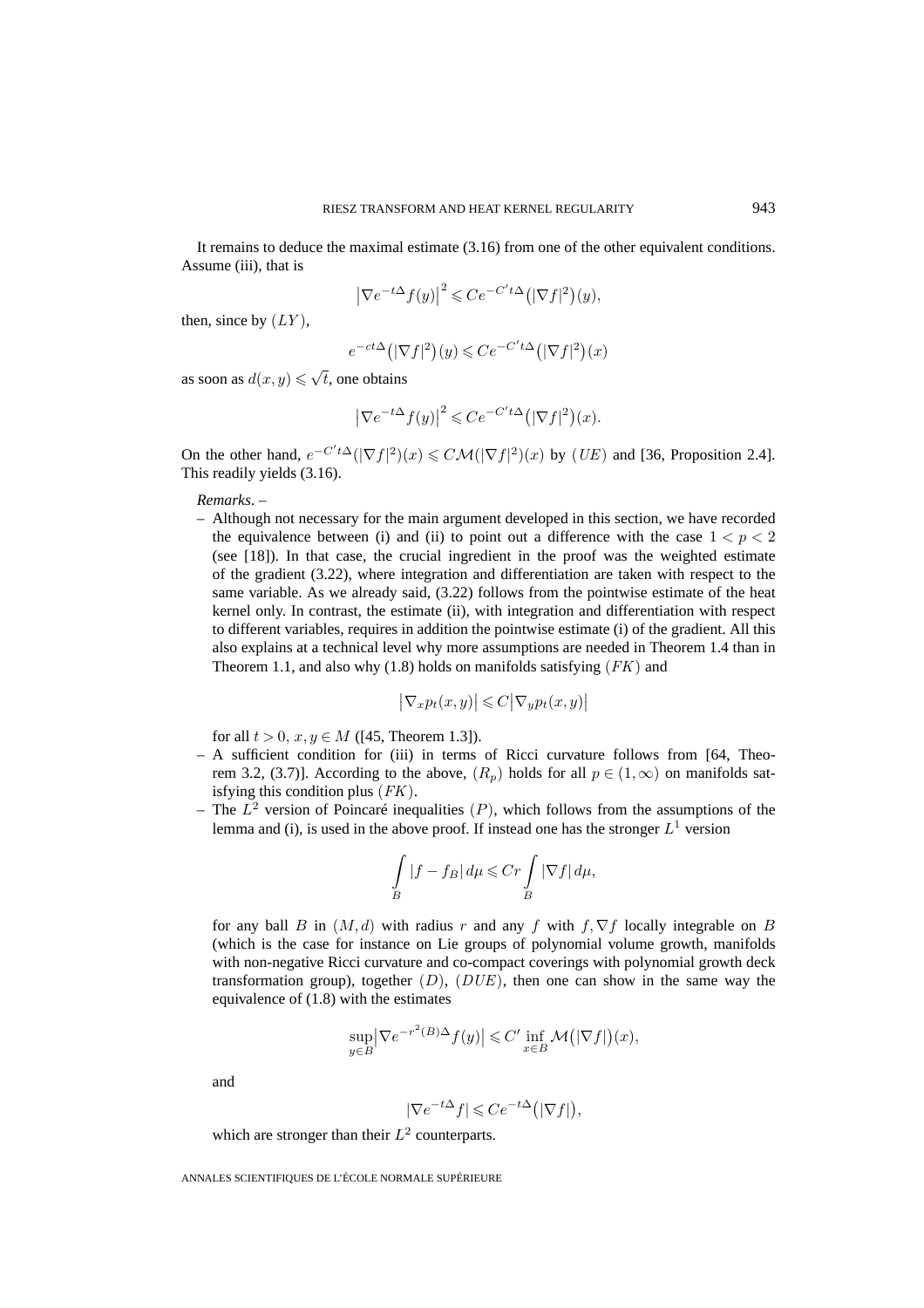It remains to deduce the maximal estimate (3.16) from one of the other equivalent conditions. Assume (iii), that is

$$\left|\nabla e^{-t\Delta} f(y)\right|^2 \leqslant C e^{-C' t\Delta}\left(|\nabla f|^2\right)(y),$$

then, since by $(LY)$,

$$e^{-ct\Delta}\left(|\nabla f|^2\right)(y) \leqslant C e^{-C' t\Delta}\left(|\nabla f|^2\right)(x)$$

as soon as $d(x,y) \leqslant \sqrt{t}$, one obtains

$$\left|\nabla e^{-t\Delta} f(y)\right|^2 \leqslant C e^{-C' t\Delta}\left(|\nabla f|^2\right)(x).$$

On the other hand, $e^{-C' t\Delta}(|\nabla f|^2)(x) \leqslant C\mathcal{M}(|\nabla f|^2)(x)$ by $(UE)$ and [36, Proposition 2.4]. This readily yields (3.16).

*Remarks*. –

- Although not necessary for the main argument developed in this section, we have recorded the equivalence between (i) and (ii) to point out a difference with the case $1 < p < 2$ (see [18]). In that case, the crucial ingredient in the proof was the weighted estimate of the gradient (3.22), where integration and differentiation are taken with respect to the same variable. As we already said, (3.22) follows from the pointwise estimate of the heat kernel only. In contrast, the estimate (ii), with integration and differentiation with respect to different variables, requires in addition the pointwise estimate (i) of the gradient. All this also explains at a technical level why more assumptions are needed in Theorem 1.4 than in Theorem 1.1, and also why (1.8) holds on manifolds satisfying $(FK)$ and

  $$\left|\nabla_x p_t(x,y)\right| \leqslant C\left|\nabla_y p_t(x,y)\right|$$

  for all $t > 0$, $x, y \in M$ ([45, Theorem 1.3]).
- A sufficient condition for (iii) in terms of Ricci curvature follows from [64, Theorem 3.2, (3.7)]. According to the above, $(R_p)$ holds for all $p \in (1,\infty)$ on manifolds satisfying this condition plus $(FK)$.
- The $L^2$ version of Poincaré inequalities $(P)$, which follows from the assumptions of the lemma and (i), is used in the above proof. If instead one has the stronger $L^1$ version

  $$\int_B |f - f_B|\, d\mu \leqslant Cr \int_B |\nabla f|\, d\mu,$$

  for any ball $B$ in $(M,d)$ with radius $r$ and any $f$ with $f, \nabla f$ locally integrable on $B$ (which is the case for instance on Lie groups of polynomial volume growth, manifolds with non-negative Ricci curvature and co-compact coverings with polynomial growth deck transformation group), together $(D)$, $(DUE)$, then one can show in the same way the equivalence of (1.8) with the estimates

  $$\sup_{y\in B}\left|\nabla e^{-r^2(B)\Delta} f(y)\right| \leqslant C' \inf_{x\in B} \mathcal{M}\left(|\nabla f|\right)(x),$$

  and

  $$|\nabla e^{-t\Delta} f| \leqslant C e^{-t\Delta}\left(|\nabla f|\right),$$

  which are stronger than their $L^2$ counterparts.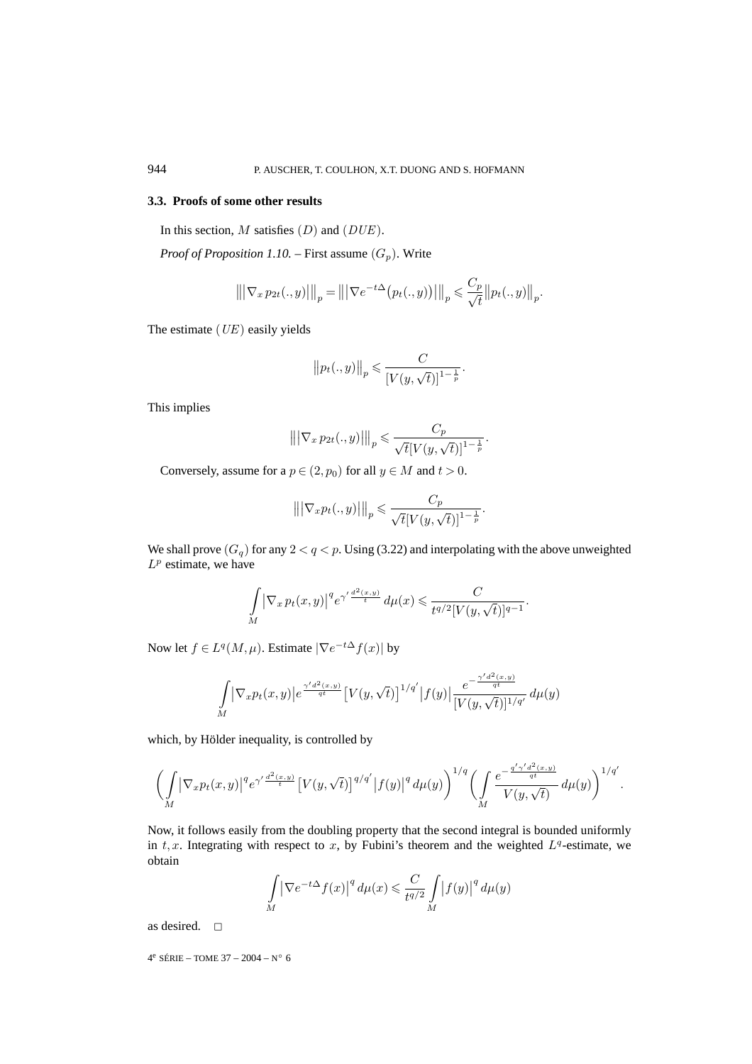### 3.3. Proofs of some other results

In this section, $M$ satisfies $(D)$ and $(DUE)$.

*Proof of Proposition 1.10.* – First assume $(G_p)$. Write

$$\big\| |\nabla_x p_{2t}(.,y)| \big\|_p = \big\| |\nabla e^{-t\Delta}(p_t(.,y))| \big\|_p \leqslant \frac{C_p}{\sqrt{t}} \big\| p_t(.,y) \big\|_p.$$

The estimate $(UE)$ easily yields

$$\big\| p_t(.,y) \big\|_p \leqslant \frac{C}{[V(y,\sqrt{t})]^{1-\frac{1}{p}}}.$$

This implies

$$\big\| |\nabla_x p_{2t}(.,y)| \big\|_p \leqslant \frac{C_p}{\sqrt{t}[V(y,\sqrt{t})]^{1-\frac{1}{p}}}.$$

Conversely, assume for a $p \in (2, p_0)$ for all $y \in M$ and $t > 0$.

$$\big\| |\nabla_x p_t(.,y)| \big\|_p \leqslant \frac{C_p}{\sqrt{t}[V(y,\sqrt{t})]^{1-\frac{1}{p}}}.$$

We shall prove $(G_q)$ for any $2 < q < p$. Using (3.22) and interpolating with the above unweighted $L^p$ estimate, we have

$$\int_M \big|\nabla_x p_t(x,y)\big|^q e^{\gamma' \frac{d^2(x,y)}{t}} \, d\mu(x) \leqslant \frac{C}{t^{q/2}[V(y,\sqrt{t})]^{q-1}}.$$

Now let $f \in L^q(M,\mu)$. Estimate $|\nabla e^{-t\Delta} f(x)|$ by

$$\int_M \big|\nabla_x p_t(x,y)\big| e^{\frac{\gamma' d^2(x,y)}{qt}} \big[V(y,\sqrt{t})\big]^{1/q'} \big|f(y)\big| \frac{e^{-\frac{\gamma' d^2(x,y)}{qt}}}{[V(y,\sqrt{t})]^{1/q'}} \, d\mu(y)$$

which, by Hölder inequality, is controlled by

$$\bigg( \int_M \big|\nabla_x p_t(x,y)\big|^q e^{\gamma' \frac{d^2(x,y)}{t}} \big[V(y,\sqrt{t})\big]^{q/q'} \big|f(y)\big|^q \, d\mu(y) \bigg)^{1/q} \bigg( \int_M \frac{e^{-\frac{q'\gamma' d^2(x,y)}{qt}}}{V(y,\sqrt{t})} \, d\mu(y) \bigg)^{1/q'}.$$

Now, it follows easily from the doubling property that the second integral is bounded uniformly in $t, x$. Integrating with respect to $x$, by Fubini's theorem and the weighted $L^q$-estimate, we obtain

$$\int_M \big|\nabla e^{-t\Delta} f(x)\big|^q \, d\mu(x) \leqslant \frac{C}{t^{q/2}} \int_M \big|f(y)\big|^q \, d\mu(y)$$

as desired. □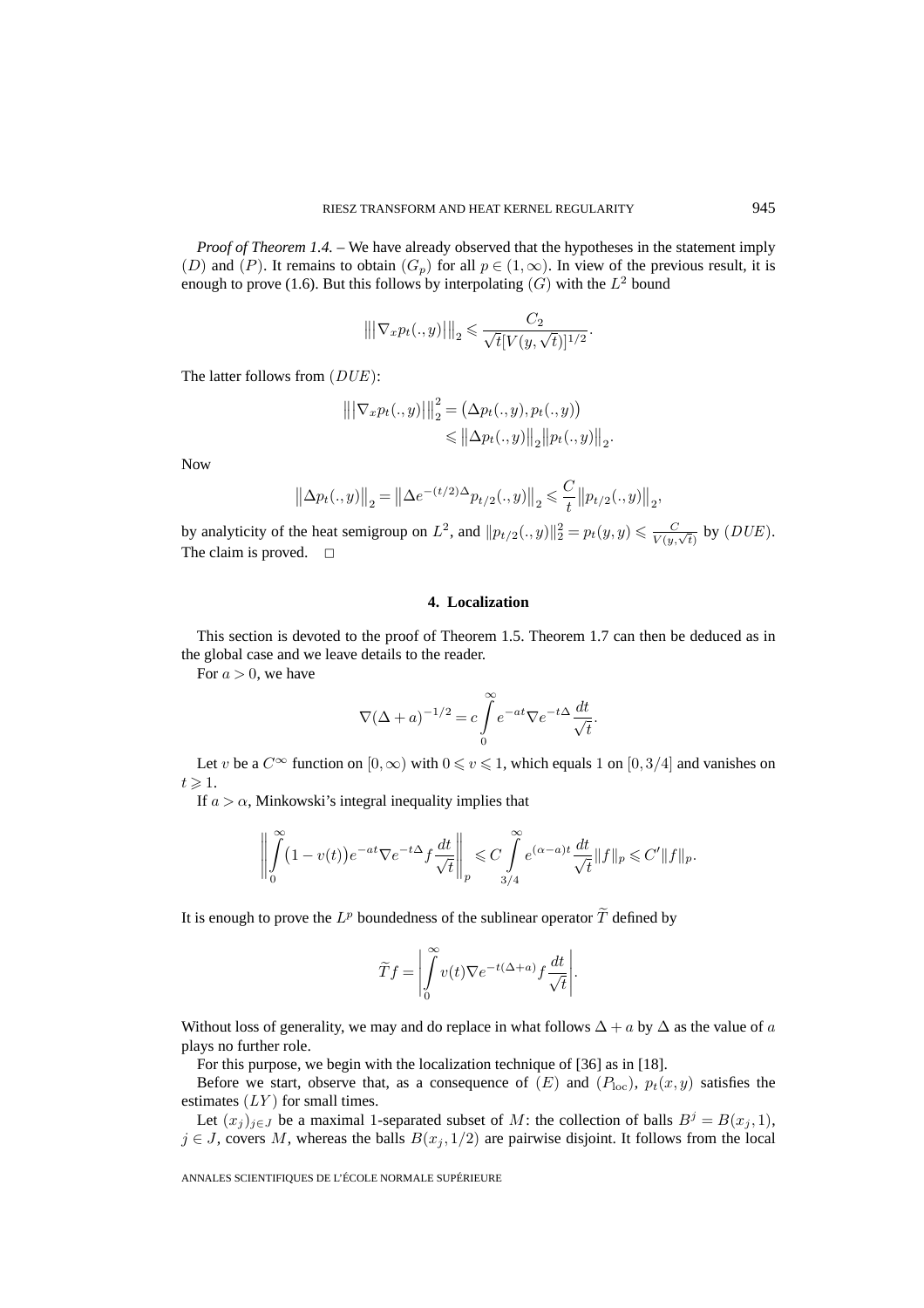*Proof of Theorem 1.4.* – We have already observed that the hypotheses in the statement imply $(D)$ and $(P)$. It remains to obtain $(G_p)$ for all $p \in (1,\infty)$. In view of the previous result, it is enough to prove (1.6). But this follows by interpolating $(G)$ with the $L^2$ bound

$$\big\| |\nabla_x p_t(.,y)| \big\|_2 \leqslant \frac{C_2}{\sqrt{t}[V(y,\sqrt{t})]^{1/2}}.$$

The latter follows from $(DUE)$:

$$\begin{aligned}\big\| |\nabla_x p_t(.,y)| \big\|_2^2 &= \big(\Delta p_t(.,y), p_t(.,y)\big)\\ &\leqslant \big\|\Delta p_t(.,y)\big\|_2 \big\|p_t(.,y)\big\|_2.\end{aligned}$$

Now

$$\big\|\Delta p_t(.,y)\big\|_2 = \big\|\Delta e^{-(t/2)\Delta} p_{t/2}(.,y)\big\|_2 \leqslant \frac{C}{t}\big\|p_{t/2}(.,y)\big\|_2,$$

by analyticity of the heat semigroup on $L^2$, and $\|p_{t/2}(.,y)\|_2^2 = p_t(y,y) \leqslant \frac{C}{V(y,\sqrt{t})}$ by $(DUE)$. The claim is proved. $\square$

## 4. Localization

This section is devoted to the proof of Theorem 1.5. Theorem 1.7 can then be deduced as in the global case and we leave details to the reader.

For $a > 0$, we have

$$\nabla(\Delta + a)^{-1/2} = c\int_0^\infty e^{-at}\nabla e^{-t\Delta}\frac{dt}{\sqrt{t}}.$$

Let $v$ be a $C^\infty$ function on $[0,\infty)$ with $0 \leqslant v \leqslant 1$, which equals $1$ on $[0,3/4]$ and vanishes on $t \geqslant 1$.

If $a > \alpha$, Minkowski's integral inequality implies that

$$\left\|\int_0^\infty \big(1 - v(t)\big)e^{-at}\nabla e^{-t\Delta} f\frac{dt}{\sqrt{t}}\right\|_p \leqslant C\int_{3/4}^\infty e^{(\alpha-a)t}\frac{dt}{\sqrt{t}}\|f\|_p \leqslant C'\|f\|_p.$$

It is enough to prove the $L^p$ boundedness of the sublinear operator $\widetilde{T}$ defined by

$$\widetilde{T}f = \left|\int_0^\infty v(t)\nabla e^{-t(\Delta+a)} f\frac{dt}{\sqrt{t}}\right|.$$

Without loss of generality, we may and do replace in what follows $\Delta + a$ by $\Delta$ as the value of $a$ plays no further role.

For this purpose, we begin with the localization technique of [36] as in [18].

Before we start, observe that, as a consequence of $(E)$ and $(P_{\text{loc}})$, $p_t(x,y)$ satisfies the estimates $(LY)$ for small times.

Let $(x_j)_{j\in J}$ be a maximal 1-separated subset of $M$: the collection of balls $B^j = B(x_j, 1)$, $j \in J$, covers $M$, whereas the balls $B(x_j, 1/2)$ are pairwise disjoint. It follows from the local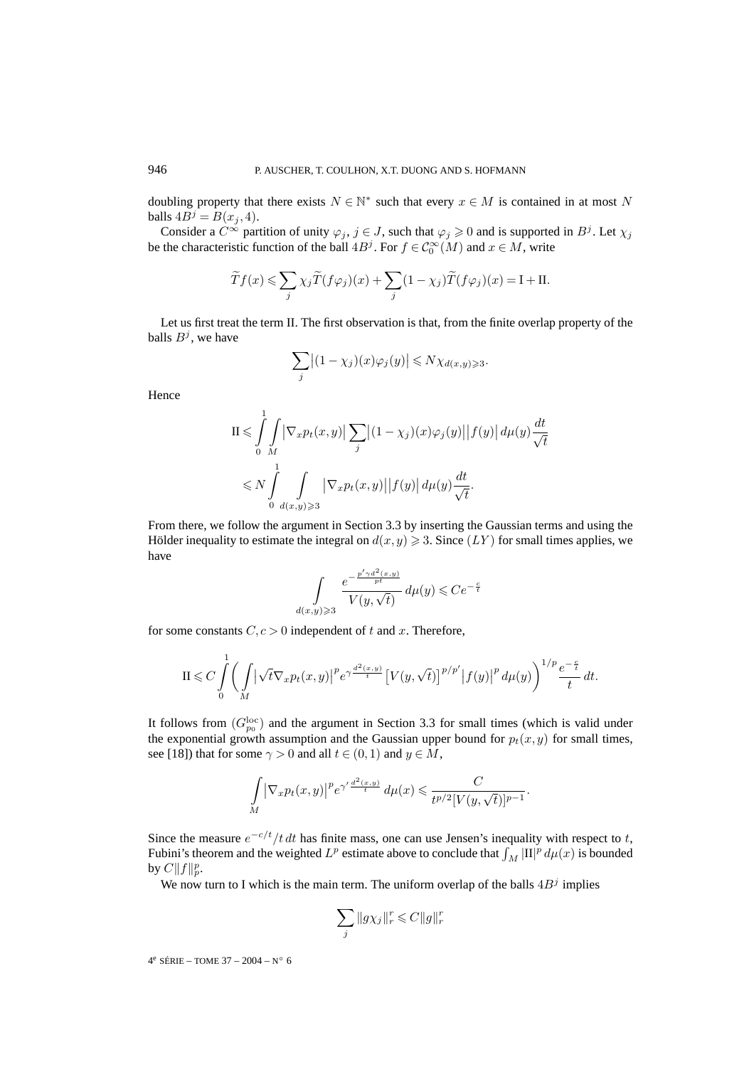doubling property that there exists $N \in \mathbb{N}^*$ such that every $x \in M$ is contained in at most $N$ balls $4B^j = B(x_j, 4)$.

Consider a $C^\infty$ partition of unity $\varphi_j$, $j \in J$, such that $\varphi_j \geqslant 0$ and is supported in $B^j$. Let $\chi_j$ be the characteristic function of the ball $4B^j$. For $f \in \mathcal{C}_0^\infty(M)$ and $x \in M$, write

$$\widetilde{T}f(x) \leqslant \sum_j \chi_j \widetilde{T}(f\varphi_j)(x) + \sum_j (1-\chi_j)\widetilde{T}(f\varphi_j)(x) = \mathrm{I} + \mathrm{II}.$$

Let us first treat the term II. The first observation is that, from the finite overlap property of the balls $B^j$, we have

$$\sum_j \bigl|(1-\chi_j)(x)\varphi_j(y)\bigr| \leqslant N\chi_{d(x,y)\geqslant 3}.$$

Hence

$$\begin{aligned}
\mathrm{II} &\leqslant \int_0^1 \int_M \bigl|\nabla_x p_t(x,y)\bigr| \sum_j \bigl|(1-\chi_j)(x)\varphi_j(y)\bigr| \bigl|f(y)\bigr| \, d\mu(y) \frac{dt}{\sqrt{t}} \\
&\leqslant N \int_0^1 \int_{d(x,y)\geqslant 3} \bigl|\nabla_x p_t(x,y)\bigr| \bigl|f(y)\bigr| \, d\mu(y) \frac{dt}{\sqrt{t}}.
\end{aligned}$$

From there, we follow the argument in Section 3.3 by inserting the Gaussian terms and using the Hölder inequality to estimate the integral on $d(x,y) \geqslant 3$. Since $(LY)$ for small times applies, we have

$$\int_{d(x,y)\geqslant 3} \frac{e^{-\frac{p'\gamma d^2(x,y)}{pt}}}{V(y,\sqrt{t})} \, d\mu(y) \leqslant Ce^{-\frac{c}{t}}$$

for some constants $C, c > 0$ independent of $t$ and $x$. Therefore,

$$\mathrm{II} \leqslant C \int_0^1 \biggl( \int_M \bigl|\sqrt{t}\nabla_x p_t(x,y)\bigr|^p e^{\gamma \frac{d^2(x,y)}{t}} \bigl[V(y,\sqrt{t})\bigr]^{p/p'} \bigl|f(y)\bigr|^p \, d\mu(y) \biggr)^{1/p} \frac{e^{-\frac{c}{t}}}{t} \, dt.$$

It follows from $(G_{p_0}^{\mathrm{loc}})$ and the argument in Section 3.3 for small times (which is valid under the exponential growth assumption and the Gaussian upper bound for $p_t(x,y)$ for small times, see [18]) that for some $\gamma > 0$ and all $t \in (0,1)$ and $y \in M$,

$$\int_M \bigl|\nabla_x p_t(x,y)\bigr|^p e^{\gamma' \frac{d^2(x,y)}{t}} \, d\mu(x) \leqslant \frac{C}{t^{p/2}[V(y,\sqrt{t})]^{p-1}}.$$

Since the measure $e^{-c/t}/t \, dt$ has finite mass, one can use Jensen's inequality with respect to $t$, Fubini's theorem and the weighted $L^p$ estimate above to conclude that $\int_M |\mathrm{II}|^p \, d\mu(x)$ is bounded by $C\|f\|_p^p$.

We now turn to I which is the main term. The uniform overlap of the balls $4B^j$ implies

$$\sum_j \|g\chi_j\|_r^r \leqslant C\|g\|_r^r$$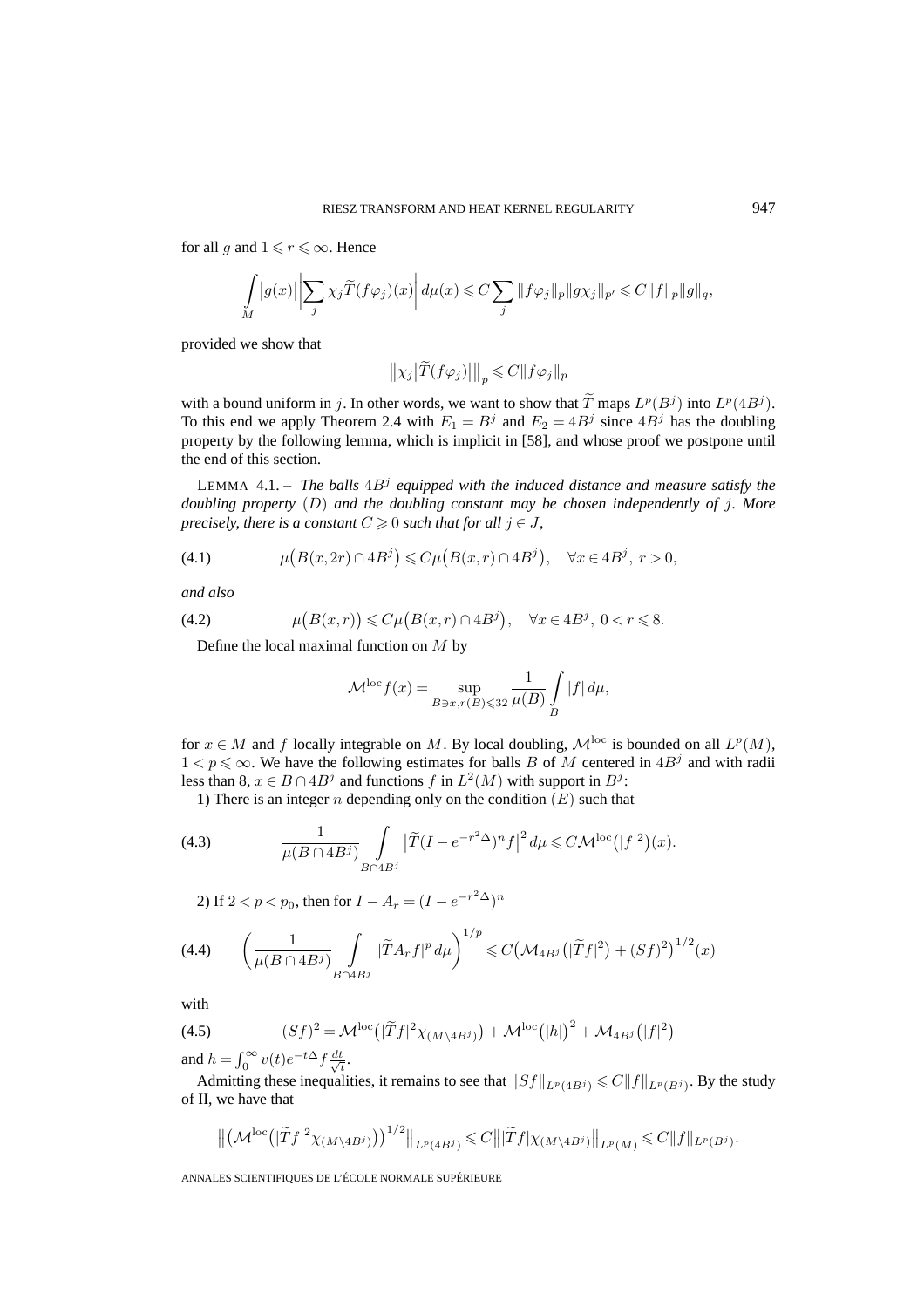for all $g$ and $1 \leqslant r \leqslant \infty$. Hence

$$\int_M |g(x)| \left| \sum_j \chi_j \widetilde{T}(f\varphi_j)(x) \right| d\mu(x) \leqslant C \sum_j \|f\varphi_j\|_p \|g\chi_j\|_{p'} \leqslant C\|f\|_p \|g\|_q,$$

provided we show that

$$\left\| \chi_j \left| \widetilde{T}(f\varphi_j) \right| \right\|_p \leqslant C \|f\varphi_j\|_p$$

with a bound uniform in $j$. In other words, we want to show that $\widetilde{T}$ maps $L^p(B^j)$ into $L^p(4B^j)$. To this end we apply Theorem 2.4 with $E_1 = B^j$ and $E_2 = 4B^j$ since $4B^j$ has the doubling property by the following lemma, which is implicit in [58], and whose proof we postpone until the end of this section.

LEMMA 4.1. – *The balls $4B^j$ equipped with the induced distance and measure satisfy the doubling property $(D)$ and the doubling constant may be chosen independently of $j$. More precisely, there is a constant $C \geqslant 0$ such that for all $j \in J$,*

$$\mu\big(B(x,2r) \cap 4B^j\big) \leqslant C\mu\big(B(x,r) \cap 4B^j\big), \quad \forall x \in 4B^j,\ r > 0, \tag{4.1}$$

*and also*

$$\mu\big(B(x,r)\big) \leqslant C\mu\big(B(x,r) \cap 4B^j\big), \quad \forall x \in 4B^j,\ 0 < r \leqslant 8. \tag{4.2}$$

Define the local maximal function on $M$ by

$$\mathcal{M}^{\mathrm{loc}} f(x) = \sup_{B \ni x, r(B) \leqslant 32} \frac{1}{\mu(B)} \int_B |f|\, d\mu,$$

for $x \in M$ and $f$ locally integrable on $M$. By local doubling, $\mathcal{M}^{\mathrm{loc}}$ is bounded on all $L^p(M)$, $1 < p \leqslant \infty$. We have the following estimates for balls $B$ of $M$ centered in $4B^j$ and with radii less than 8, $x \in B \cap 4B^j$ and functions $f$ in $L^2(M)$ with support in $B^j$:

1) There is an integer $n$ depending only on the condition $(E)$ such that

$$\frac{1}{\mu(B \cap 4B^j)} \int_{B \cap 4B^j} \left| \widetilde{T}(I - e^{-r^2\Delta})^n f \right|^2 d\mu \leqslant C\mathcal{M}^{\mathrm{loc}}\big(|f|^2\big)(x). \tag{4.3}$$

2) If $2 < p < p_0$, then for $I - A_r = (I - e^{-r^2\Delta})^n$

$$\left( \frac{1}{\mu(B \cap 4B^j)} \int_{B \cap 4B^j} |\widetilde{T} A_r f|^p \, d\mu \right)^{1/p} \leqslant C\big(\mathcal{M}_{4B^j}\big(|\widetilde{T} f|^2\big) + (Sf)^2\big)^{1/2}(x) \tag{4.4}$$

with

$$(Sf)^2 = \mathcal{M}^{\mathrm{loc}}\big(|\widetilde{T} f|^2 \chi_{(M \setminus 4B^j)}\big) + \mathcal{M}^{\mathrm{loc}}\big(|h|\big)^2 + \mathcal{M}_{4B^j}\big(|f|^2\big) \tag{4.5}$$

and $h = \int_0^\infty v(t) e^{-t\Delta} f \frac{dt}{\sqrt{t}}$.

Admitting these inequalities, it remains to see that $\|Sf\|_{L^p(4B^j)} \leqslant C\|f\|_{L^p(B^j)}$. By the study of II, we have that

$$\left\| \big(\mathcal{M}^{\mathrm{loc}}\big(|\widetilde{T} f|^2 \chi_{(M \setminus 4B^j)}\big)\big)^{1/2} \right\|_{L^p(4B^j)} \leqslant C \left\| |\widetilde{T} f| \chi_{(M \setminus 4B^j)} \right\|_{L^p(M)} \leqslant C\|f\|_{L^p(B^j)}.$$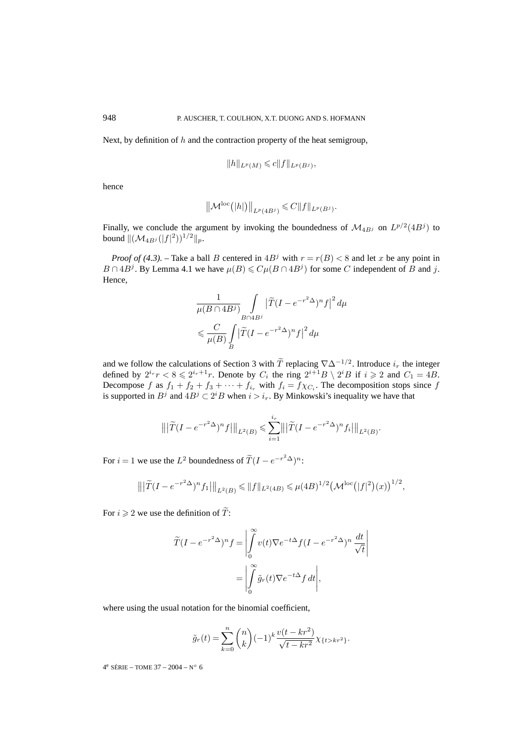Next, by definition of $h$ and the contraction property of the heat semigroup,

$$\|h\|_{L^p(M)} \leqslant c\|f\|_{L^p(B^j)},$$

hence

$$\big\|\mathcal{M}^{\mathrm{loc}}\big(|h|\big)\big\|_{L^p(4B^j)} \leqslant C\|f\|_{L^p(B^j)}.$$

Finally, we conclude the argument by invoking the boundedness of $\mathcal{M}_{4B^j}$ on $L^{p/2}(4B^j)$ to bound $\|(\mathcal{M}_{4B^j}(|f|^2))^{1/2}\|_p$.

*Proof of (4.3).* – Take a ball $B$ centered in $4B^j$ with $r = r(B) < 8$ and let $x$ be any point in $B \cap 4B^j$. By Lemma 4.1 we have $\mu(B) \leqslant C\mu(B\cap 4B^j)$ for some $C$ independent of $B$ and $j$. Hence,

$$\begin{aligned}
&\frac{1}{\mu(B\cap 4B^j)} \int\limits_{B\cap 4B^j} \big|\widetilde{T}(I-e^{-r^2\Delta})^n f\big|^2\,d\mu \\
&\leqslant \frac{C}{\mu(B)}\int\limits_B \big|\widetilde{T}(I-e^{-r^2\Delta})^n f\big|^2\,d\mu
\end{aligned}$$

and we follow the calculations of Section 3 with $\widetilde{T}$ replacing $\nabla\Delta^{-1/2}$. Introduce $i_r$ the integer defined by $2^{i_r}r < 8 \leqslant 2^{i_r+1}r$. Denote by $C_i$ the ring $2^{i+1}B \setminus 2^iB$ if $i \geqslant 2$ and $C_1 = 4B$. Decompose $f$ as $f_1 + f_2 + f_3 + \cdots + f_{i_r}$ with $f_i = f\chi_{C_i}$. The decomposition stops since $f$ is supported in $B^j$ and $4B^j \subset 2^iB$ when $i > i_r$. By Minkowski's inequality we have that

$$\big\|\big|\widetilde{T}(I-e^{-r^2\Delta})^n f\big|\big\|_{L^2(B)} \leqslant \sum_{i=1}^{i_r}\big\|\big|\widetilde{T}(I-e^{-r^2\Delta})^n f_i\big|\big\|_{L^2(B)}.$$

For $i=1$ we use the $L^2$ boundedness of $\widetilde{T}(I-e^{-r^2\Delta})^n$:

$$\big\|\big|\widetilde{T}(I-e^{-r^2\Delta})^n f_1\big|\big\|_{L^2(B)} \leqslant \|f\|_{L^2(4B)} \leqslant \mu(4B)^{1/2}\big(\mathcal{M}^{\mathrm{loc}}\big(|f|^2\big)(x)\big)^{1/2},$$

For $i \geqslant 2$ we use the definition of $\widetilde{T}$:

$$\begin{aligned}
\widetilde{T}(I-e^{-r^2\Delta})^n f &= \left|\int_0^\infty v(t)\nabla e^{-t\Delta} f(I-e^{-r^2\Delta})^n\,\frac{dt}{\sqrt{t}}\right| \\
&= \left|\int_0^\infty \tilde{g}_r(t)\nabla e^{-t\Delta} f\,dt\right|,
\end{aligned}$$

where using the usual notation for the binomial coefficient,

$$\tilde{g}_r(t) = \sum_{k=0}^n \binom{n}{k}(-1)^k\frac{v(t-kr^2)}{\sqrt{t-kr^2}}\chi_{\{t>kr^2\}}.$$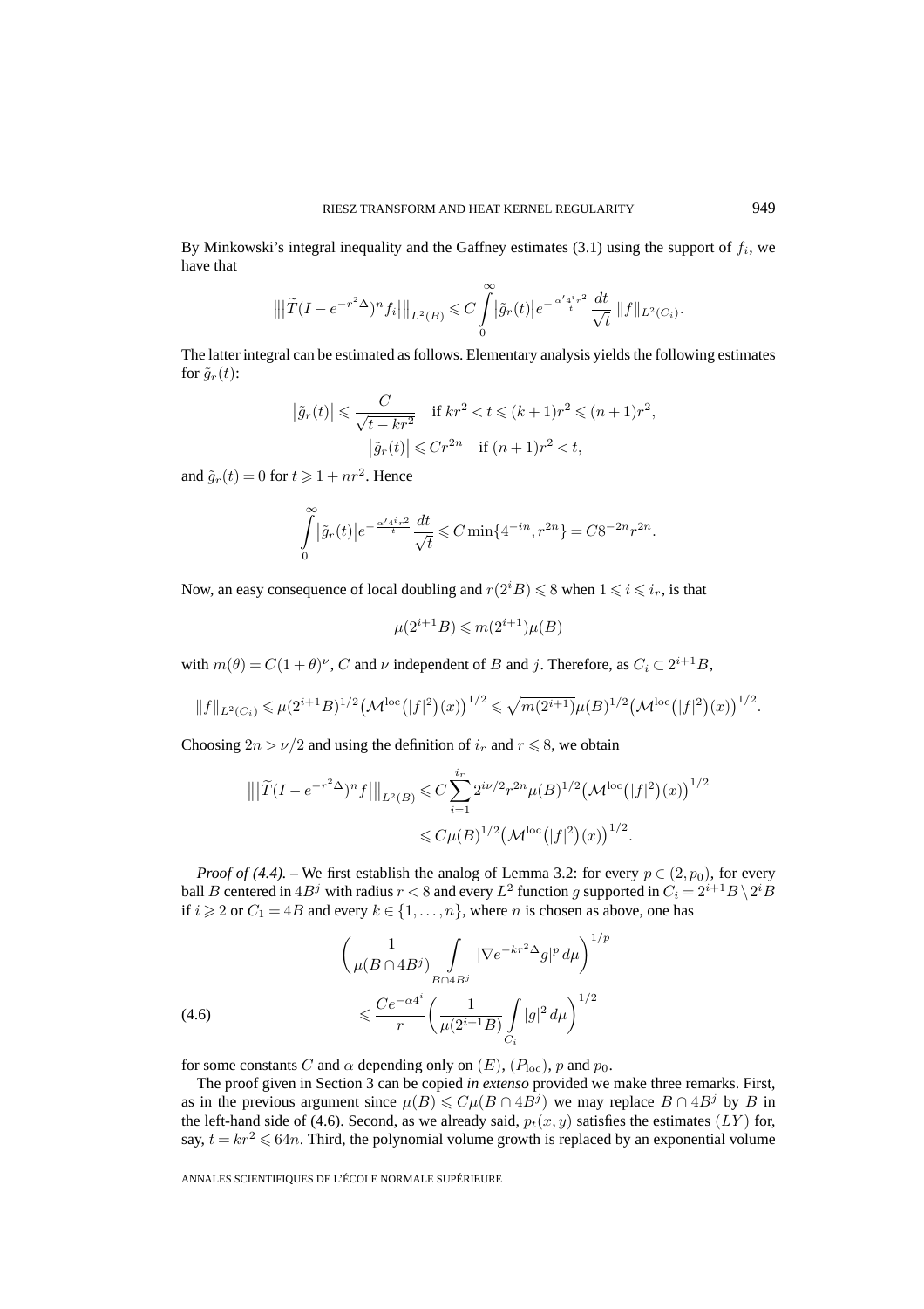By Minkowski's integral inequality and the Gaffney estimates (3.1) using the support of $f_i$, we have that

$$\big\|\big|\widetilde{T}(I-e^{-r^2\Delta})^n f_i\big|\big\|_{L^2(B)} \leqslant C\int_0^\infty \big|\tilde{g}_r(t)\big| e^{-\frac{\alpha' 4^i r^2}{t}}\,\frac{dt}{\sqrt{t}}\,\|f\|_{L^2(C_i)}.$$

The latter integral can be estimated as follows. Elementary analysis yields the following estimates for $\tilde{g}_r(t)$:

$$\big|\tilde{g}_r(t)\big| \leqslant \frac{C}{\sqrt{t-kr^2}} \quad \text{if } kr^2 < t \leqslant (k+1)r^2 \leqslant (n+1)r^2,$$

$$\big|\tilde{g}_r(t)\big| \leqslant Cr^{2n} \quad \text{if } (n+1)r^2 < t,$$

and $\tilde{g}_r(t) = 0$ for $t \geqslant 1 + nr^2$. Hence

$$\int_0^\infty \big|\tilde{g}_r(t)\big| e^{-\frac{\alpha' 4^i r^2}{t}}\,\frac{dt}{\sqrt{t}} \leqslant C\min\{4^{-in}, r^{2n}\} = C8^{-2n}r^{2n}.$$

Now, an easy consequence of local doubling and $r(2^i B) \leqslant 8$ when $1 \leqslant i \leqslant i_r$, is that

$$\mu(2^{i+1}B) \leqslant m(2^{i+1})\mu(B)$$

with $m(\theta) = C(1+\theta)^\nu$, $C$ and $\nu$ independent of $B$ and $j$. Therefore, as $C_i \subset 2^{i+1}B$,

$$\|f\|_{L^2(C_i)} \leqslant \mu(2^{i+1}B)^{1/2}\big(\mathcal{M}^{\mathrm{loc}}\big(|f|^2\big)(x)\big)^{1/2} \leqslant \sqrt{m(2^{i+1})}\mu(B)^{1/2}\big(\mathcal{M}^{\mathrm{loc}}\big(|f|^2\big)(x)\big)^{1/2}.$$

Choosing $2n > \nu/2$ and using the definition of $i_r$ and $r \leqslant 8$, we obtain

$$\begin{aligned}\big\|\big|\widetilde{T}(I-e^{-r^2\Delta})^n f\big|\big\|_{L^2(B)} &\leqslant C\sum_{i=1}^{i_r} 2^{i\nu/2}r^{2n}\mu(B)^{1/2}\big(\mathcal{M}^{\mathrm{loc}}\big(|f|^2\big)(x)\big)^{1/2}\\ &\leqslant C\mu(B)^{1/2}\big(\mathcal{M}^{\mathrm{loc}}\big(|f|^2\big)(x)\big)^{1/2}.\end{aligned}$$

*Proof of (4.4).* – We first establish the analog of Lemma 3.2: for every $p \in (2, p_0)$, for every ball $B$ centered in $4B^j$ with radius $r < 8$ and every $L^2$ function $g$ supported in $C_i = 2^{i+1}B \setminus 2^i B$ if $i \geqslant 2$ or $C_1 = 4B$ and every $k \in \{1, \dots, n\}$, where $n$ is chosen as above, one has

$$\left(\frac{1}{\mu(B\cap 4B^j)}\int_{B\cap 4B^j} |\nabla e^{-kr^2\Delta} g|^p\,d\mu\right)^{1/p} \leqslant \frac{Ce^{-\alpha 4^i}}{r}\left(\frac{1}{\mu(2^{i+1}B)}\int_{C_i} |g|^2\,d\mu\right)^{1/2} \tag{4.6}$$

for some constants $C$ and $\alpha$ depending only on $(E)$, $(P_{\mathrm{loc}})$, $p$ and $p_0$.

The proof given in Section 3 can be copied *in extenso* provided we make three remarks. First, as in the previous argument since $\mu(B) \leqslant C\mu(B \cap 4B^j)$ we may replace $B \cap 4B^j$ by $B$ in the left-hand side of (4.6). Second, as we already said, $p_t(x, y)$ satisfies the estimates $(LY)$ for, say, $t = kr^2 \leqslant 64n$. Third, the polynomial volume growth is replaced by an exponential volume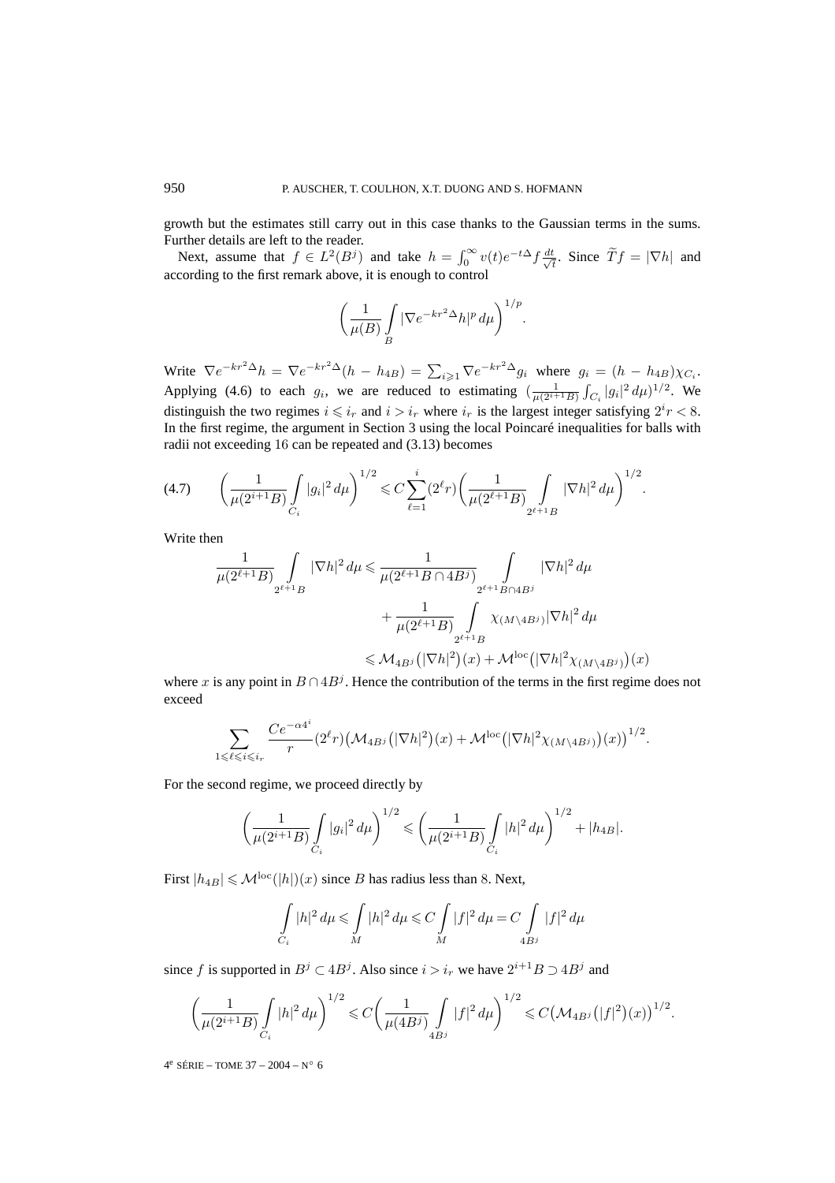growth but the estimates still carry out in this case thanks to the Gaussian terms in the sums. Further details are left to the reader.

Next, assume that $f \in L^2(B^j)$ and take $h = \int_0^\infty v(t) e^{-t\Delta} f \frac{dt}{\sqrt{t}}$. Since $\widetilde{T} f = |\nabla h|$ and according to the first remark above, it is enough to control

$$\left( \frac{1}{\mu(B)} \int_B |\nabla e^{-kr^2\Delta} h|^p \, d\mu \right)^{1/p}.$$

Write $\nabla e^{-kr^2\Delta} h = \nabla e^{-kr^2\Delta}(h - h_{4B}) = \sum_{i \geqslant 1} \nabla e^{-kr^2\Delta} g_i$ where $g_i = (h - h_{4B})\chi_{C_i}$. Applying (4.6) to each $g_i$, we are reduced to estimating $(\frac{1}{\mu(2^{i+1}B)} \int_{C_i} |g_i|^2 \, d\mu)^{1/2}$. We distinguish the two regimes $i \leqslant i_r$ and $i > i_r$ where $i_r$ is the largest integer satisfying $2^i r < 8$. In the first regime, the argument in Section 3 using the local Poincaré inequalities for balls with radii not exceeding 16 can be repeated and (3.13) becomes

$$\left( \frac{1}{\mu(2^{i+1}B)} \int_{C_i} |g_i|^2 \, d\mu \right)^{1/2} \leqslant C \sum_{\ell=1}^{i} (2^\ell r) \left( \frac{1}{\mu(2^{\ell+1}B)} \int_{2^{\ell+1}B} |\nabla h|^2 \, d\mu \right)^{1/2}. \tag{4.7}$$

Write then

$$\begin{aligned}
\frac{1}{\mu(2^{\ell+1}B)} \int_{2^{\ell+1}B} |\nabla h|^2 \, d\mu &\leqslant \frac{1}{\mu(2^{\ell+1}B \cap 4B^j)} \int_{2^{\ell+1}B \cap 4B^j} |\nabla h|^2 \, d\mu \\
&\quad + \frac{1}{\mu(2^{\ell+1}B)} \int_{2^{\ell+1}B} \chi_{(M \setminus 4B^j)} |\nabla h|^2 \, d\mu \\
&\leqslant \mathcal{M}_{4B^j}\big(|\nabla h|^2\big)(x) + \mathcal{M}^{\mathrm{loc}}\big(|\nabla h|^2 \chi_{(M \setminus 4B^j)}\big)(x)
\end{aligned}$$

where $x$ is any point in $B \cap 4B^j$. Hence the contribution of the terms in the first regime does not exceed

$$\sum_{1 \leqslant \ell \leqslant i \leqslant i_r} \frac{Ce^{-\alpha 4^i}}{r} (2^\ell r) \big(\mathcal{M}_{4B^j}\big(|\nabla h|^2\big)(x) + \mathcal{M}^{\mathrm{loc}}\big(|\nabla h|^2 \chi_{(M \setminus 4B^j)}\big)(x)\big)^{1/2}.$$

For the second regime, we proceed directly by

$$\left( \frac{1}{\mu(2^{i+1}B)} \int_{C_i} |g_i|^2 \, d\mu \right)^{1/2} \leqslant \left( \frac{1}{\mu(2^{i+1}B)} \int_{C_i} |h|^2 \, d\mu \right)^{1/2} + |h_{4B}|.$$

First $|h_{4B}| \leqslant \mathcal{M}^{\mathrm{loc}}(|h|)(x)$ since $B$ has radius less than 8. Next,

$$\int_{C_i} |h|^2 \, d\mu \leqslant \int_M |h|^2 \, d\mu \leqslant C \int_M |f|^2 \, d\mu = C \int_{4B^j} |f|^2 \, d\mu$$

since $f$ is supported in $B^j \subset 4B^j$. Also since $i > i_r$ we have $2^{i+1}B \supset 4B^j$ and

$$\left( \frac{1}{\mu(2^{i+1}B)} \int_{C_i} |h|^2 \, d\mu \right)^{1/2} \leqslant C \left( \frac{1}{\mu(4B^j)} \int_{4B^j} |f|^2 \, d\mu \right)^{1/2} \leqslant C \big(\mathcal{M}_{4B^j}\big(|f|^2\big)(x)\big)^{1/2}.$$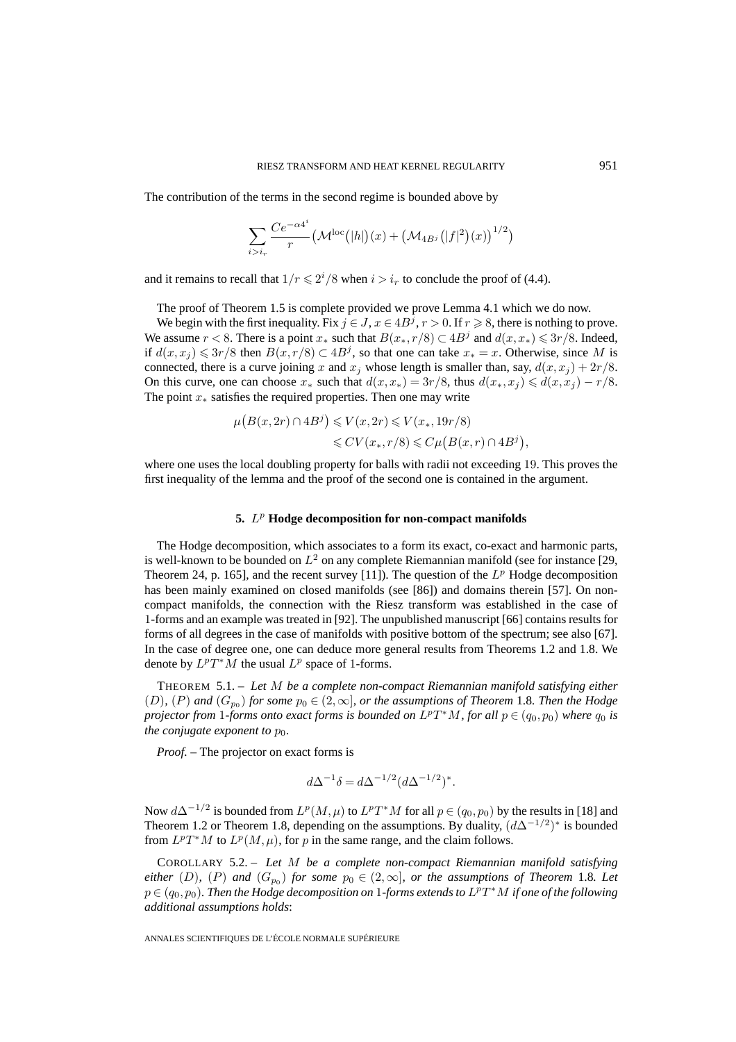The contribution of the terms in the second regime is bounded above by

$$\sum_{i>i_r} \frac{Ce^{-\alpha 4^i}}{r} \big(\mathcal{M}^{\mathrm{loc}}\big(|h|\big)(x) + \big(\mathcal{M}_{4B^j}\big(|f|^2\big)(x)\big)^{1/2}\big)$$

and it remains to recall that $1/r \leqslant 2^i/8$ when $i > i_r$ to conclude the proof of (4.4).

The proof of Theorem 1.5 is complete provided we prove Lemma 4.1 which we do now.

We begin with the first inequality. Fix $j \in J$, $x \in 4B^j$, $r > 0$. If $r \geqslant 8$, there is nothing to prove. We assume $r < 8$. There is a point $x_*$ such that $B(x_*, r/8) \subset 4B^j$ and $d(x, x_*) \leqslant 3r/8$. Indeed, if $d(x, x_j) \leqslant 3r/8$ then $B(x, r/8) \subset 4B^j$, so that one can take $x_* = x$. Otherwise, since $M$ is connected, there is a curve joining $x$ and $x_j$ whose length is smaller than, say, $d(x, x_j) + 2r/8$. On this curve, one can choose $x_*$ such that $d(x, x_*) = 3r/8$, thus $d(x_*, x_j) \leqslant d(x, x_j) - r/8$. The point $x_*$ satisfies the required properties. Then one may write

$$\begin{aligned}
\mu\big(B(x, 2r) \cap 4B^j\big) &\leqslant V(x, 2r) \leqslant V(x_*, 19r/8) \\
&\leqslant CV(x_*, r/8) \leqslant C\mu\big(B(x, r) \cap 4B^j\big),
\end{aligned}$$

where one uses the local doubling property for balls with radii not exceeding 19. This proves the first inequality of the lemma and the proof of the second one is contained in the argument.

## 5. $L^p$ Hodge decomposition for non-compact manifolds

The Hodge decomposition, which associates to a form its exact, co-exact and harmonic parts, is well-known to be bounded on $L^2$ on any complete Riemannian manifold (see for instance [29, Theorem 24, p. 165], and the recent survey [11]). The question of the $L^p$ Hodge decomposition has been mainly examined on closed manifolds (see [86]) and domains therein [57]. On non-compact manifolds, the connection with the Riesz transform was established in the case of 1-forms and an example was treated in [92]. The unpublished manuscript [66] contains results for forms of all degrees in the case of manifolds with positive bottom of the spectrum; see also [67]. In the case of degree one, one can deduce more general results from Theorems 1.2 and 1.8. We denote by $L^pT^*M$ the usual $L^p$ space of 1-forms.

THEOREM 5.1. – *Let $M$ be a complete non-compact Riemannian manifold satisfying either $(D)$, $(P)$ and $(G_{p_0})$ for some $p_0 \in (2, \infty]$, or the assumptions of Theorem* 1.8*. Then the Hodge projector from* 1*-forms onto exact forms is bounded on $L^pT^*M$, for all $p \in (q_0, p_0)$ where $q_0$ is the conjugate exponent to $p_0$.*

*Proof.* – The projector on exact forms is

$$d\Delta^{-1}\delta = d\Delta^{-1/2}\big(d\Delta^{-1/2}\big)^*.$$

Now $d\Delta^{-1/2}$ is bounded from $L^p(M, \mu)$ to $L^pT^*M$ for all $p \in (q_0, p_0)$ by the results in [18] and Theorem 1.2 or Theorem 1.8, depending on the assumptions. By duality, $(d\Delta^{-1/2})^*$ is bounded from $L^pT^*M$ to $L^p(M, \mu)$, for $p$ in the same range, and the claim follows.

COROLLARY 5.2. – *Let $M$ be a complete non-compact Riemannian manifold satisfying either $(D)$, $(P)$ and $(G_{p_0})$ for some $p_0 \in (2, \infty]$, or the assumptions of Theorem* 1.8*. Let $p \in (q_0, p_0)$. Then the Hodge decomposition on* 1*-forms extends to $L^pT^*M$ if one of the following additional assumptions holds*: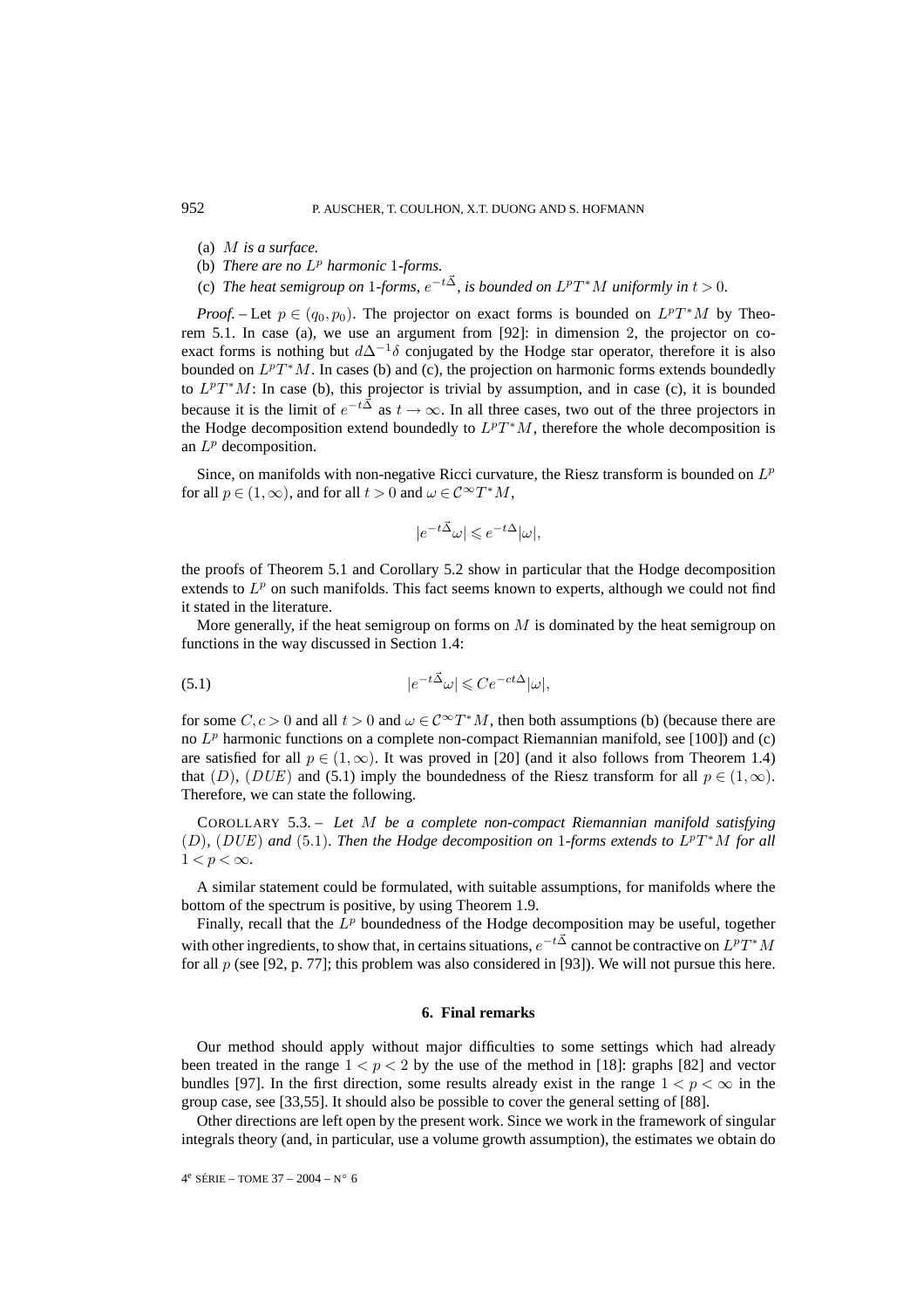(a) *$M$ is a surface.*

(b) *There are no $L^p$ harmonic 1-forms.*

(c) *The heat semigroup on 1-forms, $e^{-t\vec{\Delta}}$, is bounded on $L^pT^*M$ uniformly in $t > 0$.*

*Proof.* – Let $p \in (q_0, p_0)$. The projector on exact forms is bounded on $L^pT^*M$ by Theorem 5.1. In case (a), we use an argument from [92]: in dimension 2, the projector on co-exact forms is nothing but $d\Delta^{-1}\delta$ conjugated by the Hodge star operator, therefore it is also bounded on $L^pT^*M$. In cases (b) and (c), the projection on harmonic forms extends boundedly to $L^pT^*M$: In case (b), this projector is trivial by assumption, and in case (c), it is bounded because it is the limit of $e^{-t\vec{\Delta}}$ as $t \to \infty$. In all three cases, two out of the three projectors in the Hodge decomposition extend boundedly to $L^pT^*M$, therefore the whole decomposition is an $L^p$ decomposition.

Since, on manifolds with non-negative Ricci curvature, the Riesz transform is bounded on $L^p$ for all $p \in (1, \infty)$, and for all $t > 0$ and $\omega \in \mathcal{C}^\infty T^*M$,

$$|e^{-t\vec{\Delta}}\omega| \leqslant e^{-t\Delta}|\omega|,$$

the proofs of Theorem 5.1 and Corollary 5.2 show in particular that the Hodge decomposition extends to $L^p$ on such manifolds. This fact seems known to experts, although we could not find it stated in the literature.

More generally, if the heat semigroup on forms on $M$ is dominated by the heat semigroup on functions in the way discussed in Section 1.4:

$$|e^{-t\vec{\Delta}}\omega| \leqslant Ce^{-ct\Delta}|\omega|, \tag{5.1}$$

for some $C, c > 0$ and all $t > 0$ and $\omega \in \mathcal{C}^\infty T^*M$, then both assumptions (b) (because there are no $L^p$ harmonic functions on a complete non-compact Riemannian manifold, see [100]) and (c) are satisfied for all $p \in (1, \infty)$. It was proved in [20] (and it also follows from Theorem 1.4) that $(D)$, $(DUE)$ and (5.1) imply the boundedness of the Riesz transform for all $p \in (1, \infty)$. Therefore, we can state the following.

COROLLARY 5.3. – *Let $M$ be a complete non-compact Riemannian manifold satisfying $(D)$, $(DUE)$ and (5.1). Then the Hodge decomposition on 1-forms extends to $L^pT^*M$ for all $1 < p < \infty$.*

A similar statement could be formulated, with suitable assumptions, for manifolds where the bottom of the spectrum is positive, by using Theorem 1.9.

Finally, recall that the $L^p$ boundedness of the Hodge decomposition may be useful, together with other ingredients, to show that, in certains situations, $e^{-t\vec{\Delta}}$ cannot be contractive on $L^pT^*M$ for all $p$ (see [92, p. 77]; this problem was also considered in [93]). We will not pursue this here.

## 6. Final remarks

Our method should apply without major difficulties to some settings which had already been treated in the range $1 < p < 2$ by the use of the method in [18]: graphs [82] and vector bundles [97]. In the first direction, some results already exist in the range $1 < p < \infty$ in the group case, see [33,55]. It should also be possible to cover the general setting of [88].

Other directions are left open by the present work. Since we work in the framework of singular integrals theory (and, in particular, use a volume growth assumption), the estimates we obtain do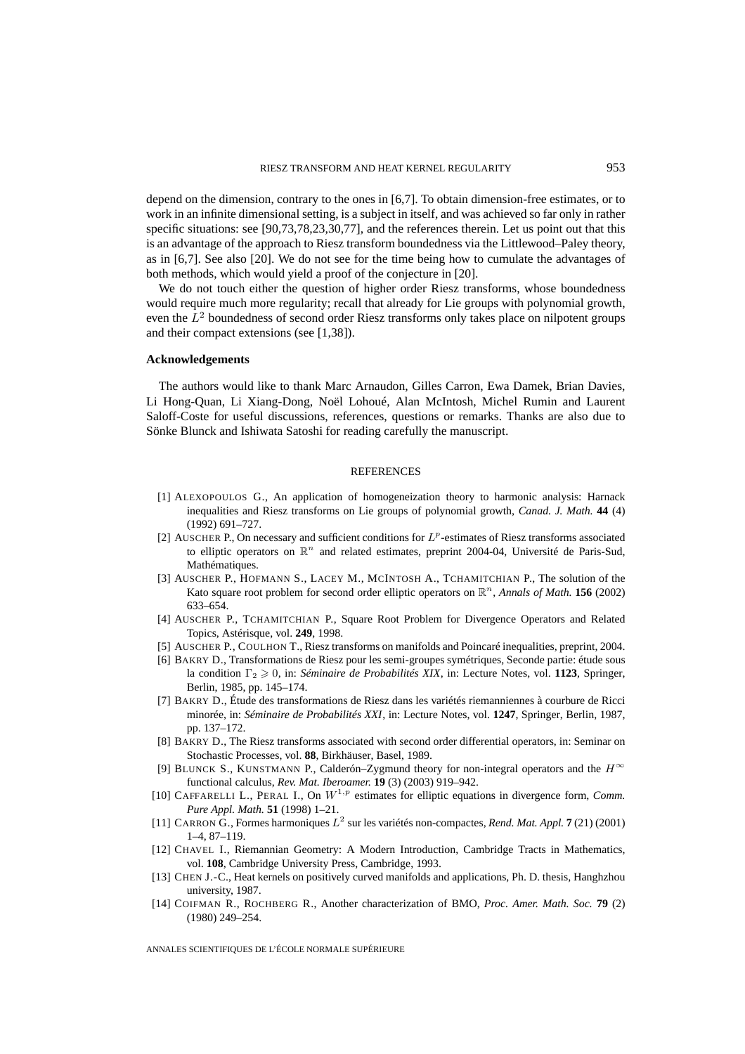depend on the dimension, contrary to the ones in [6,7]. To obtain dimension-free estimates, or to work in an infinite dimensional setting, is a subject in itself, and was achieved so far only in rather specific situations: see [90,73,78,23,30,77], and the references therein. Let us point out that this is an advantage of the approach to Riesz transform boundedness via the Littlewood–Paley theory, as in [6,7]. See also [20]. We do not see for the time being how to cumulate the advantages of both methods, which would yield a proof of the conjecture in [20].

We do not touch either the question of higher order Riesz transforms, whose boundedness would require much more regularity; recall that already for Lie groups with polynomial growth, even the $L^2$ boundedness of second order Riesz transforms only takes place on nilpotent groups and their compact extensions (see [1,38]).

### Acknowledgements

The authors would like to thank Marc Arnaudon, Gilles Carron, Ewa Damek, Brian Davies, Li Hong-Quan, Li Xiang-Dong, Noël Lohoué, Alan McIntosh, Michel Rumin and Laurent Saloff-Coste for useful discussions, references, questions or remarks. Thanks are also due to Sönke Blunck and Ishiwata Satoshi for reading carefully the manuscript.

## REFERENCES

[1] ALEXOPOULOS G., An application of homogeneization theory to harmonic analysis: Harnack inequalities and Riesz transforms on Lie groups of polynomial growth, *Canad. J. Math.* **44** (4) (1992) 691–727.

[2] AUSCHER P., On necessary and sufficient conditions for $L^p$-estimates of Riesz transforms associated to elliptic operators on $\mathbb{R}^n$ and related estimates, preprint 2004-04, Université de Paris-Sud, Mathématiques.

[3] AUSCHER P., HOFMANN S., LACEY M., MCINTOSH A., TCHAMITCHIAN P., The solution of the Kato square root problem for second order elliptic operators on $\mathbb{R}^n$, *Annals of Math.* **156** (2002) 633–654.

[4] AUSCHER P., TCHAMITCHIAN P., Square Root Problem for Divergence Operators and Related Topics, Astérisque, vol. **249**, 1998.

[5] AUSCHER P., COULHON T., Riesz transforms on manifolds and Poincaré inequalities, preprint, 2004.

[6] BAKRY D., Transformations de Riesz pour les semi-groupes symétriques, Seconde partie: étude sous la condition $\Gamma_2 \geqslant 0$, in: *Séminaire de Probabilités XIX*, in: Lecture Notes, vol. **1123**, Springer, Berlin, 1985, pp. 145–174.

[7] BAKRY D., Étude des transformations de Riesz dans les variétés riemanniennes à courbure de Ricci minorée, in: *Séminaire de Probabilités XXI*, in: Lecture Notes, vol. **1247**, Springer, Berlin, 1987, pp. 137–172.

[8] BAKRY D., The Riesz transforms associated with second order differential operators, in: Seminar on Stochastic Processes, vol. **88**, Birkhäuser, Basel, 1989.

[9] BLUNCK S., KUNSTMANN P., Calderón–Zygmund theory for non-integral operators and the $H^\infty$ functional calculus, *Rev. Mat. Iberoamer.* **19** (3) (2003) 919–942.

[10] CAFFARELLI L., PERAL I., On $W^{1,p}$ estimates for elliptic equations in divergence form, *Comm. Pure Appl. Math.* **51** (1998) 1–21.

[11] CARRON G., Formes harmoniques $L^2$ sur les variétés non-compactes, *Rend. Mat. Appl.* **7** (21) (2001) 1–4, 87–119.

[12] CHAVEL I., Riemannian Geometry: A Modern Introduction, Cambridge Tracts in Mathematics, vol. **108**, Cambridge University Press, Cambridge, 1993.

[13] CHEN J.-C., Heat kernels on positively curved manifolds and applications, Ph. D. thesis, Hanghzhou university, 1987.

[14] COIFMAN R., ROCHBERG R., Another characterization of BMO, *Proc. Amer. Math. Soc.* **79** (2) (1980) 249–254.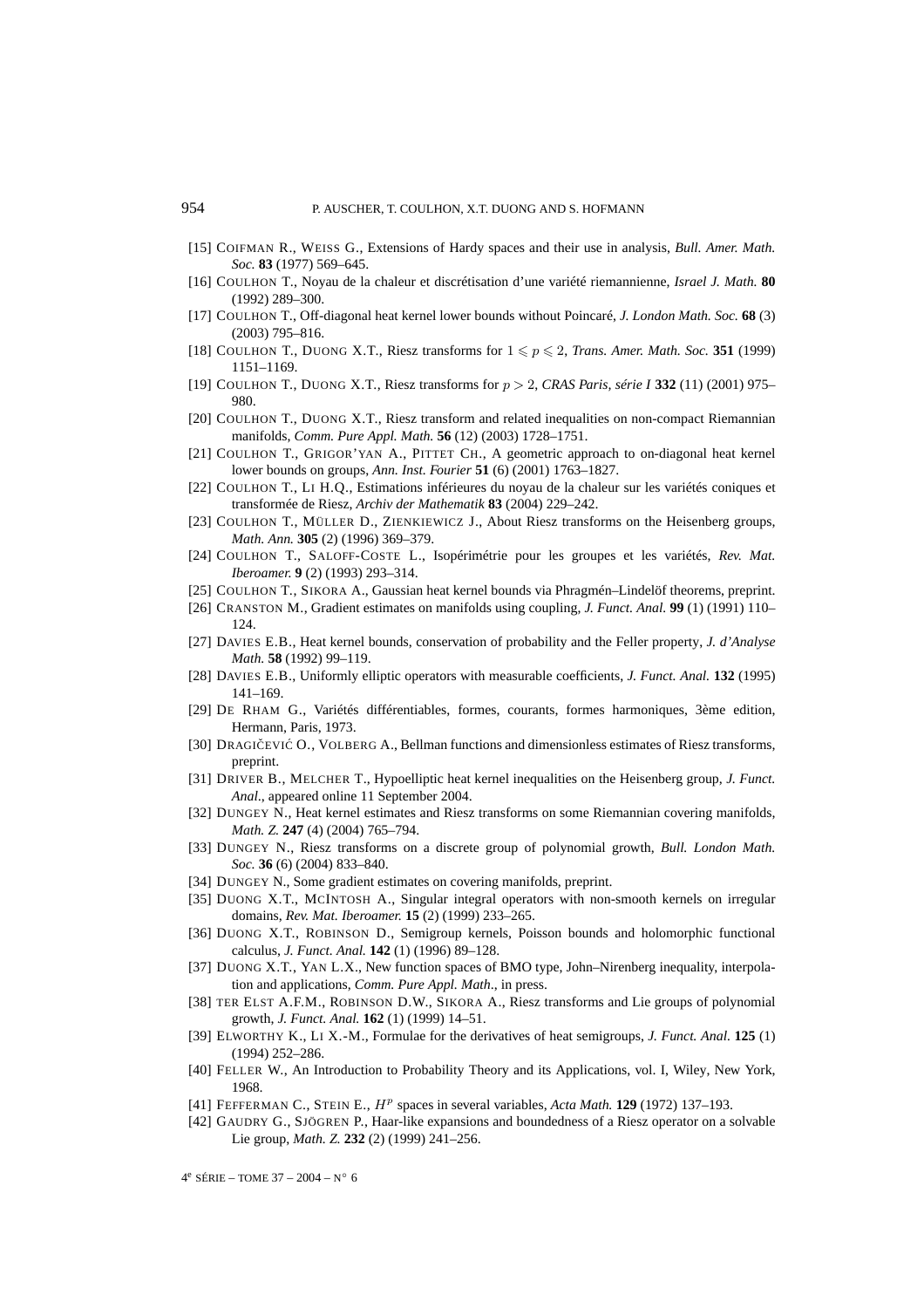[15] COIFMAN R., WEISS G., Extensions of Hardy spaces and their use in analysis, *Bull. Amer. Math. Soc.* **83** (1977) 569–645.

[16] COULHON T., Noyau de la chaleur et discrétisation d'une variété riemannienne, *Israel J. Math.* **80** (1992) 289–300.

[17] COULHON T., Off-diagonal heat kernel lower bounds without Poincaré, *J. London Math. Soc.* **68** (3) (2003) 795–816.

[18] COULHON T., DUONG X.T., Riesz transforms for $1 \leqslant p \leqslant 2$, *Trans. Amer. Math. Soc.* **351** (1999) 1151–1169.

[19] COULHON T., DUONG X.T., Riesz transforms for $p > 2$, *CRAS Paris, série I* **332** (11) (2001) 975–980.

[20] COULHON T., DUONG X.T., Riesz transform and related inequalities on non-compact Riemannian manifolds, *Comm. Pure Appl. Math.* **56** (12) (2003) 1728–1751.

[21] COULHON T., GRIGOR'YAN A., PITTET CH., A geometric approach to on-diagonal heat kernel lower bounds on groups, *Ann. Inst. Fourier* **51** (6) (2001) 1763–1827.

[22] COULHON T., LI H.Q., Estimations inférieures du noyau de la chaleur sur les variétés coniques et transformée de Riesz, *Archiv der Mathematik* **83** (2004) 229–242.

[23] COULHON T., MÜLLER D., ZIENKIEWICZ J., About Riesz transforms on the Heisenberg groups, *Math. Ann.* **305** (2) (1996) 369–379.

[24] COULHON T., SALOFF-COSTE L., Isopérimétrie pour les groupes et les variétés, *Rev. Mat. Iberoamer.* **9** (2) (1993) 293–314.

[25] COULHON T., SIKORA A., Gaussian heat kernel bounds via Phragmén–Lindelöf theorems, preprint.

[26] CRANSTON M., Gradient estimates on manifolds using coupling, *J. Funct. Anal.* **99** (1) (1991) 110–124.

[27] DAVIES E.B., Heat kernel bounds, conservation of probability and the Feller property, *J. d'Analyse Math.* **58** (1992) 99–119.

[28] DAVIES E.B., Uniformly elliptic operators with measurable coefficients, *J. Funct. Anal.* **132** (1995) 141–169.

[29] DE RHAM G., Variétés différentiables, formes, courants, formes harmoniques, 3ème edition, Hermann, Paris, 1973.

[30] DRAGIČEVIĆ O., VOLBERG A., Bellman functions and dimensionless estimates of Riesz transforms, preprint.

[31] DRIVER B., MELCHER T., Hypoelliptic heat kernel inequalities on the Heisenberg group, *J. Funct. Anal*., appeared online 11 September 2004.

[32] DUNGEY N., Heat kernel estimates and Riesz transforms on some Riemannian covering manifolds, *Math. Z.* **247** (4) (2004) 765–794.

[33] DUNGEY N., Riesz transforms on a discrete group of polynomial growth, *Bull. London Math. Soc.* **36** (6) (2004) 833–840.

[34] DUNGEY N., Some gradient estimates on covering manifolds, preprint.

[35] DUONG X.T., MCINTOSH A., Singular integral operators with non-smooth kernels on irregular domains, *Rev. Mat. Iberoamer.* **15** (2) (1999) 233–265.

[36] DUONG X.T., ROBINSON D., Semigroup kernels, Poisson bounds and holomorphic functional calculus, *J. Funct. Anal.* **142** (1) (1996) 89–128.

[37] DUONG X.T., YAN L.X., New function spaces of BMO type, John–Nirenberg inequality, interpolation and applications, *Comm. Pure Appl. Math*., in press.

[38] TER ELST A.F.M., ROBINSON D.W., SIKORA A., Riesz transforms and Lie groups of polynomial growth, *J. Funct. Anal.* **162** (1) (1999) 14–51.

[39] ELWORTHY K., LI X.-M., Formulae for the derivatives of heat semigroups, *J. Funct. Anal.* **125** (1) (1994) 252–286.

[40] FELLER W., An Introduction to Probability Theory and its Applications, vol. I, Wiley, New York, 1968.

[41] FEFFERMAN C., STEIN E., $H^p$ spaces in several variables, *Acta Math.* **129** (1972) 137–193.

[42] GAUDRY G., SJÖGREN P., Haar-like expansions and boundedness of a Riesz operator on a solvable Lie group, *Math. Z.* **232** (2) (1999) 241–256.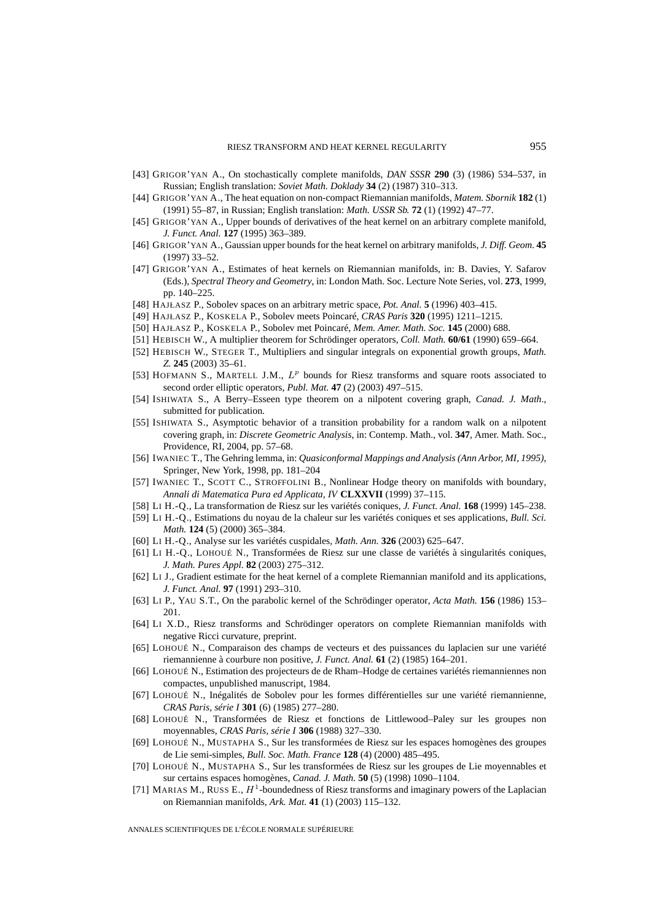[43] GRIGOR'YAN A., On stochastically complete manifolds, *DAN SSSR* **290** (3) (1986) 534–537, in Russian; English translation: *Soviet Math. Doklady* **34** (2) (1987) 310–313.

[44] GRIGOR'YAN A., The heat equation on non-compact Riemannian manifolds, *Matem. Sbornik* **182** (1) (1991) 55–87, in Russian; English translation: *Math. USSR Sb.* **72** (1) (1992) 47–77.

[45] GRIGOR'YAN A., Upper bounds of derivatives of the heat kernel on an arbitrary complete manifold, *J. Funct. Anal.* **127** (1995) 363–389.

[46] GRIGOR'YAN A., Gaussian upper bounds for the heat kernel on arbitrary manifolds, *J. Diff. Geom.* **45** (1997) 33–52.

[47] GRIGOR'YAN A., Estimates of heat kernels on Riemannian manifolds, in: B. Davies, Y. Safarov (Eds.), *Spectral Theory and Geometry*, in: London Math. Soc. Lecture Note Series, vol. **273**, 1999, pp. 140–225.

[48] HAJŁASZ P., Sobolev spaces on an arbitrary metric space, *Pot. Anal.* **5** (1996) 403–415.

[49] HAJŁASZ P., KOSKELA P., Sobolev meets Poincaré, *CRAS Paris* **320** (1995) 1211–1215.

[50] HAJŁASZ P., KOSKELA P., Sobolev met Poincaré, *Mem. Amer. Math. Soc.* **145** (2000) 688.

[51] HEBISCH W., A multiplier theorem for Schrödinger operators, *Coll. Math.* **60/61** (1990) 659–664.

[52] HEBISCH W., STEGER T., Multipliers and singular integrals on exponential growth groups, *Math. Z.* **245** (2003) 35–61.

[53] HOFMANN S., MARTELL J.M., $L^p$ bounds for Riesz transforms and square roots associated to second order elliptic operators, *Publ. Mat.* **47** (2) (2003) 497–515.

[54] ISHIWATA S., A Berry–Esseen type theorem on a nilpotent covering graph, *Canad. J. Math*., submitted for publication.

[55] ISHIWATA S., Asymptotic behavior of a transition probability for a random walk on a nilpotent covering graph, in: *Discrete Geometric Analysis*, in: Contemp. Math., vol. **347**, Amer. Math. Soc., Providence, RI, 2004, pp. 57–68.

[56] IWANIEC T., The Gehring lemma, in: *Quasiconformal Mappings and Analysis (Ann Arbor, MI, 1995)*, Springer, New York, 1998, pp. 181–204

[57] IWANIEC T., SCOTT C., STROFFOLINI B., Nonlinear Hodge theory on manifolds with boundary, *Annali di Matematica Pura ed Applicata, IV* **CLXXVII** (1999) 37–115.

[58] LI H.-Q., La transformation de Riesz sur les variétés coniques, *J. Funct. Anal.* **168** (1999) 145–238.

[59] LI H.-Q., Estimations du noyau de la chaleur sur les variétés coniques et ses applications, *Bull. Sci. Math.* **124** (5) (2000) 365–384.

[60] LI H.-Q., Analyse sur les variétés cuspidales, *Math. Ann.* **326** (2003) 625–647.

[61] LI H.-Q., LOHOUÉ N., Transformées de Riesz sur une classe de variétés à singularités coniques, *J. Math. Pures Appl.* **82** (2003) 275–312.

[62] LI J., Gradient estimate for the heat kernel of a complete Riemannian manifold and its applications, *J. Funct. Anal.* **97** (1991) 293–310.

[63] LI P., YAU S.T., On the parabolic kernel of the Schrödinger operator, *Acta Math.* **156** (1986) 153–201.

[64] LI X.D., Riesz transforms and Schrödinger operators on complete Riemannian manifolds with negative Ricci curvature, preprint.

[65] LOHOUÉ N., Comparaison des champs de vecteurs et des puissances du laplacien sur une variété riemannienne à courbure non positive, *J. Funct. Anal.* **61** (2) (1985) 164–201.

[66] LOHOUÉ N., Estimation des projecteurs de de Rham–Hodge de certaines variétés riemanniennes non compactes, unpublished manuscript, 1984.

[67] LOHOUÉ N., Inégalités de Sobolev pour les formes différentielles sur une variété riemannienne, *CRAS Paris, série I* **301** (6) (1985) 277–280.

[68] LOHOUÉ N., Transformées de Riesz et fonctions de Littlewood–Paley sur les groupes non moyennables, *CRAS Paris, série I* **306** (1988) 327–330.

[69] LOHOUÉ N., MUSTAPHA S., Sur les transformées de Riesz sur les espaces homogènes des groupes de Lie semi-simples, *Bull. Soc. Math. France* **128** (4) (2000) 485–495.

[70] LOHOUÉ N., MUSTAPHA S., Sur les transformées de Riesz sur les groupes de Lie moyennables et sur certains espaces homogènes, *Canad. J. Math.* **50** (5) (1998) 1090–1104.

[71] MARIAS M., RUSS E., $H^1$-boundedness of Riesz transforms and imaginary powers of the Laplacian on Riemannian manifolds, *Ark. Mat.* **41** (1) (2003) 115–132.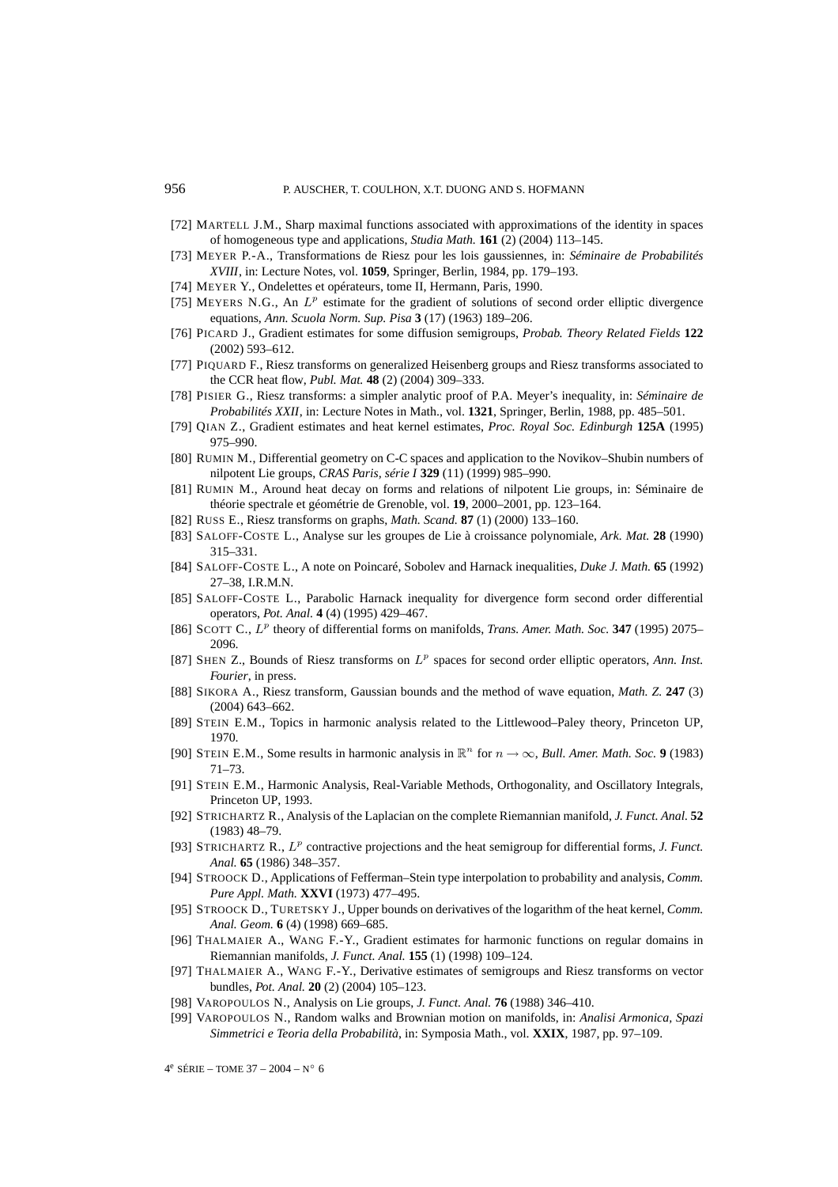[72] MARTELL J.M., Sharp maximal functions associated with approximations of the identity in spaces of homogeneous type and applications, *Studia Math.* **161** (2) (2004) 113–145.

[73] MEYER P.-A., Transformations de Riesz pour les lois gaussiennes, in: *Séminaire de Probabilités XVIII*, in: Lecture Notes, vol. **1059**, Springer, Berlin, 1984, pp. 179–193.

[74] MEYER Y., Ondelettes et opérateurs, tome II, Hermann, Paris, 1990.

[75] MEYERS N.G., An $L^p$ estimate for the gradient of solutions of second order elliptic divergence equations, *Ann. Scuola Norm. Sup. Pisa* **3** (17) (1963) 189–206.

[76] PICARD J., Gradient estimates for some diffusion semigroups, *Probab. Theory Related Fields* **122** (2002) 593–612.

[77] PIQUARD F., Riesz transforms on generalized Heisenberg groups and Riesz transforms associated to the CCR heat flow, *Publ. Mat.* **48** (2) (2004) 309–333.

[78] PISIER G., Riesz transforms: a simpler analytic proof of P.A. Meyer's inequality, in: *Séminaire de Probabilités XXII*, in: Lecture Notes in Math., vol. **1321**, Springer, Berlin, 1988, pp. 485–501.

[79] QIAN Z., Gradient estimates and heat kernel estimates, *Proc. Royal Soc. Edinburgh* **125A** (1995) 975–990.

[80] RUMIN M., Differential geometry on C-C spaces and application to the Novikov–Shubin numbers of nilpotent Lie groups, *CRAS Paris, série I* **329** (11) (1999) 985–990.

[81] RUMIN M., Around heat decay on forms and relations of nilpotent Lie groups, in: Séminaire de théorie spectrale et géométrie de Grenoble, vol. **19**, 2000–2001, pp. 123–164.

[82] RUSS E., Riesz transforms on graphs, *Math. Scand.* **87** (1) (2000) 133–160.

[83] SALOFF-COSTE L., Analyse sur les groupes de Lie à croissance polynomiale, *Ark. Mat.* **28** (1990) 315–331.

[84] SALOFF-COSTE L., A note on Poincaré, Sobolev and Harnack inequalities, *Duke J. Math.* **65** (1992) 27–38, I.R.M.N.

[85] SALOFF-COSTE L., Parabolic Harnack inequality for divergence form second order differential operators, *Pot. Anal.* **4** (4) (1995) 429–467.

[86] SCOTT C., $L^p$ theory of differential forms on manifolds, *Trans. Amer. Math. Soc.* **347** (1995) 2075–2096.

[87] SHEN Z., Bounds of Riesz transforms on $L^p$ spaces for second order elliptic operators, *Ann. Inst. Fourier*, in press.

[88] SIKORA A., Riesz transform, Gaussian bounds and the method of wave equation, *Math. Z.* **247** (3) (2004) 643–662.

[89] STEIN E.M., Topics in harmonic analysis related to the Littlewood–Paley theory, Princeton UP, 1970.

[90] STEIN E.M., Some results in harmonic analysis in $\mathbb{R}^n$ for $n \to \infty$, *Bull. Amer. Math. Soc.* **9** (1983) 71–73.

[91] STEIN E.M., Harmonic Analysis, Real-Variable Methods, Orthogonality, and Oscillatory Integrals, Princeton UP, 1993.

[92] STRICHARTZ R., Analysis of the Laplacian on the complete Riemannian manifold, *J. Funct. Anal.* **52** (1983) 48–79.

[93] STRICHARTZ R., $L^p$ contractive projections and the heat semigroup for differential forms, *J. Funct. Anal.* **65** (1986) 348–357.

[94] STROOCK D., Applications of Fefferman–Stein type interpolation to probability and analysis, *Comm. Pure Appl. Math.* **XXVI** (1973) 477–495.

[95] STROOCK D., TURETSKY J., Upper bounds on derivatives of the logarithm of the heat kernel, *Comm. Anal. Geom.* **6** (4) (1998) 669–685.

[96] THALMAIER A., WANG F.-Y., Gradient estimates for harmonic functions on regular domains in Riemannian manifolds, *J. Funct. Anal.* **155** (1) (1998) 109–124.

[97] THALMAIER A., WANG F.-Y., Derivative estimates of semigroups and Riesz transforms on vector bundles, *Pot. Anal.* **20** (2) (2004) 105–123.

[98] VAROPOULOS N., Analysis on Lie groups, *J. Funct. Anal.* **76** (1988) 346–410.

[99] VAROPOULOS N., Random walks and Brownian motion on manifolds, in: *Analisi Armonica, Spazi Simmetrici e Teoria della Probabilità*, in: Symposia Math., vol. **XXIX**, 1987, pp. 97–109.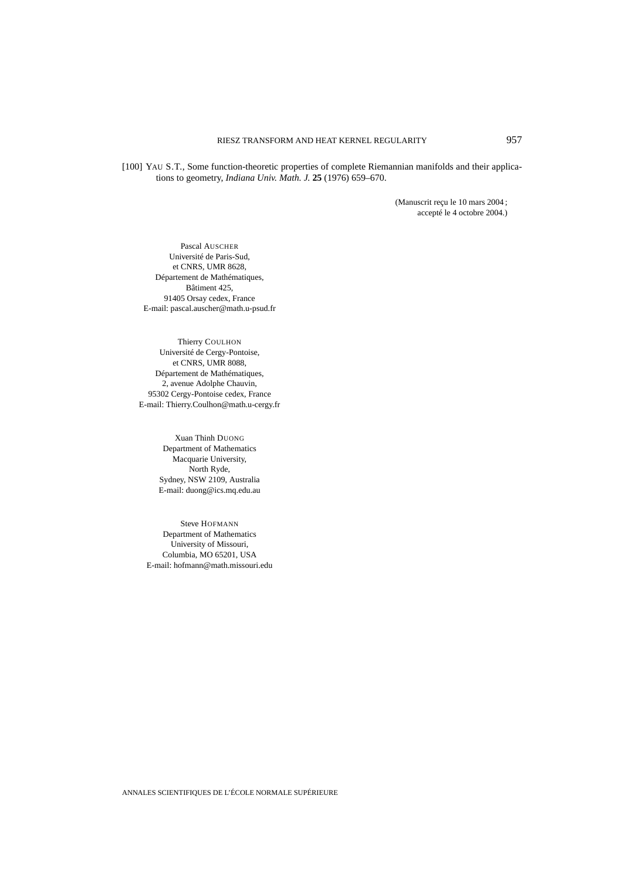[100] YAU S.T., Some function-theoretic properties of complete Riemannian manifolds and their applications to geometry, *Indiana Univ. Math. J.* **25** (1976) 659–670.

(Manuscrit reçu le 10 mars 2004 ;
accepté le 4 octobre 2004.)

Pascal AUSCHER
Université de Paris-Sud,
et CNRS, UMR 8628,
Département de Mathématiques,
Bâtiment 425,
91405 Orsay cedex, France
E-mail: pascal.auscher@math.u-psud.fr

Thierry COULHON
Université de Cergy-Pontoise,
et CNRS, UMR 8088,
Département de Mathématiques,
2, avenue Adolphe Chauvin,
95302 Cergy-Pontoise cedex, France
E-mail: Thierry.Coulhon@math.u-cergy.fr

Xuan Thinh DUONG
Department of Mathematics
Macquarie University,
North Ryde,
Sydney, NSW 2109, Australia
E-mail: duong@ics.mq.edu.au

Steve HOFMANN
Department of Mathematics
University of Missouri,
Columbia, MO 65201, USA
E-mail: hofmann@math.missouri.edu